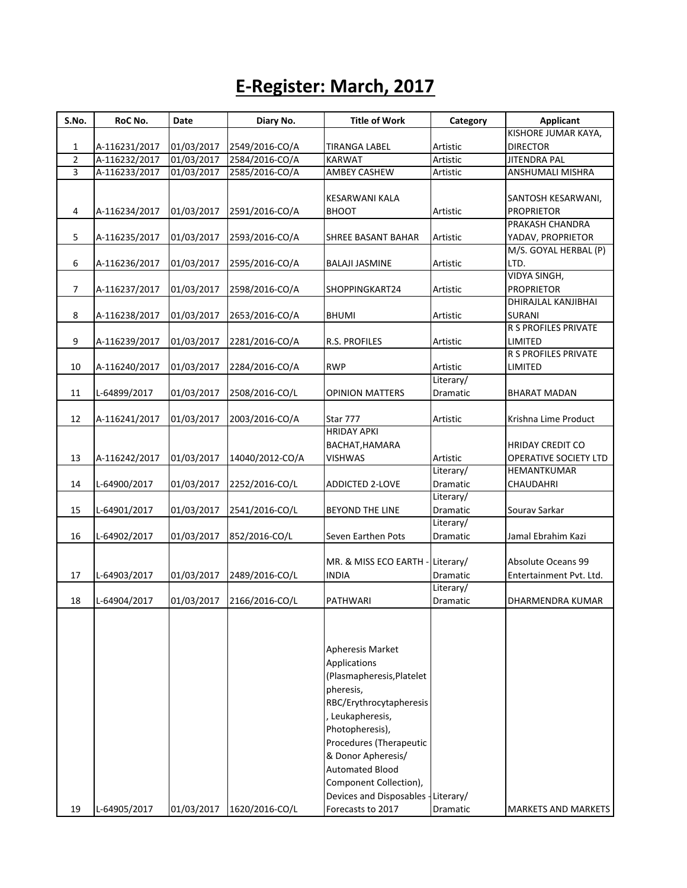# E-Register: March, 2017

| S.No. | RoC No. | Date | Diary No. | Title of Work | Category | Applicant |
|---|---|---|---|---|---|---|
| 1 | A-116231/2017 | 01/03/2017 | 2549/2016-CO/A | TIRANGA LABEL | Artistic | KISHORE JUMAR KAYA, DIRECTOR |
| 2 | A-116232/2017 | 01/03/2017 | 2584/2016-CO/A | KARWAT | Artistic | JITENDRA PAL |
| 3 | A-116233/2017 | 01/03/2017 | 2585/2016-CO/A | AMBEY CASHEW | Artistic | ANSHUMALI MISHRA |
| 4 | A-116234/2017 | 01/03/2017 | 2591/2016-CO/A | KESARWANI KALA BHOOT | Artistic | SANTOSH KESARWANI, PROPRIETOR |
| 5 | A-116235/2017 | 01/03/2017 | 2593/2016-CO/A | SHREE BASANT BAHAR | Artistic | PRAKASH CHANDRA YADAV, PROPRIETOR |
| 6 | A-116236/2017 | 01/03/2017 | 2595/2016-CO/A | BALAJI JASMINE | Artistic | M/S. GOYAL HERBAL (P) LTD. |
| 7 | A-116237/2017 | 01/03/2017 | 2598/2016-CO/A | SHOPPINGKART24 | Artistic | VIDYA SINGH, PROPRIETOR |
| 8 | A-116238/2017 | 01/03/2017 | 2653/2016-CO/A | BHUMI | Artistic | DHIRAJLAL KANJIBHAI SURANI |
| 9 | A-116239/2017 | 01/03/2017 | 2281/2016-CO/A | R.S. PROFILES | Artistic | R S PROFILES PRIVATE LIMITED |
| 10 | A-116240/2017 | 01/03/2017 | 2284/2016-CO/A | RWP | Artistic | R S PROFILES PRIVATE LIMITED |
| 11 | L-64899/2017 | 01/03/2017 | 2508/2016-CO/L | OPINION MATTERS | Literary/ Dramatic | BHARAT MADAN |
| 12 | A-116241/2017 | 01/03/2017 | 2003/2016-CO/A | Star 777 | Artistic | Krishna Lime Product |
| 13 | A-116242/2017 | 01/03/2017 | 14040/2012-CO/A | HRIDAY APKI BACHAT,HAMARA VISHWAS | Artistic | HRIDAY CREDIT CO OPERATIVE SOCIETY LTD |
| 14 | L-64900/2017 | 01/03/2017 | 2252/2016-CO/L | ADDICTED 2-LOVE | Literary/ Dramatic | HEMANTKUMAR CHAUDAHRI |
| 15 | L-64901/2017 | 01/03/2017 | 2541/2016-CO/L | BEYOND THE LINE | Literary/ Dramatic | Sourav Sarkar |
| 16 | L-64902/2017 | 01/03/2017 | 852/2016-CO/L | Seven Earthen Pots | Literary/ Dramatic | Jamal Ebrahim Kazi |
| 17 | L-64903/2017 | 01/03/2017 | 2489/2016-CO/L | MR. & MISS ECO EARTH - INDIA | Literary/ Dramatic | Absolute Oceans 99 Entertainment Pvt. Ltd. |
| 18 | L-64904/2017 | 01/03/2017 | 2166/2016-CO/L | PATHWARI | Literary/ Dramatic | DHARMENDRA KUMAR |
| 19 | L-64905/2017 | 01/03/2017 | 1620/2016-CO/L | Apheresis Market Applications (Plasmapheresis,Plateletpheresis, RBC/Erythrocytapheresis, Leukapheresis, Photopheresis), Procedures (Therapeutic & Donor Apheresis/ Automated Blood Component Collection), Devices and Disposables - Forecasts to 2017 | Literary/ Dramatic | MARKETS AND MARKETS |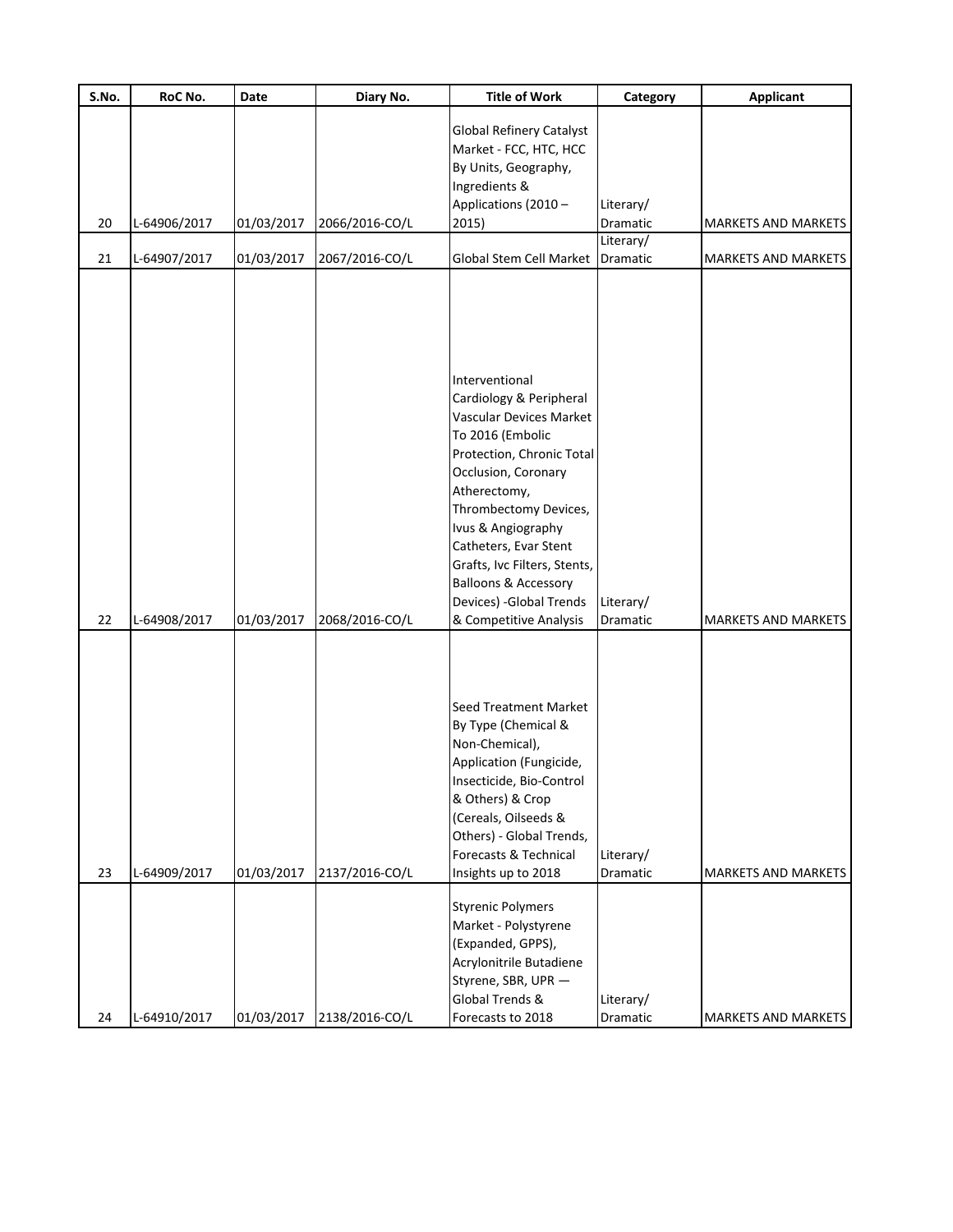| S.No. | RoC No. | Date | Diary No. | Title of Work | Category | Applicant |
|---|---|---|---|---|---|---|
| 20 | L-64906/2017 | 01/03/2017 | 2066/2016-CO/L | Global Refinery Catalyst Market - FCC, HTC, HCC By Units, Geography, Ingredients & Applications (2010 – 2015) | Literary/ Dramatic | MARKETS AND MARKETS |
| 21 | L-64907/2017 | 01/03/2017 | 2067/2016-CO/L | Global Stem Cell Market | Literary/ Dramatic | MARKETS AND MARKETS |
| 22 | L-64908/2017 | 01/03/2017 | 2068/2016-CO/L | Interventional Cardiology & Peripheral Vascular Devices Market To 2016 (Embolic Protection, Chronic Total Occlusion, Coronary Atherectomy, Thrombectomy Devices, Ivus & Angiography Catheters, Evar Stent Grafts, Ivc Filters, Stents, Balloons & Accessory Devices) -Global Trends & Competitive Analysis | Literary/ Dramatic | MARKETS AND MARKETS |
| 23 | L-64909/2017 | 01/03/2017 | 2137/2016-CO/L | Seed Treatment Market By Type (Chemical & Non-Chemical), Application (Fungicide, Insecticide, Bio-Control & Others) & Crop (Cereals, Oilseeds & Others) - Global Trends, Forecasts & Technical Insights up to 2018 | Literary/ Dramatic | MARKETS AND MARKETS |
| 24 | L-64910/2017 | 01/03/2017 | 2138/2016-CO/L | Styrenic Polymers Market - Polystyrene (Expanded, GPPS), Acrylonitrile Butadiene Styrene, SBR, UPR — Global Trends & Forecasts to 2018 | Literary/ Dramatic | MARKETS AND MARKETS |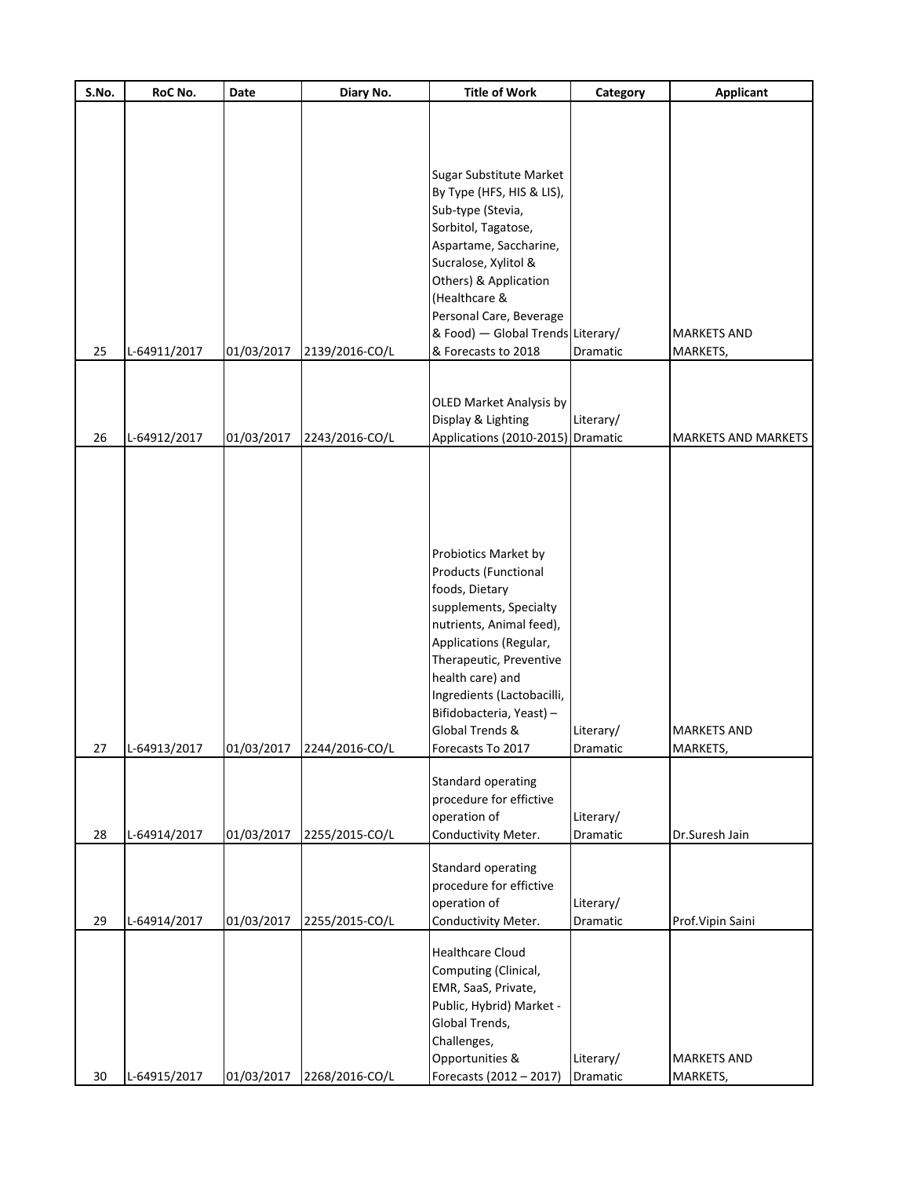| S.No. | RoC No. | Date | Diary No. | Title of Work | Category | Applicant |
|---|---|---|---|---|---|---|
| 25 | L-64911/2017 | 01/03/2017 | 2139/2016-CO/L | Sugar Substitute Market By Type (HFS, HIS & LIS), Sub-type (Stevia, Sorbitol, Tagatose, Aspartame, Saccharine, Sucralose, Xylitol & Others) & Application (Healthcare & Personal Care, Beverage & Food) — Global Trends & Forecasts to 2018 | Literary/ Dramatic | MARKETS AND MARKETS, |
| 26 | L-64912/2017 | 01/03/2017 | 2243/2016-CO/L | OLED Market Analysis by Display & Lighting Applications (2010-2015) | Literary/ Dramatic | MARKETS AND MARKETS |
| 27 | L-64913/2017 | 01/03/2017 | 2244/2016-CO/L | Probiotics Market by Products (Functional foods, Dietary supplements, Specialty nutrients, Animal feed), Applications (Regular, Therapeutic, Preventive health care) and Ingredients (Lactobacilli, Bifidobacteria, Yeast) – Global Trends & Forecasts To 2017 | Literary/ Dramatic | MARKETS AND MARKETS, |
| 28 | L-64914/2017 | 01/03/2017 | 2255/2015-CO/L | Standard operating procedure for effictive operation of Conductivity Meter. | Literary/ Dramatic | Dr.Suresh Jain |
| 29 | L-64914/2017 | 01/03/2017 | 2255/2015-CO/L | Standard operating procedure for effictive operation of Conductivity Meter. | Literary/ Dramatic | Prof.Vipin Saini |
| 30 | L-64915/2017 | 01/03/2017 | 2268/2016-CO/L | Healthcare Cloud Computing (Clinical, EMR, SaaS, Private, Public, Hybrid) Market - Global Trends, Challenges, Opportunities & Forecasts (2012 – 2017) | Literary/ Dramatic | MARKETS AND MARKETS, |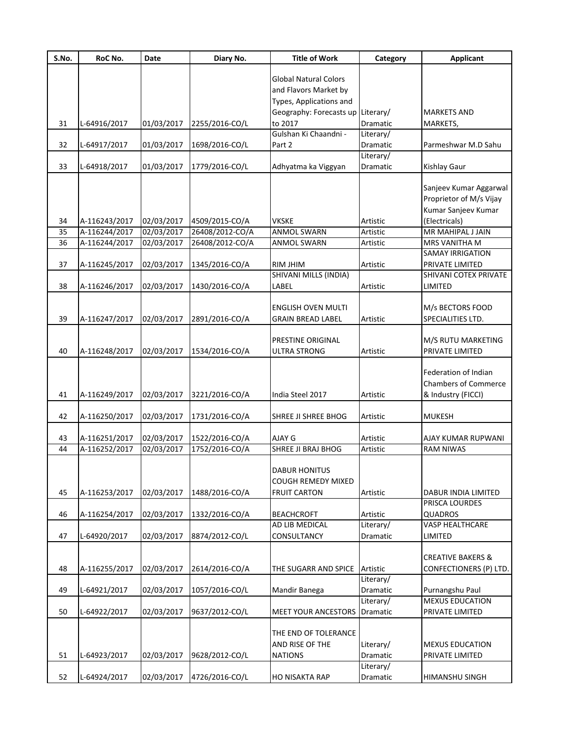| S.No. | RoC No. | Date | Diary No. | Title of Work | Category | Applicant |
|---|---|---|---|---|---|---|
| 31 | L-64916/2017 | 01/03/2017 | 2255/2016-CO/L | Global Natural Colors and Flavors Market by Types, Applications and Geography: Forecasts up to 2017 | Literary/ Dramatic | MARKETS AND MARKETS, |
| 32 | L-64917/2017 | 01/03/2017 | 1698/2016-CO/L | Gulshan Ki Chaandni - Part 2 | Literary/ Dramatic | Parmeshwar M.D Sahu |
| 33 | L-64918/2017 | 01/03/2017 | 1779/2016-CO/L | Adhyatma ka Viggyan | Literary/ Dramatic | Kishlay Gaur |
| 34 | A-116243/2017 | 02/03/2017 | 4509/2015-CO/A | VKSKE | Artistic | Sanjeev Kumar Aggarwal Proprietor of M/s Vijay Kumar Sanjeev Kumar (Electricals) |
| 35 | A-116244/2017 | 02/03/2017 | 26408/2012-CO/A | ANMOL SWARN | Artistic | MR MAHIPAL J JAIN |
| 36 | A-116244/2017 | 02/03/2017 | 26408/2012-CO/A | ANMOL SWARN | Artistic | MRS VANITHA M |
| 37 | A-116245/2017 | 02/03/2017 | 1345/2016-CO/A | RIM JHIM | Artistic | SAMAY IRRIGATION PRIVATE LIMITED |
| 38 | A-116246/2017 | 02/03/2017 | 1430/2016-CO/A | SHIVANI MILLS (INDIA) LABEL | Artistic | SHIVANI COTEX PRIVATE LIMITED |
| 39 | A-116247/2017 | 02/03/2017 | 2891/2016-CO/A | ENGLISH OVEN MULTI GRAIN BREAD LABEL | Artistic | M/s BECTORS FOOD SPECIALITIES LTD. |
| 40 | A-116248/2017 | 02/03/2017 | 1534/2016-CO/A | PRESTINE ORIGINAL ULTRA STRONG | Artistic | M/S RUTU MARKETING PRIVATE LIMITED |
| 41 | A-116249/2017 | 02/03/2017 | 3221/2016-CO/A | India Steel 2017 | Artistic | Federation of Indian Chambers of Commerce & Industry (FICCI) |
| 42 | A-116250/2017 | 02/03/2017 | 1731/2016-CO/A | SHREE JI SHREE BHOG | Artistic | MUKESH |
| 43 | A-116251/2017 | 02/03/2017 | 1522/2016-CO/A | AJAY G | Artistic | AJAY KUMAR RUPWANI |
| 44 | A-116252/2017 | 02/03/2017 | 1752/2016-CO/A | SHREE JI BRAJ BHOG | Artistic | RAM NIWAS |
| 45 | A-116253/2017 | 02/03/2017 | 1488/2016-CO/A | DABUR HONITUS COUGH REMEDY MIXED FRUIT CARTON | Artistic | DABUR INDIA LIMITED |
| 46 | A-116254/2017 | 02/03/2017 | 1332/2016-CO/A | BEACHCROFT | Artistic | PRISCA LOURDES QUADROS |
| 47 | L-64920/2017 | 02/03/2017 | 8874/2012-CO/L | AD LIB MEDICAL CONSULTANCY | Literary/ Dramatic | VASP HEALTHCARE LIMITED |
| 48 | A-116255/2017 | 02/03/2017 | 2614/2016-CO/A | THE SUGARR AND SPICE | Artistic | CREATIVE BAKERS & CONFECTIONERS (P) LTD. |
| 49 | L-64921/2017 | 02/03/2017 | 1057/2016-CO/L | Mandir Banega | Literary/ Dramatic | Purnangshu Paul |
| 50 | L-64922/2017 | 02/03/2017 | 9637/2012-CO/L | MEET YOUR ANCESTORS | Literary/ Dramatic | MEXUS EDUCATION PRIVATE LIMITED |
| 51 | L-64923/2017 | 02/03/2017 | 9628/2012-CO/L | THE END OF TOLERANCE AND RISE OF THE NATIONS | Literary/ Dramatic | MEXUS EDUCATION PRIVATE LIMITED |
| 52 | L-64924/2017 | 02/03/2017 | 4726/2016-CO/L | HO NISAKTA RAP | Literary/ Dramatic | HIMANSHU SINGH |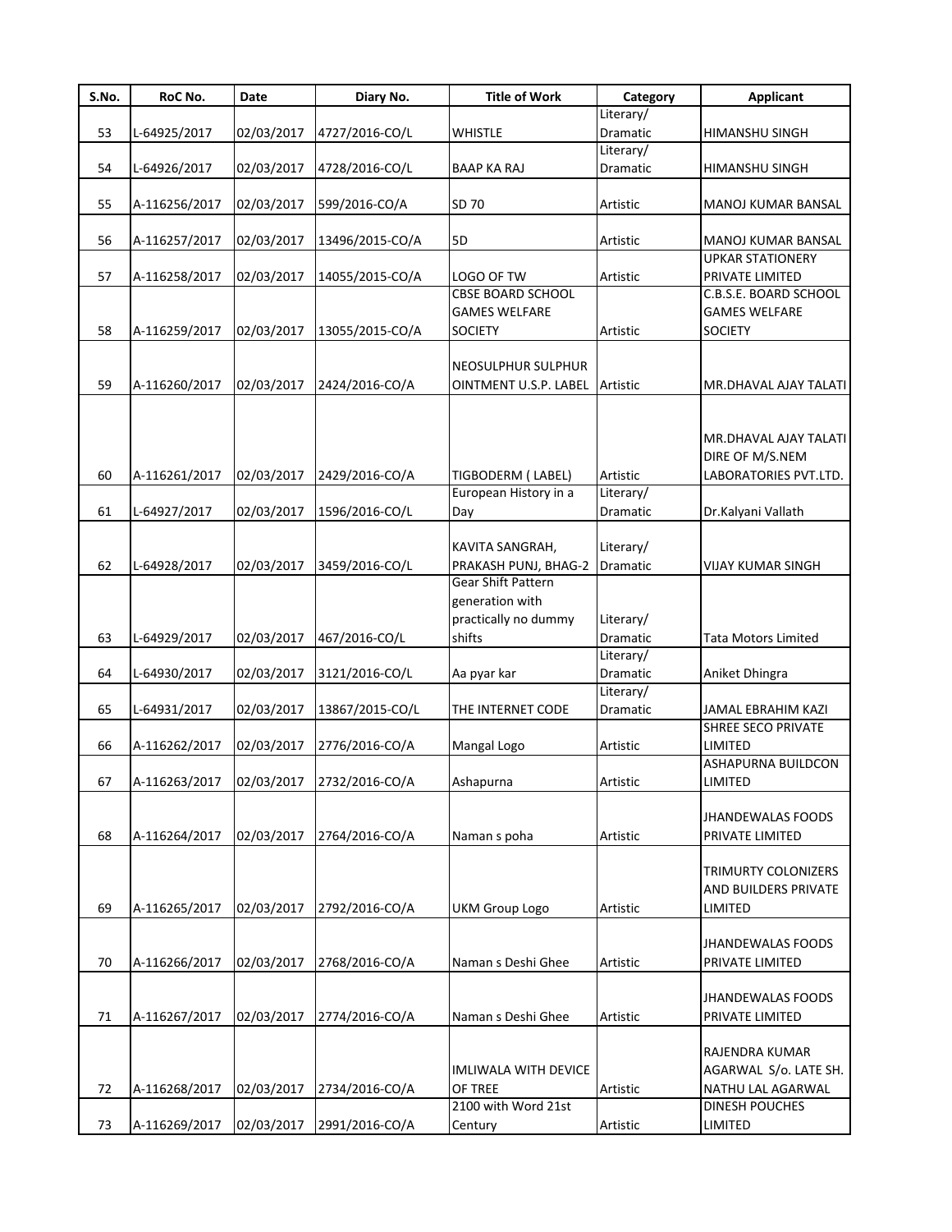| S.No. | RoC No. | Date | Diary No. | Title of Work | Category | Applicant |
|---|---|---|---|---|---|---|
| 53 | L-64925/2017 | 02/03/2017 | 4727/2016-CO/L | WHISTLE | Literary/ Dramatic | HIMANSHU SINGH |
| 54 | L-64926/2017 | 02/03/2017 | 4728/2016-CO/L | BAAP KA RAJ | Literary/ Dramatic | HIMANSHU SINGH |
| 55 | A-116256/2017 | 02/03/2017 | 599/2016-CO/A | SD 70 | Artistic | MANOJ KUMAR BANSAL |
| 56 | A-116257/2017 | 02/03/2017 | 13496/2015-CO/A | 5D | Artistic | MANOJ KUMAR BANSAL |
| 57 | A-116258/2017 | 02/03/2017 | 14055/2015-CO/A | LOGO OF TW | Artistic | UPKAR STATIONERY PRIVATE LIMITED |
| 58 | A-116259/2017 | 02/03/2017 | 13055/2015-CO/A | CBSE BOARD SCHOOL GAMES WELFARE SOCIETY | Artistic | C.B.S.E. BOARD SCHOOL GAMES WELFARE SOCIETY |
| 59 | A-116260/2017 | 02/03/2017 | 2424/2016-CO/A | NEOSULPHUR SULPHUR OINTMENT U.S.P. LABEL | Artistic | MR.DHAVAL AJAY TALATI |
| 60 | A-116261/2017 | 02/03/2017 | 2429/2016-CO/A | TIGBODERM ( LABEL) | Artistic | MR.DHAVAL AJAY TALATI DIRE OF M/S.NEM LABORATORIES PVT.LTD. |
| 61 | L-64927/2017 | 02/03/2017 | 1596/2016-CO/L | European History in a Day | Literary/ Dramatic | Dr.Kalyani Vallath |
| 62 | L-64928/2017 | 02/03/2017 | 3459/2016-CO/L | KAVITA SANGRAH, PRAKASH PUNJ, BHAG-2 | Literary/ Dramatic | VIJAY KUMAR SINGH |
| 63 | L-64929/2017 | 02/03/2017 | 467/2016-CO/L | Gear Shift Pattern generation with practically no dummy shifts | Literary/ Dramatic | Tata Motors Limited |
| 64 | L-64930/2017 | 02/03/2017 | 3121/2016-CO/L | Aa pyar kar | Literary/ Dramatic | Aniket Dhingra |
| 65 | L-64931/2017 | 02/03/2017 | 13867/2015-CO/L | THE INTERNET CODE | Literary/ Dramatic | JAMAL EBRAHIM KAZI |
| 66 | A-116262/2017 | 02/03/2017 | 2776/2016-CO/A | Mangal Logo | Artistic | SHREE SECO PRIVATE LIMITED |
| 67 | A-116263/2017 | 02/03/2017 | 2732/2016-CO/A | Ashapurna | Artistic | ASHAPURNA BUILDCON LIMITED |
| 68 | A-116264/2017 | 02/03/2017 | 2764/2016-CO/A | Naman s poha | Artistic | JHANDEWALAS FOODS PRIVATE LIMITED |
| 69 | A-116265/2017 | 02/03/2017 | 2792/2016-CO/A | UKM Group Logo | Artistic | TRIMURTY COLONIZERS AND BUILDERS PRIVATE LIMITED |
| 70 | A-116266/2017 | 02/03/2017 | 2768/2016-CO/A | Naman s Deshi Ghee | Artistic | JHANDEWALAS FOODS PRIVATE LIMITED |
| 71 | A-116267/2017 | 02/03/2017 | 2774/2016-CO/A | Naman s Deshi Ghee | Artistic | JHANDEWALAS FOODS PRIVATE LIMITED |
| 72 | A-116268/2017 | 02/03/2017 | 2734/2016-CO/A | IMLIWALA WITH DEVICE OF TREE | Artistic | RAJENDRA KUMAR AGARWAL S/o. LATE SH. NATHU LAL AGARWAL |
| 73 | A-116269/2017 | 02/03/2017 | 2991/2016-CO/A | 2100 with Word 21st Century | Artistic | DINESH POUCHES LIMITED |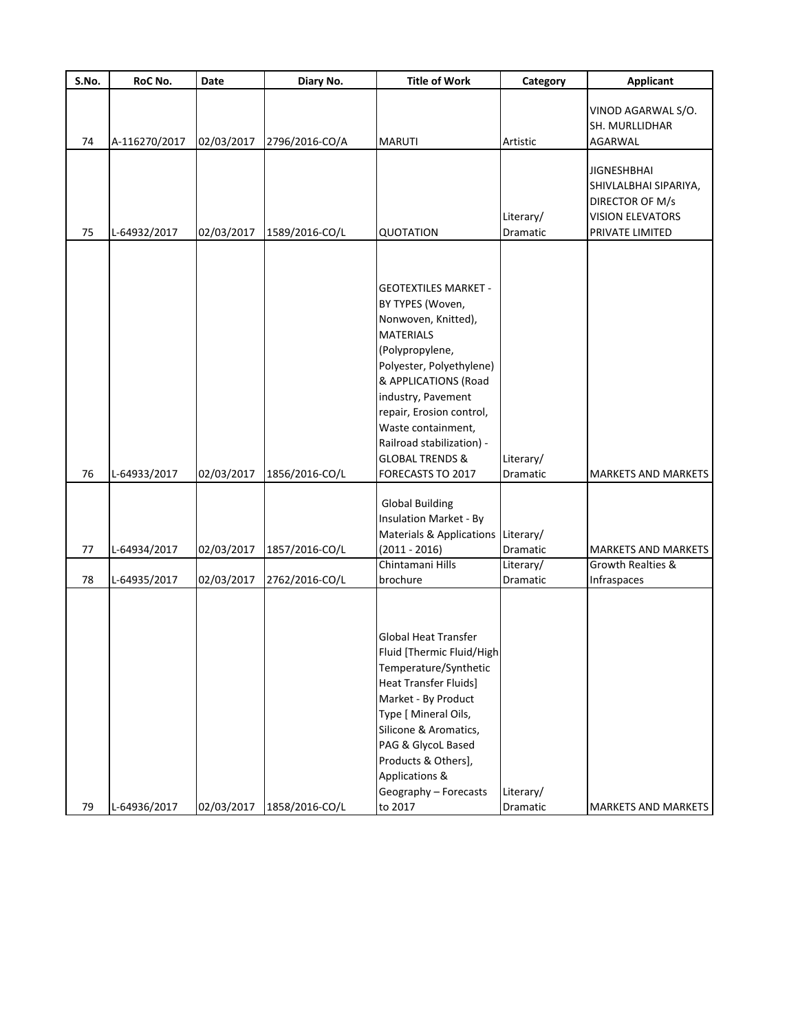| S.No. | RoC No. | Date | Diary No. | Title of Work | Category | Applicant |
|---|---|---|---|---|---|---|
| 74 | A-116270/2017 | 02/03/2017 | 2796/2016-CO/A | MARUTI | Artistic | VINOD AGARWAL S/O. SH. MURLLIDHAR AGARWAL |
| 75 | L-64932/2017 | 02/03/2017 | 1589/2016-CO/L | QUOTATION | Literary/ Dramatic | JIGNESHBHAI SHIVLALBHAI SIPARIYA, DIRECTOR OF M/s VISION ELEVATORS PRIVATE LIMITED |
| 76 | L-64933/2017 | 02/03/2017 | 1856/2016-CO/L | GEOTEXTILES MARKET - BY TYPES (Woven, Nonwoven, Knitted), MATERIALS (Polypropylene, Polyester, Polyethylene) & APPLICATIONS (Road industry, Pavement repair, Erosion control, Waste containment, Railroad stabilization) - GLOBAL TRENDS & FORECASTS TO 2017 | Literary/ Dramatic | MARKETS AND MARKETS |
| 77 | L-64934/2017 | 02/03/2017 | 1857/2016-CO/L | Global Building Insulation Market - By Materials & Applications (2011 - 2016) | Literary/ Dramatic | MARKETS AND MARKETS |
| 78 | L-64935/2017 | 02/03/2017 | 2762/2016-CO/L | Chintamani Hills brochure | Literary/ Dramatic | Growth Realties & Infraspaces |
| 79 | L-64936/2017 | 02/03/2017 | 1858/2016-CO/L | Global Heat Transfer Fluid [Thermic Fluid/High Temperature/Synthetic Heat Transfer Fluids] Market - By Product Type [ Mineral Oils, Silicone & Aromatics, PAG & GlycoL Based Products & Others], Applications & Geography – Forecasts to 2017 | Literary/ Dramatic | MARKETS AND MARKETS |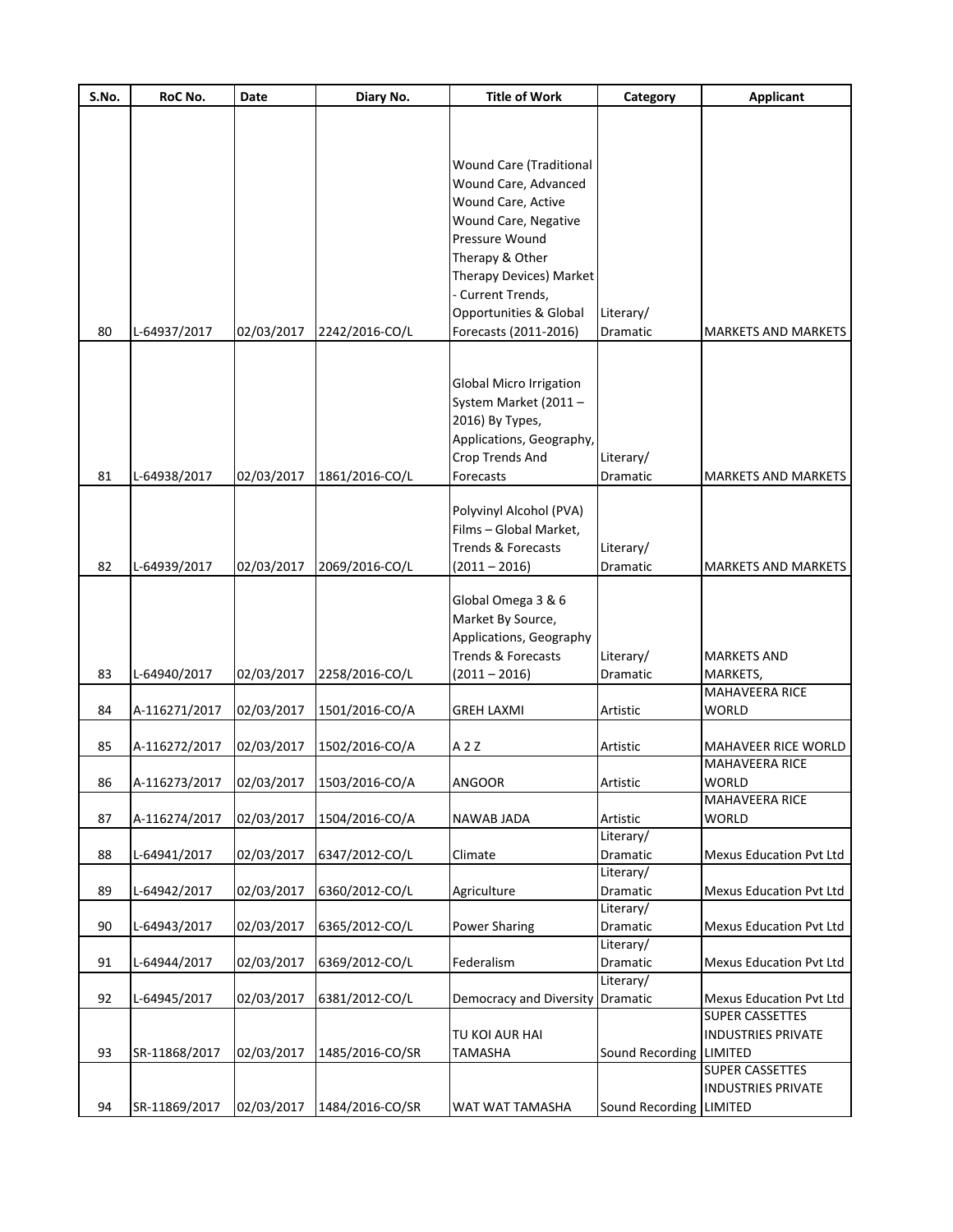| S.No. | RoC No. | Date | Diary No. | Title of Work | Category | Applicant |
|---|---|---|---|---|---|---|
| 80 | L-64937/2017 | 02/03/2017 | 2242/2016-CO/L | Wound Care (Traditional Wound Care, Advanced Wound Care, Active Wound Care, Negative Pressure Wound Therapy & Other Therapy Devices) Market - Current Trends, Opportunities & Global Forecasts (2011-2016) | Literary/ Dramatic | MARKETS AND MARKETS |
| 81 | L-64938/2017 | 02/03/2017 | 1861/2016-CO/L | Global Micro Irrigation System Market (2011 – 2016) By Types, Applications, Geography, Crop Trends And Forecasts | Literary/ Dramatic | MARKETS AND MARKETS |
| 82 | L-64939/2017 | 02/03/2017 | 2069/2016-CO/L | Polyvinyl Alcohol (PVA) Films – Global Market, Trends & Forecasts (2011 – 2016) | Literary/ Dramatic | MARKETS AND MARKETS |
| 83 | L-64940/2017 | 02/03/2017 | 2258/2016-CO/L | Global Omega 3 & 6 Market By Source, Applications, Geography Trends & Forecasts (2011 – 2016) | Literary/ Dramatic | MARKETS AND MARKETS, |
| 84 | A-116271/2017 | 02/03/2017 | 1501/2016-CO/A | GREH LAXMI | Artistic | MAHAVEERA RICE WORLD |
| 85 | A-116272/2017 | 02/03/2017 | 1502/2016-CO/A | A 2 Z | Artistic | MAHAVEER RICE WORLD |
| 86 | A-116273/2017 | 02/03/2017 | 1503/2016-CO/A | ANGOOR | Artistic | MAHAVEERA RICE WORLD |
| 87 | A-116274/2017 | 02/03/2017 | 1504/2016-CO/A | NAWAB JADA | Artistic | MAHAVEERA RICE WORLD |
| 88 | L-64941/2017 | 02/03/2017 | 6347/2012-CO/L | Climate | Literary/ Dramatic | Mexus Education Pvt Ltd |
| 89 | L-64942/2017 | 02/03/2017 | 6360/2012-CO/L | Agriculture | Literary/ Dramatic | Mexus Education Pvt Ltd |
| 90 | L-64943/2017 | 02/03/2017 | 6365/2012-CO/L | Power Sharing | Literary/ Dramatic | Mexus Education Pvt Ltd |
| 91 | L-64944/2017 | 02/03/2017 | 6369/2012-CO/L | Federalism | Literary/ Dramatic | Mexus Education Pvt Ltd |
| 92 | L-64945/2017 | 02/03/2017 | 6381/2012-CO/L | Democracy and Diversity | Literary/ Dramatic | Mexus Education Pvt Ltd |
| 93 | SR-11868/2017 | 02/03/2017 | 1485/2016-CO/SR | TU KOI AUR HAI TAMASHA | Sound Recording | SUPER CASSETTES INDUSTRIES PRIVATE LIMITED |
| 94 | SR-11869/2017 | 02/03/2017 | 1484/2016-CO/SR | WAT WAT TAMASHA | Sound Recording | SUPER CASSETTES INDUSTRIES PRIVATE LIMITED |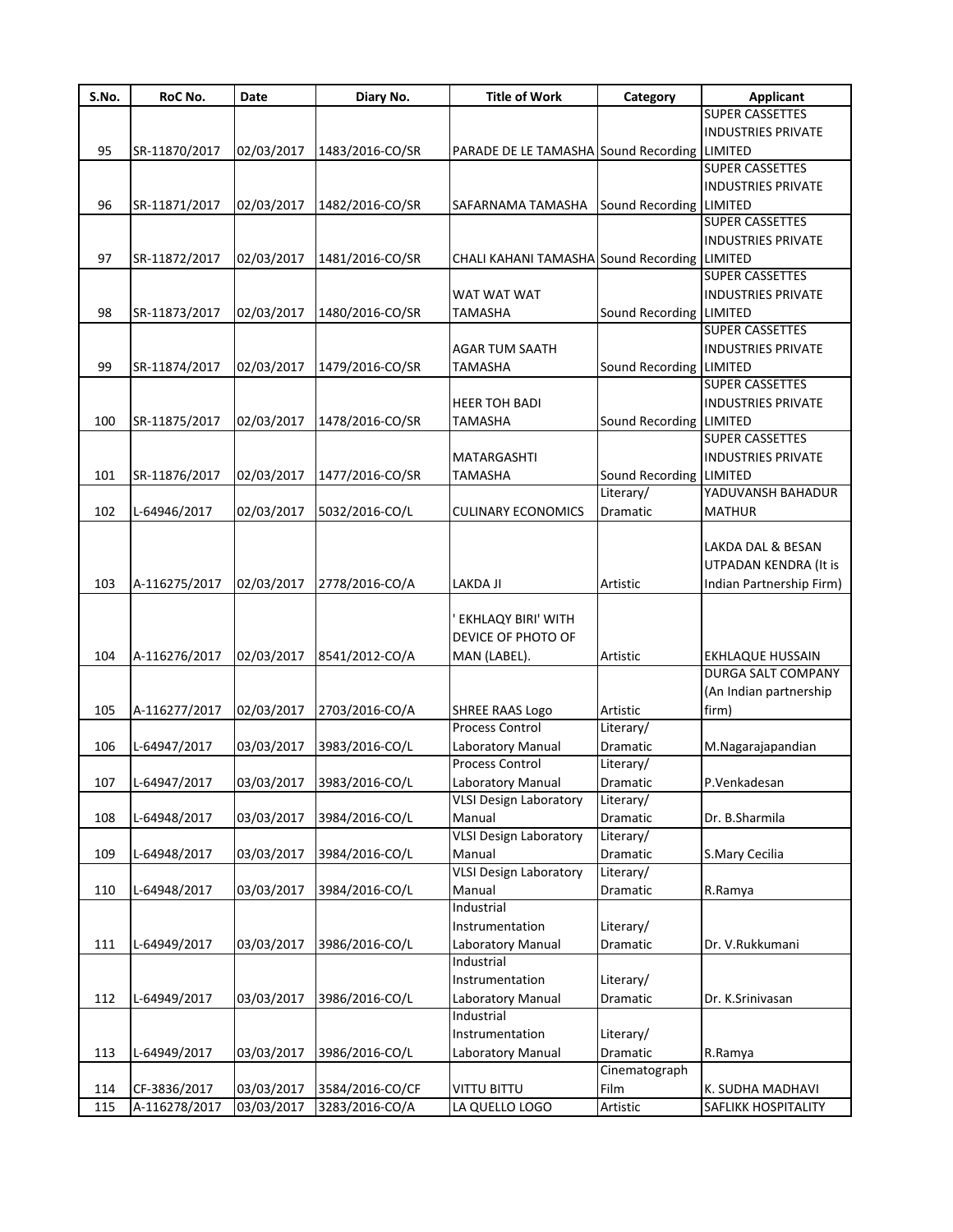| S.No. | RoC No. | Date | Diary No. | Title of Work | Category | Applicant |
|---|---|---|---|---|---|---|
| 95 | SR-11870/2017 | 02/03/2017 | 1483/2016-CO/SR | PARADE DE LE TAMASHA | Sound Recording | SUPER CASSETTES INDUSTRIES PRIVATE LIMITED |
| 96 | SR-11871/2017 | 02/03/2017 | 1482/2016-CO/SR | SAFARNAMA TAMASHA | Sound Recording | SUPER CASSETTES INDUSTRIES PRIVATE LIMITED |
| 97 | SR-11872/2017 | 02/03/2017 | 1481/2016-CO/SR | CHALI KAHANI TAMASHA | Sound Recording | SUPER CASSETTES INDUSTRIES PRIVATE LIMITED |
| 98 | SR-11873/2017 | 02/03/2017 | 1480/2016-CO/SR | WAT WAT WAT TAMASHA | Sound Recording | SUPER CASSETTES INDUSTRIES PRIVATE LIMITED |
| 99 | SR-11874/2017 | 02/03/2017 | 1479/2016-CO/SR | AGAR TUM SAATH TAMASHA | Sound Recording | SUPER CASSETTES INDUSTRIES PRIVATE LIMITED |
| 100 | SR-11875/2017 | 02/03/2017 | 1478/2016-CO/SR | HEER TOH BADI TAMASHA | Sound Recording | SUPER CASSETTES INDUSTRIES PRIVATE LIMITED |
| 101 | SR-11876/2017 | 02/03/2017 | 1477/2016-CO/SR | MATARGASHTI TAMASHA | Sound Recording | SUPER CASSETTES INDUSTRIES PRIVATE LIMITED |
| 102 | L-64946/2017 | 02/03/2017 | 5032/2016-CO/L | CULINARY ECONOMICS | Literary/ Dramatic | YADUVANSH BAHADUR MATHUR |
| 103 | A-116275/2017 | 02/03/2017 | 2778/2016-CO/A | LAKDA JI | Artistic | LAKDA DAL & BESAN UTPADAN KENDRA (It is Indian Partnership Firm) |
| 104 | A-116276/2017 | 02/03/2017 | 8541/2012-CO/A | ' EKHLAQY BIRI' WITH DEVICE OF PHOTO OF MAN (LABEL). | Artistic | EKHLAQUE HUSSAIN |
| 105 | A-116277/2017 | 02/03/2017 | 2703/2016-CO/A | SHREE RAAS Logo | Artistic | DURGA SALT COMPANY (An Indian partnership firm) |
| 106 | L-64947/2017 | 03/03/2017 | 3983/2016-CO/L | Process Control Laboratory Manual | Literary/ Dramatic | M.Nagarajapandian |
| 107 | L-64947/2017 | 03/03/2017 | 3983/2016-CO/L | Process Control Laboratory Manual | Literary/ Dramatic | P.Venkadesan |
| 108 | L-64948/2017 | 03/03/2017 | 3984/2016-CO/L | VLSI Design Laboratory Manual | Literary/ Dramatic | Dr. B.Sharmila |
| 109 | L-64948/2017 | 03/03/2017 | 3984/2016-CO/L | VLSI Design Laboratory Manual | Literary/ Dramatic | S.Mary Cecilia |
| 110 | L-64948/2017 | 03/03/2017 | 3984/2016-CO/L | VLSI Design Laboratory Manual | Literary/ Dramatic | R.Ramya |
| 111 | L-64949/2017 | 03/03/2017 | 3986/2016-CO/L | Industrial Instrumentation Laboratory Manual | Literary/ Dramatic | Dr. V.Rukkumani |
| 112 | L-64949/2017 | 03/03/2017 | 3986/2016-CO/L | Industrial Instrumentation Laboratory Manual | Literary/ Dramatic | Dr. K.Srinivasan |
| 113 | L-64949/2017 | 03/03/2017 | 3986/2016-CO/L | Industrial Instrumentation Laboratory Manual | Literary/ Dramatic | R.Ramya |
| 114 | CF-3836/2017 | 03/03/2017 | 3584/2016-CO/CF | VITTU BITTU | Cinematograph Film | K. SUDHA MADHAVI |
| 115 | A-116278/2017 | 03/03/2017 | 3283/2016-CO/A | LA QUELLO LOGO | Artistic | SAFLIKK HOSPITALITY |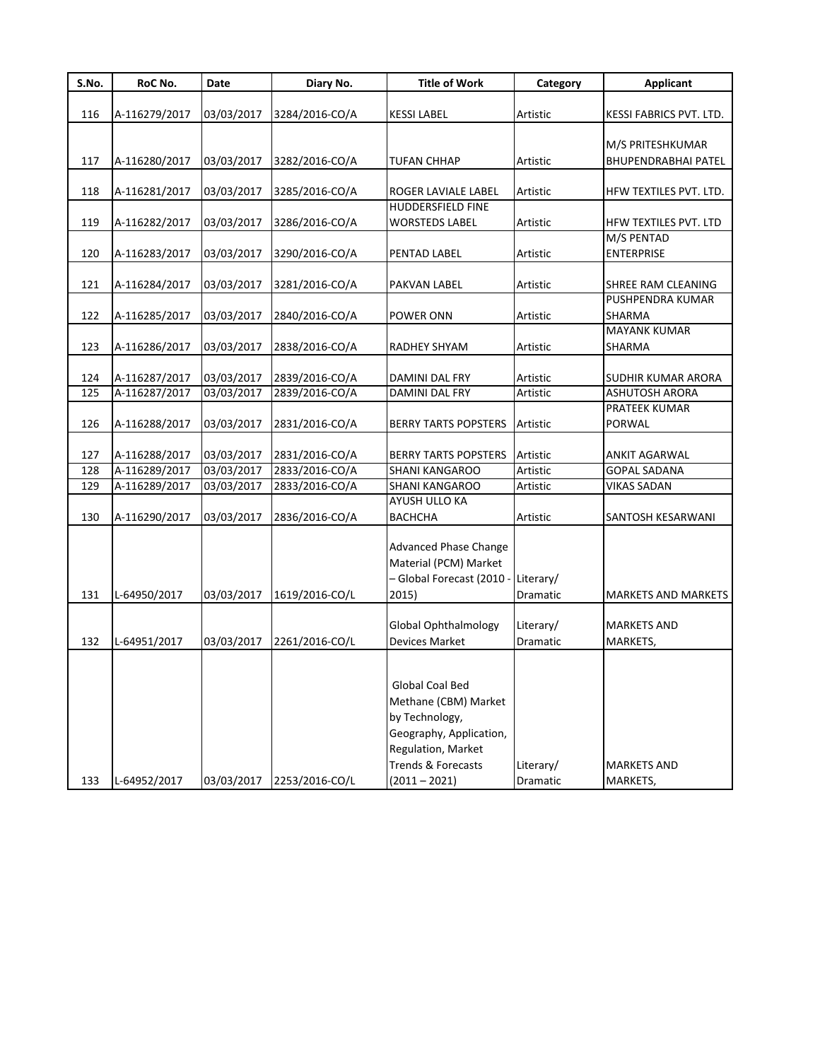| S.No. | RoC No. | Date | Diary No. | Title of Work | Category | Applicant |
|---|---|---|---|---|---|---|
| 116 | A-116279/2017 | 03/03/2017 | 3284/2016-CO/A | KESSI LABEL | Artistic | KESSI FABRICS PVT. LTD. |
| 117 | A-116280/2017 | 03/03/2017 | 3282/2016-CO/A | TUFAN CHHAP | Artistic | M/S PRITESHKUMAR BHUPENDRABHAI PATEL |
| 118 | A-116281/2017 | 03/03/2017 | 3285/2016-CO/A | ROGER LAVIALE LABEL | Artistic | HFW TEXTILES PVT. LTD. |
| 119 | A-116282/2017 | 03/03/2017 | 3286/2016-CO/A | HUDDERSFIELD FINE WORSTEDS LABEL | Artistic | HFW TEXTILES PVT. LTD |
| 120 | A-116283/2017 | 03/03/2017 | 3290/2016-CO/A | PENTAD LABEL | Artistic | M/S PENTAD ENTERPRISE |
| 121 | A-116284/2017 | 03/03/2017 | 3281/2016-CO/A | PAKVAN LABEL | Artistic | SHREE RAM CLEANING |
| 122 | A-116285/2017 | 03/03/2017 | 2840/2016-CO/A | POWER ONN | Artistic | PUSHPENDRA KUMAR SHARMA |
| 123 | A-116286/2017 | 03/03/2017 | 2838/2016-CO/A | RADHEY SHYAM | Artistic | MAYANK KUMAR SHARMA |
| 124 | A-116287/2017 | 03/03/2017 | 2839/2016-CO/A | DAMINI DAL FRY | Artistic | SUDHIR KUMAR ARORA |
| 125 | A-116287/2017 | 03/03/2017 | 2839/2016-CO/A | DAMINI DAL FRY | Artistic | ASHUTOSH ARORA |
| 126 | A-116288/2017 | 03/03/2017 | 2831/2016-CO/A | BERRY TARTS POPSTERS | Artistic | PRATEEK KUMAR PORWAL |
| 127 | A-116288/2017 | 03/03/2017 | 2831/2016-CO/A | BERRY TARTS POPSTERS | Artistic | ANKIT AGARWAL |
| 128 | A-116289/2017 | 03/03/2017 | 2833/2016-CO/A | SHANI KANGAROO | Artistic | GOPAL SADANA |
| 129 | A-116289/2017 | 03/03/2017 | 2833/2016-CO/A | SHANI KANGAROO | Artistic | VIKAS SADAN |
| 130 | A-116290/2017 | 03/03/2017 | 2836/2016-CO/A | AYUSH ULLO KA BACHCHA | Artistic | SANTOSH KESARWANI |
| 131 | L-64950/2017 | 03/03/2017 | 1619/2016-CO/L | Advanced Phase Change Material (PCM) Market – Global Forecast (2010 - 2015) | Literary/ Dramatic | MARKETS AND MARKETS |
| 132 | L-64951/2017 | 03/03/2017 | 2261/2016-CO/L | Global Ophthalmology Devices Market | Literary/ Dramatic | MARKETS AND MARKETS, |
| 133 | L-64952/2017 | 03/03/2017 | 2253/2016-CO/L | Global Coal Bed Methane (CBM) Market by Technology, Geography, Application, Regulation, Market Trends & Forecasts (2011 – 2021) | Literary/ Dramatic | MARKETS AND MARKETS, |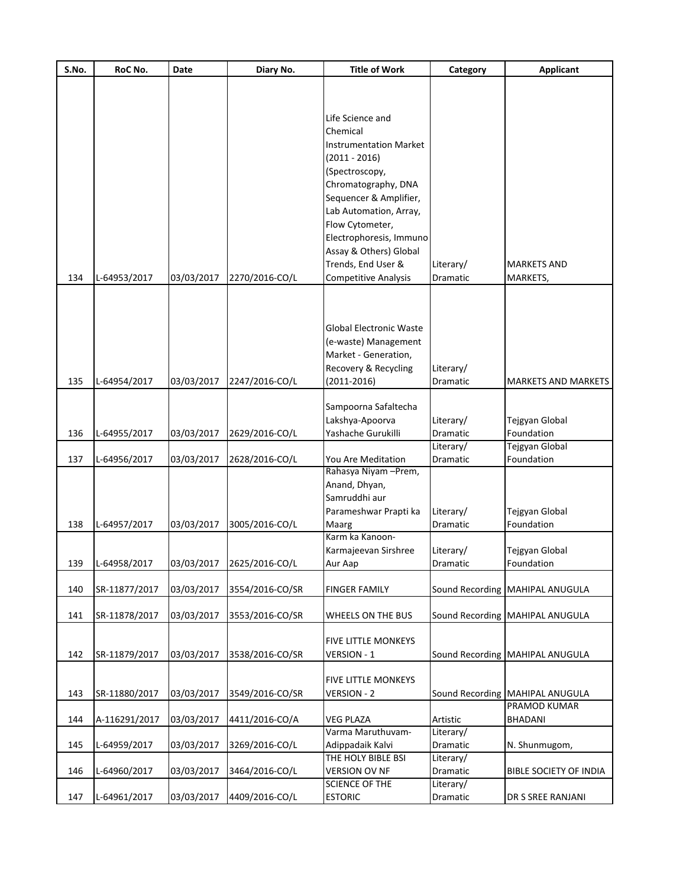| S.No. | RoC No. | Date | Diary No. | Title of Work | Category | Applicant |
|---|---|---|---|---|---|---|
| 134 | L-64953/2017 | 03/03/2017 | 2270/2016-CO/L | Life Science and Chemical Instrumentation Market (2011 - 2016) (Spectroscopy, Chromatography, DNA Sequencer & Amplifier, Lab Automation, Array, Flow Cytometer, Electrophoresis, Immuno Assay & Others) Global Trends, End User & Competitive Analysis | Literary/ Dramatic | MARKETS AND MARKETS, |
| 135 | L-64954/2017 | 03/03/2017 | 2247/2016-CO/L | Global Electronic Waste (e-waste) Management Market - Generation, Recovery & Recycling (2011-2016) | Literary/ Dramatic | MARKETS AND MARKETS |
| 136 | L-64955/2017 | 03/03/2017 | 2629/2016-CO/L | Sampoorna Safaltecha Lakshya-Apoorva Yashache Gurukilli | Literary/ Dramatic | Tejgyan Global Foundation |
| 137 | L-64956/2017 | 03/03/2017 | 2628/2016-CO/L | You Are Meditation | Literary/ Dramatic | Tejgyan Global Foundation |
| 138 | L-64957/2017 | 03/03/2017 | 3005/2016-CO/L | Rahasya Niyam –Prem, Anand, Dhyan, Samruddhi aur Parameshwar Prapti ka Maarg | Literary/ Dramatic | Tejgyan Global Foundation |
| 139 | L-64958/2017 | 03/03/2017 | 2625/2016-CO/L | Karm ka Kanoon-Karmajeevan Sirshree Aur Aap | Literary/ Dramatic | Tejgyan Global Foundation |
| 140 | SR-11877/2017 | 03/03/2017 | 3554/2016-CO/SR | FINGER FAMILY | Sound Recording | MAHIPAL ANUGULA |
| 141 | SR-11878/2017 | 03/03/2017 | 3553/2016-CO/SR | WHEELS ON THE BUS | Sound Recording | MAHIPAL ANUGULA |
| 142 | SR-11879/2017 | 03/03/2017 | 3538/2016-CO/SR | FIVE LITTLE MONKEYS VERSION - 1 | Sound Recording | MAHIPAL ANUGULA |
| 143 | SR-11880/2017 | 03/03/2017 | 3549/2016-CO/SR | FIVE LITTLE MONKEYS VERSION - 2 | Sound Recording | MAHIPAL ANUGULA |
| 144 | A-116291/2017 | 03/03/2017 | 4411/2016-CO/A | VEG PLAZA | Artistic | PRAMOD KUMAR BHADANI |
| 145 | L-64959/2017 | 03/03/2017 | 3269/2016-CO/L | Varma Maruthuvam-Adippadaik Kalvi | Literary/ Dramatic | N. Shunmugom, |
| 146 | L-64960/2017 | 03/03/2017 | 3464/2016-CO/L | THE HOLY BIBLE BSI VERSION OV NF | Literary/ Dramatic | BIBLE SOCIETY OF INDIA |
| 147 | L-64961/2017 | 03/03/2017 | 4409/2016-CO/L | SCIENCE OF THE ESTORIC | Literary/ Dramatic | DR S SREE RANJANI |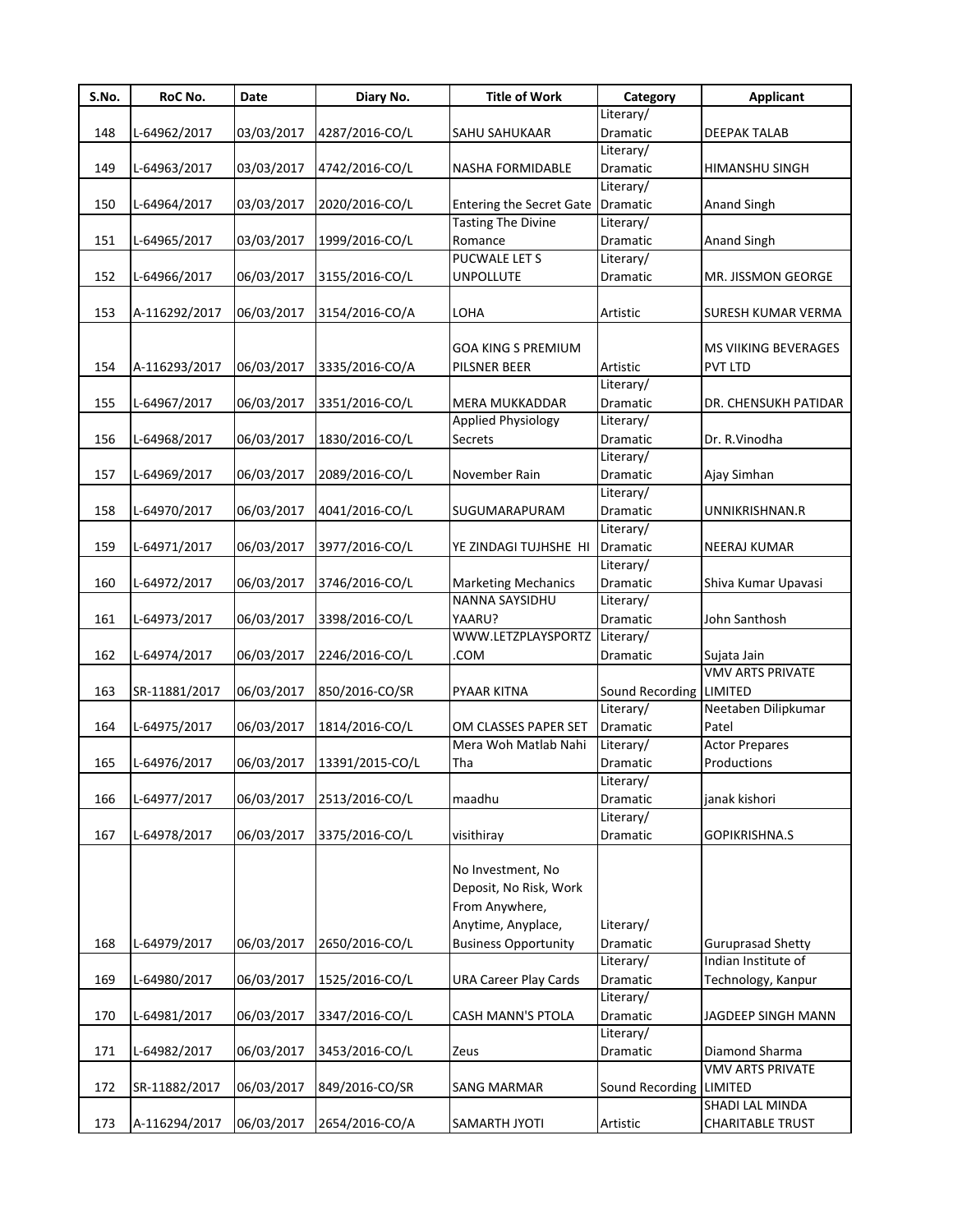| S.No. | RoC No. | Date | Diary No. | Title of Work | Category | Applicant |
|---|---|---|---|---|---|---|
| 148 | L-64962/2017 | 03/03/2017 | 4287/2016-CO/L | SAHU SAHUKAAR | Literary/ Dramatic | DEEPAK TALAB |
| 149 | L-64963/2017 | 03/03/2017 | 4742/2016-CO/L | NASHA FORMIDABLE | Literary/ Dramatic | HIMANSHU SINGH |
| 150 | L-64964/2017 | 03/03/2017 | 2020/2016-CO/L | Entering the Secret Gate | Literary/ Dramatic | Anand Singh |
| 151 | L-64965/2017 | 03/03/2017 | 1999/2016-CO/L | Tasting The Divine Romance | Literary/ Dramatic | Anand Singh |
| 152 | L-64966/2017 | 06/03/2017 | 3155/2016-CO/L | PUCWALE LET S UNPOLLUTE | Literary/ Dramatic | MR. JISSMON GEORGE |
| 153 | A-116292/2017 | 06/03/2017 | 3154/2016-CO/A | LOHA | Artistic | SURESH KUMAR VERMA |
| 154 | A-116293/2017 | 06/03/2017 | 3335/2016-CO/A | GOA KING S PREMIUM PILSNER BEER | Artistic | MS VIIKING BEVERAGES PVT LTD |
| 155 | L-64967/2017 | 06/03/2017 | 3351/2016-CO/L | MERA MUKKADDAR | Literary/ Dramatic | DR. CHENSUKH PATIDAR |
| 156 | L-64968/2017 | 06/03/2017 | 1830/2016-CO/L | Applied Physiology Secrets | Literary/ Dramatic | Dr. R.Vinodha |
| 157 | L-64969/2017 | 06/03/2017 | 2089/2016-CO/L | November Rain | Literary/ Dramatic | Ajay Simhan |
| 158 | L-64970/2017 | 06/03/2017 | 4041/2016-CO/L | SUGUMARAPURAM | Literary/ Dramatic | UNNIKRISHNAN.R |
| 159 | L-64971/2017 | 06/03/2017 | 3977/2016-CO/L | YE ZINDAGI TUJHSHE HI | Literary/ Dramatic | NEERAJ KUMAR |
| 160 | L-64972/2017 | 06/03/2017 | 3746/2016-CO/L | Marketing Mechanics | Literary/ Dramatic | Shiva Kumar Upavasi |
| 161 | L-64973/2017 | 06/03/2017 | 3398/2016-CO/L | NANNA SAYSIDHU YAARU? | Literary/ Dramatic | John Santhosh |
| 162 | L-64974/2017 | 06/03/2017 | 2246/2016-CO/L | WWW.LETZPLAYSPORTZ.COM | Literary/ Dramatic | Sujata Jain |
| 163 | SR-11881/2017 | 06/03/2017 | 850/2016-CO/SR | PYAAR KITNA | Sound Recording | VMV ARTS PRIVATE LIMITED |
| 164 | L-64975/2017 | 06/03/2017 | 1814/2016-CO/L | OM CLASSES PAPER SET | Literary/ Dramatic | Neetaben Dilipkumar Patel |
| 165 | L-64976/2017 | 06/03/2017 | 13391/2015-CO/L | Mera Woh Matlab Nahi Tha | Literary/ Dramatic | Actor Prepares Productions |
| 166 | L-64977/2017 | 06/03/2017 | 2513/2016-CO/L | maadhu | Literary/ Dramatic | janak kishori |
| 167 | L-64978/2017 | 06/03/2017 | 3375/2016-CO/L | visithiray | Literary/ Dramatic | GOPIKRISHNA.S |
| 168 | L-64979/2017 | 06/03/2017 | 2650/2016-CO/L | No Investment, No Deposit, No Risk, Work From Anywhere, Anytime, Anyplace, Business Opportunity | Literary/ Dramatic | Guruprasad Shetty |
| 169 | L-64980/2017 | 06/03/2017 | 1525/2016-CO/L | URA Career Play Cards | Literary/ Dramatic | Indian Institute of Technology, Kanpur |
| 170 | L-64981/2017 | 06/03/2017 | 3347/2016-CO/L | CASH MANN'S PTOLA | Literary/ Dramatic | JAGDEEP SINGH MANN |
| 171 | L-64982/2017 | 06/03/2017 | 3453/2016-CO/L | Zeus | Literary/ Dramatic | Diamond Sharma |
| 172 | SR-11882/2017 | 06/03/2017 | 849/2016-CO/SR | SANG MARMAR | Sound Recording | VMV ARTS PRIVATE LIMITED |
| 173 | A-116294/2017 | 06/03/2017 | 2654/2016-CO/A | SAMARTH JYOTI | Artistic | SHADI LAL MINDA CHARITABLE TRUST |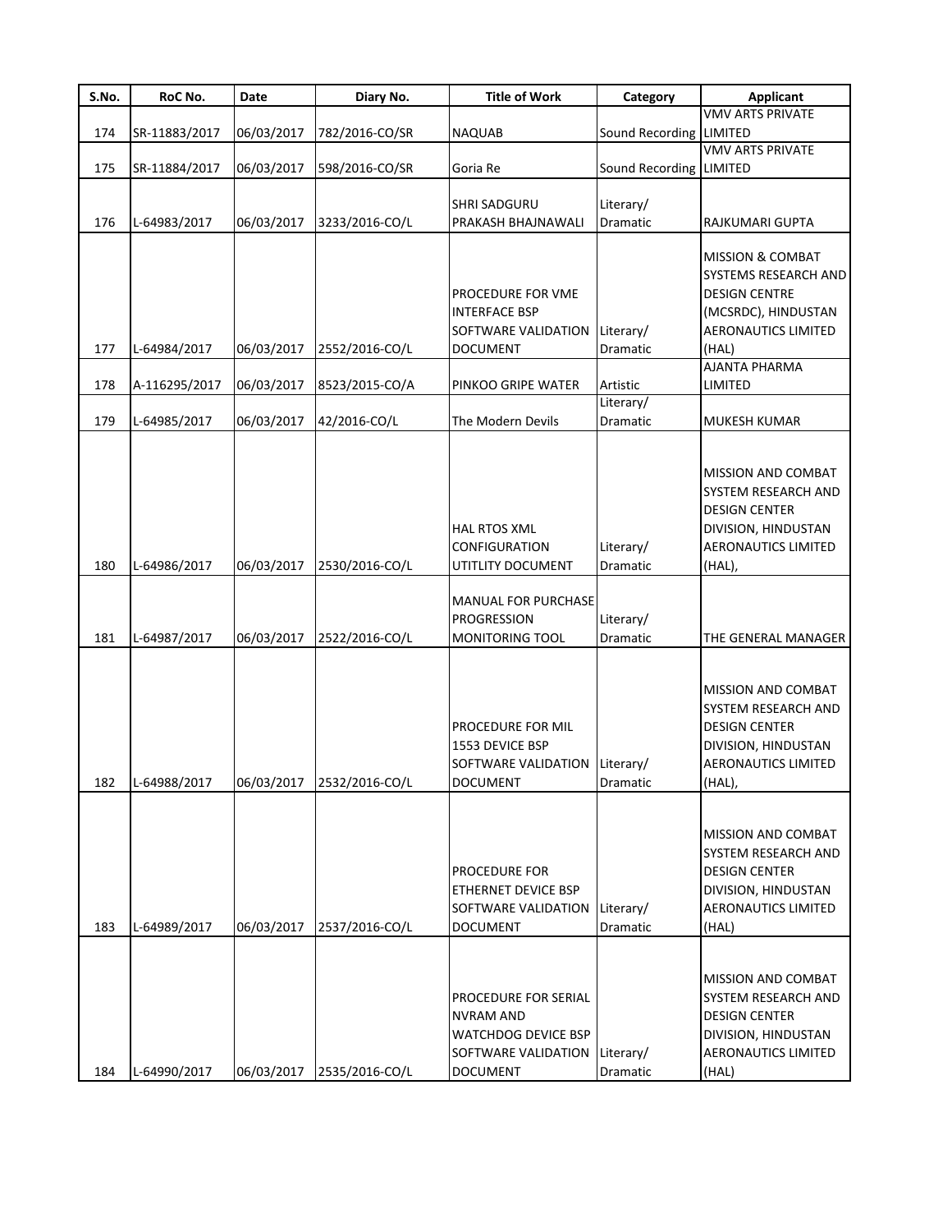| S.No. | RoC No. | Date | Diary No. | Title of Work | Category | Applicant |
|---|---|---|---|---|---|---|
| 174 | SR-11883/2017 | 06/03/2017 | 782/2016-CO/SR | NAQUAB | Sound Recording | VMV ARTS PRIVATE LIMITED |
| 175 | SR-11884/2017 | 06/03/2017 | 598/2016-CO/SR | Goria Re | Sound Recording | VMV ARTS PRIVATE LIMITED |
| 176 | L-64983/2017 | 06/03/2017 | 3233/2016-CO/L | SHRI SADGURU PRAKASH BHAJNAWALI | Literary/ Dramatic | RAJKUMARI GUPTA |
| 177 | L-64984/2017 | 06/03/2017 | 2552/2016-CO/L | PROCEDURE FOR VME INTERFACE BSP SOFTWARE VALIDATION DOCUMENT | Literary/ Dramatic | MISSION & COMBAT SYSTEMS RESEARCH AND DESIGN CENTRE (MCSRDC), HINDUSTAN AERONAUTICS LIMITED (HAL) |
| 178 | A-116295/2017 | 06/03/2017 | 8523/2015-CO/A | PINKOO GRIPE WATER | Artistic | AJANTA PHARMA LIMITED |
| 179 | L-64985/2017 | 06/03/2017 | 42/2016-CO/L | The Modern Devils | Literary/ Dramatic | MUKESH KUMAR |
| 180 | L-64986/2017 | 06/03/2017 | 2530/2016-CO/L | HAL RTOS XML CONFIGURATION UTITLITY DOCUMENT | Literary/ Dramatic | MISSION AND COMBAT SYSTEM RESEARCH AND DESIGN CENTER DIVISION, HINDUSTAN AERONAUTICS LIMITED (HAL), |
| 181 | L-64987/2017 | 06/03/2017 | 2522/2016-CO/L | MANUAL FOR PURCHASE PROGRESSION MONITORING TOOL | Literary/ Dramatic | THE GENERAL MANAGER |
| 182 | L-64988/2017 | 06/03/2017 | 2532/2016-CO/L | PROCEDURE FOR MIL 1553 DEVICE BSP SOFTWARE VALIDATION DOCUMENT | Literary/ Dramatic | MISSION AND COMBAT SYSTEM RESEARCH AND DESIGN CENTER DIVISION, HINDUSTAN AERONAUTICS LIMITED (HAL), |
| 183 | L-64989/2017 | 06/03/2017 | 2537/2016-CO/L | PROCEDURE FOR ETHERNET DEVICE BSP SOFTWARE VALIDATION DOCUMENT | Literary/ Dramatic | MISSION AND COMBAT SYSTEM RESEARCH AND DESIGN CENTER DIVISION, HINDUSTAN AERONAUTICS LIMITED (HAL) |
| 184 | L-64990/2017 | 06/03/2017 | 2535/2016-CO/L | PROCEDURE FOR SERIAL NVRAM AND WATCHDOG DEVICE BSP SOFTWARE VALIDATION DOCUMENT | Literary/ Dramatic | MISSION AND COMBAT SYSTEM RESEARCH AND DESIGN CENTER DIVISION, HINDUSTAN AERONAUTICS LIMITED (HAL) |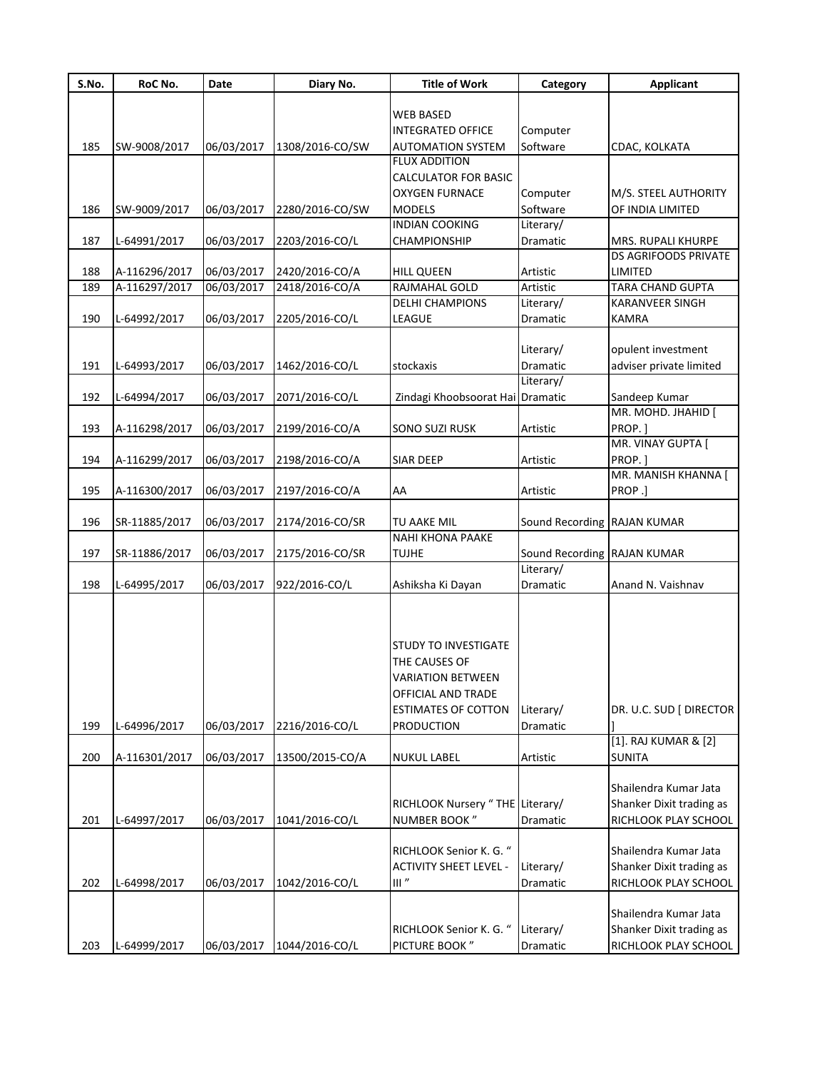| S.No. | RoC No. | Date | Diary No. | Title of Work | Category | Applicant |
|---|---|---|---|---|---|---|
| 185 | SW-9008/2017 | 06/03/2017 | 1308/2016-CO/SW | WEB BASED INTEGRATED OFFICE AUTOMATION SYSTEM | Computer Software | CDAC, KOLKATA |
| 186 | SW-9009/2017 | 06/03/2017 | 2280/2016-CO/SW | FLUX ADDITION CALCULATOR FOR BASIC OXYGEN FURNACE MODELS | Computer Software | M/S. STEEL AUTHORITY OF INDIA LIMITED |
| 187 | L-64991/2017 | 06/03/2017 | 2203/2016-CO/L | INDIAN COOKING CHAMPIONSHIP | Literary/ Dramatic | MRS. RUPALI KHURPE |
| 188 | A-116296/2017 | 06/03/2017 | 2420/2016-CO/A | HILL QUEEN | Artistic | DS AGRIFOODS PRIVATE LIMITED |
| 189 | A-116297/2017 | 06/03/2017 | 2418/2016-CO/A | RAJMAHAL GOLD | Artistic | TARA CHAND GUPTA |
| 190 | L-64992/2017 | 06/03/2017 | 2205/2016-CO/L | DELHI CHAMPIONS LEAGUE | Literary/ Dramatic | KARANVEER SINGH KAMRA |
| 191 | L-64993/2017 | 06/03/2017 | 1462/2016-CO/L | stockaxis | Literary/ Dramatic | opulent investment adviser private limited |
| 192 | L-64994/2017 | 06/03/2017 | 2071/2016-CO/L | Zindagi Khoobsoorat Hai | Literary/ Dramatic | Sandeep Kumar |
| 193 | A-116298/2017 | 06/03/2017 | 2199/2016-CO/A | SONO SUZI RUSK | Artistic | MR. MOHD. JHAHID [ PROP. ] |
| 194 | A-116299/2017 | 06/03/2017 | 2198/2016-CO/A | SIAR DEEP | Artistic | MR. VINAY GUPTA [ PROP. ] |
| 195 | A-116300/2017 | 06/03/2017 | 2197/2016-CO/A | AA | Artistic | MR. MANISH KHANNA [ PROP .] |
| 196 | SR-11885/2017 | 06/03/2017 | 2174/2016-CO/SR | TU AAKE MIL | Sound Recording | RAJAN KUMAR |
| 197 | SR-11886/2017 | 06/03/2017 | 2175/2016-CO/SR | NAHI KHONA PAAKE TUJHE | Sound Recording | RAJAN KUMAR |
| 198 | L-64995/2017 | 06/03/2017 | 922/2016-CO/L | Ashiksha Ki Dayan | Literary/ Dramatic | Anand N. Vaishnav |
| 199 | L-64996/2017 | 06/03/2017 | 2216/2016-CO/L | STUDY TO INVESTIGATE THE CAUSES OF VARIATION BETWEEN OFFICIAL AND TRADE ESTIMATES OF COTTON PRODUCTION | Literary/ Dramatic | DR. U.C. SUD [ DIRECTOR ] |
| 200 | A-116301/2017 | 06/03/2017 | 13500/2015-CO/A | NUKUL LABEL | Artistic | [1]. RAJ KUMAR & [2] SUNITA |
| 201 | L-64997/2017 | 06/03/2017 | 1041/2016-CO/L | RICHLOOK Nursery " THE NUMBER BOOK " | Literary/ Dramatic | Shailendra Kumar Jata Shanker Dixit trading as RICHLOOK PLAY SCHOOL |
| 202 | L-64998/2017 | 06/03/2017 | 1042/2016-CO/L | RICHLOOK Senior K. G. " ACTIVITY SHEET LEVEL - III " | Literary/ Dramatic | Shailendra Kumar Jata Shanker Dixit trading as RICHLOOK PLAY SCHOOL |
| 203 | L-64999/2017 | 06/03/2017 | 1044/2016-CO/L | RICHLOOK Senior K. G. " PICTURE BOOK " | Literary/ Dramatic | Shailendra Kumar Jata Shanker Dixit trading as RICHLOOK PLAY SCHOOL |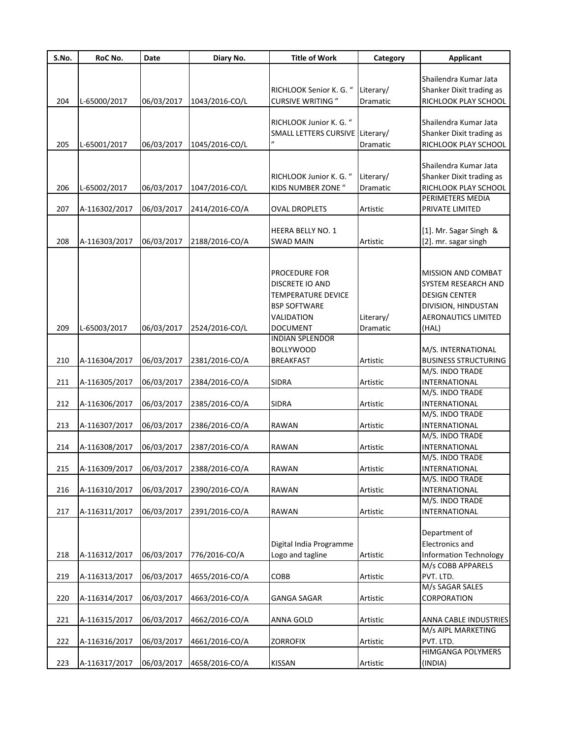| S.No. | RoC No. | Date | Diary No. | Title of Work | Category | Applicant |
|---|---|---|---|---|---|---|
| 204 | L-65000/2017 | 06/03/2017 | 1043/2016-CO/L | RICHLOOK Senior K. G. " CURSIVE WRITING " | Literary/ Dramatic | Shailendra Kumar Jata Shanker Dixit trading as RICHLOOK PLAY SCHOOL |
| 205 | L-65001/2017 | 06/03/2017 | 1045/2016-CO/L | RICHLOOK Junior K. G. " SMALL LETTERS CURSIVE " | Literary/ Dramatic | Shailendra Kumar Jata Shanker Dixit trading as RICHLOOK PLAY SCHOOL |
| 206 | L-65002/2017 | 06/03/2017 | 1047/2016-CO/L | RICHLOOK Junior K. G. " KIDS NUMBER ZONE " | Literary/ Dramatic | Shailendra Kumar Jata Shanker Dixit trading as RICHLOOK PLAY SCHOOL |
| 207 | A-116302/2017 | 06/03/2017 | 2414/2016-CO/A | OVAL DROPLETS | Artistic | PERIMETERS MEDIA PRIVATE LIMITED |
| 208 | A-116303/2017 | 06/03/2017 | 2188/2016-CO/A | HEERA BELLY NO. 1 SWAD MAIN | Artistic | [1]. Mr. Sagar Singh & [2]. mr. sagar singh |
| 209 | L-65003/2017 | 06/03/2017 | 2524/2016-CO/L | PROCEDURE FOR DISCRETE IO AND TEMPERATURE DEVICE BSP SOFTWARE VALIDATION DOCUMENT | Literary/ Dramatic | MISSION AND COMBAT SYSTEM RESEARCH AND DESIGN CENTER DIVISION, HINDUSTAN AERONAUTICS LIMITED (HAL) |
| 210 | A-116304/2017 | 06/03/2017 | 2381/2016-CO/A | INDIAN SPLENDOR BOLLYWOOD BREAKFAST | Artistic | M/S. INTERNATIONAL BUSINESS STRUCTURING |
| 211 | A-116305/2017 | 06/03/2017 | 2384/2016-CO/A | SIDRA | Artistic | M/S. INDO TRADE INTERNATIONAL |
| 212 | A-116306/2017 | 06/03/2017 | 2385/2016-CO/A | SIDRA | Artistic | M/S. INDO TRADE INTERNATIONAL |
| 213 | A-116307/2017 | 06/03/2017 | 2386/2016-CO/A | RAWAN | Artistic | M/S. INDO TRADE INTERNATIONAL |
| 214 | A-116308/2017 | 06/03/2017 | 2387/2016-CO/A | RAWAN | Artistic | M/S. INDO TRADE INTERNATIONAL |
| 215 | A-116309/2017 | 06/03/2017 | 2388/2016-CO/A | RAWAN | Artistic | M/S. INDO TRADE INTERNATIONAL |
| 216 | A-116310/2017 | 06/03/2017 | 2390/2016-CO/A | RAWAN | Artistic | M/S. INDO TRADE INTERNATIONAL |
| 217 | A-116311/2017 | 06/03/2017 | 2391/2016-CO/A | RAWAN | Artistic | M/S. INDO TRADE INTERNATIONAL |
| 218 | A-116312/2017 | 06/03/2017 | 776/2016-CO/A | Digital India Programme Logo and tagline | Artistic | Department of Electronics and Information Technology |
| 219 | A-116313/2017 | 06/03/2017 | 4655/2016-CO/A | COBB | Artistic | M/s COBB APPARELS PVT. LTD. |
| 220 | A-116314/2017 | 06/03/2017 | 4663/2016-CO/A | GANGA SAGAR | Artistic | M/s SAGAR SALES CORPORATION |
| 221 | A-116315/2017 | 06/03/2017 | 4662/2016-CO/A | ANNA GOLD | Artistic | ANNA CABLE INDUSTRIES |
| 222 | A-116316/2017 | 06/03/2017 | 4661/2016-CO/A | ZORROFIX | Artistic | M/s AIPL MARKETING PVT. LTD. |
| 223 | A-116317/2017 | 06/03/2017 | 4658/2016-CO/A | KISSAN | Artistic | HIMGANGA POLYMERS (INDIA) |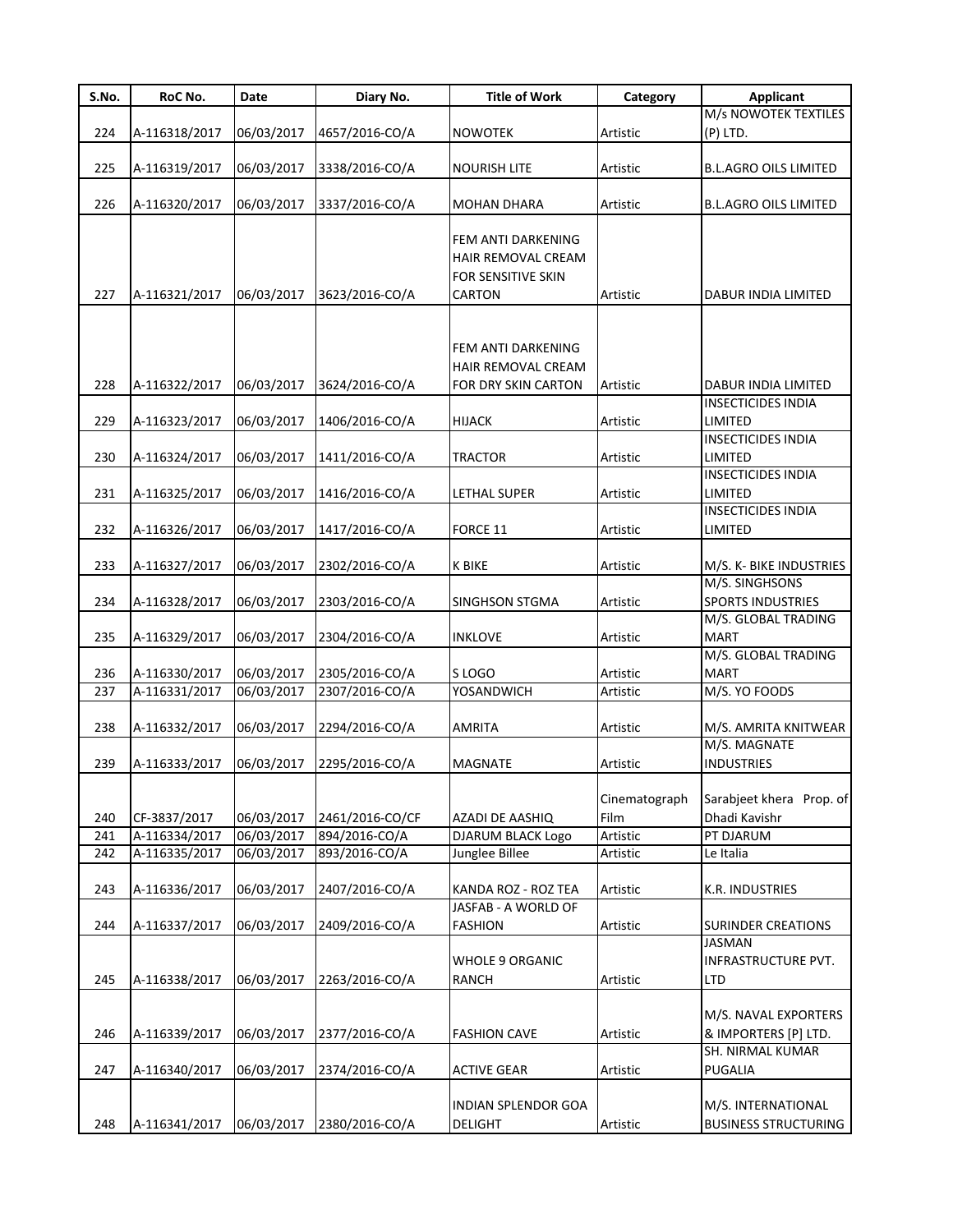| S.No. | RoC No. | Date | Diary No. | Title of Work | Category | Applicant |
|---|---|---|---|---|---|---|
| 224 | A-116318/2017 | 06/03/2017 | 4657/2016-CO/A | NOWOTEK | Artistic | M/s NOWOTEK TEXTILES (P) LTD. |
| 225 | A-116319/2017 | 06/03/2017 | 3338/2016-CO/A | NOURISH LITE | Artistic | B.L.AGRO OILS LIMITED |
| 226 | A-116320/2017 | 06/03/2017 | 3337/2016-CO/A | MOHAN DHARA | Artistic | B.L.AGRO OILS LIMITED |
| 227 | A-116321/2017 | 06/03/2017 | 3623/2016-CO/A | FEM ANTI DARKENING HAIR REMOVAL CREAM FOR SENSITIVE SKIN CARTON | Artistic | DABUR INDIA LIMITED |
| 228 | A-116322/2017 | 06/03/2017 | 3624/2016-CO/A | FEM ANTI DARKENING HAIR REMOVAL CREAM FOR DRY SKIN CARTON | Artistic | DABUR INDIA LIMITED |
| 229 | A-116323/2017 | 06/03/2017 | 1406/2016-CO/A | HIJACK | Artistic | INSECTICIDES INDIA LIMITED |
| 230 | A-116324/2017 | 06/03/2017 | 1411/2016-CO/A | TRACTOR | Artistic | INSECTICIDES INDIA LIMITED |
| 231 | A-116325/2017 | 06/03/2017 | 1416/2016-CO/A | LETHAL SUPER | Artistic | INSECTICIDES INDIA LIMITED |
| 232 | A-116326/2017 | 06/03/2017 | 1417/2016-CO/A | FORCE 11 | Artistic | INSECTICIDES INDIA LIMITED |
| 233 | A-116327/2017 | 06/03/2017 | 2302/2016-CO/A | K BIKE | Artistic | M/S. K- BIKE INDUSTRIES |
| 234 | A-116328/2017 | 06/03/2017 | 2303/2016-CO/A | SINGHSON STGMA | Artistic | M/S. SINGHSONS SPORTS INDUSTRIES |
| 235 | A-116329/2017 | 06/03/2017 | 2304/2016-CO/A | INKLOVE | Artistic | M/S. GLOBAL TRADING MART |
| 236 | A-116330/2017 | 06/03/2017 | 2305/2016-CO/A | S LOGO | Artistic | M/S. GLOBAL TRADING MART |
| 237 | A-116331/2017 | 06/03/2017 | 2307/2016-CO/A | YOSANDWICH | Artistic | M/S. YO FOODS |
| 238 | A-116332/2017 | 06/03/2017 | 2294/2016-CO/A | AMRITA | Artistic | M/S. AMRITA KNITWEAR |
| 239 | A-116333/2017 | 06/03/2017 | 2295/2016-CO/A | MAGNATE | Artistic | M/S. MAGNATE INDUSTRIES |
| 240 | CF-3837/2017 | 06/03/2017 | 2461/2016-CO/CF | AZADI DE AASHIQ | Cinematograph Film | Sarabjeet khera Prop. of Dhadi Kavishr |
| 241 | A-116334/2017 | 06/03/2017 | 894/2016-CO/A | DJARUM BLACK Logo | Artistic | PT DJARUM |
| 242 | A-116335/2017 | 06/03/2017 | 893/2016-CO/A | Junglee Billee | Artistic | Le Italia |
| 243 | A-116336/2017 | 06/03/2017 | 2407/2016-CO/A | KANDA ROZ - ROZ TEA | Artistic | K.R. INDUSTRIES |
| 244 | A-116337/2017 | 06/03/2017 | 2409/2016-CO/A | JASFAB - A WORLD OF FASHION | Artistic | SURINDER CREATIONS |
| 245 | A-116338/2017 | 06/03/2017 | 2263/2016-CO/A | WHOLE 9 ORGANIC RANCH | Artistic | JASMAN INFRASTRUCTURE PVT. LTD |
| 246 | A-116339/2017 | 06/03/2017 | 2377/2016-CO/A | FASHION CAVE | Artistic | M/S. NAVAL EXPORTERS & IMPORTERS [P] LTD. |
| 247 | A-116340/2017 | 06/03/2017 | 2374/2016-CO/A | ACTIVE GEAR | Artistic | SH. NIRMAL KUMAR PUGALIA |
| 248 | A-116341/2017 | 06/03/2017 | 2380/2016-CO/A | INDIAN SPLENDOR GOA DELIGHT | Artistic | M/S. INTERNATIONAL BUSINESS STRUCTURING |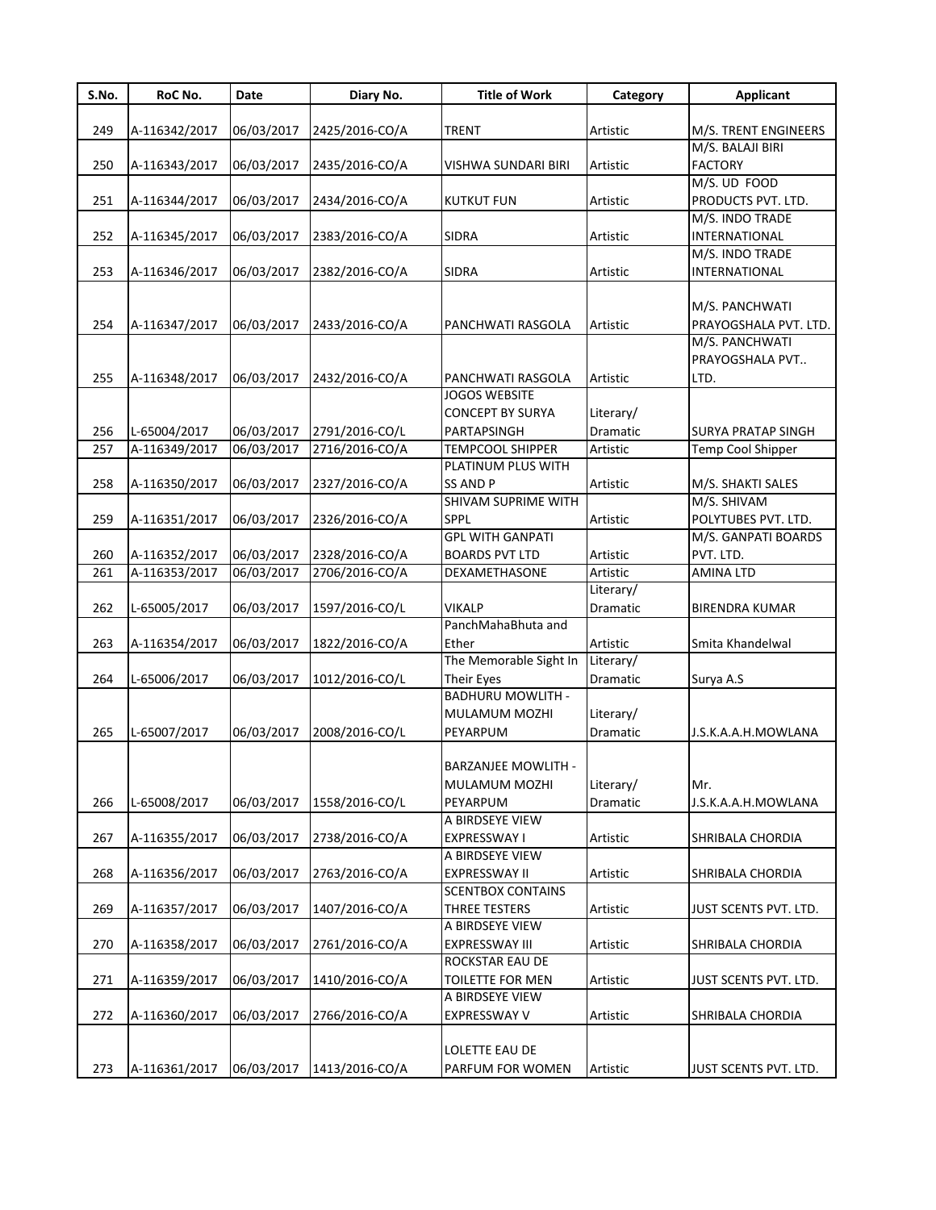| S.No. | RoC No. | Date | Diary No. | Title of Work | Category | Applicant |
|---|---|---|---|---|---|---|
| 249 | A-116342/2017 | 06/03/2017 | 2425/2016-CO/A | TRENT | Artistic | M/S. TRENT ENGINEERS |
| 250 | A-116343/2017 | 06/03/2017 | 2435/2016-CO/A | VISHWA SUNDARI BIRI | Artistic | M/S. BALAJI BIRI FACTORY |
| 251 | A-116344/2017 | 06/03/2017 | 2434/2016-CO/A | KUTKUT FUN | Artistic | M/S. UD FOOD PRODUCTS PVT. LTD. |
| 252 | A-116345/2017 | 06/03/2017 | 2383/2016-CO/A | SIDRA | Artistic | M/S. INDO TRADE INTERNATIONAL |
| 253 | A-116346/2017 | 06/03/2017 | 2382/2016-CO/A | SIDRA | Artistic | M/S. INDO TRADE INTERNATIONAL |
| 254 | A-116347/2017 | 06/03/2017 | 2433/2016-CO/A | PANCHWATI RASGOLA | Artistic | M/S. PANCHWATI PRAYOGSHALA PVT. LTD. |
| 255 | A-116348/2017 | 06/03/2017 | 2432/2016-CO/A | PANCHWATI RASGOLA | Artistic | M/S. PANCHWATI PRAYOGSHALA PVT.. LTD. |
| 256 | L-65004/2017 | 06/03/2017 | 2791/2016-CO/L | JOGOS WEBSITE CONCEPT BY SURYA PARTAPSINGH | Literary/ Dramatic | SURYA PRATAP SINGH |
| 257 | A-116349/2017 | 06/03/2017 | 2716/2016-CO/A | TEMPCOOL SHIPPER | Artistic | Temp Cool Shipper |
| 258 | A-116350/2017 | 06/03/2017 | 2327/2016-CO/A | PLATINUM PLUS WITH SS AND P | Artistic | M/S. SHAKTI SALES |
| 259 | A-116351/2017 | 06/03/2017 | 2326/2016-CO/A | SHIVAM SUPRIME WITH SPPL | Artistic | M/S. SHIVAM POLYTUBES PVT. LTD. |
| 260 | A-116352/2017 | 06/03/2017 | 2328/2016-CO/A | GPL WITH GANPATI BOARDS PVT LTD | Artistic | M/S. GANPATI BOARDS PVT. LTD. |
| 261 | A-116353/2017 | 06/03/2017 | 2706/2016-CO/A | DEXAMETHASONE | Artistic | AMINA LTD |
| 262 | L-65005/2017 | 06/03/2017 | 1597/2016-CO/L | VIKALP | Literary/ Dramatic | BIRENDRA KUMAR |
| 263 | A-116354/2017 | 06/03/2017 | 1822/2016-CO/A | PanchMahaBhuta and Ether | Artistic | Smita Khandelwal |
| 264 | L-65006/2017 | 06/03/2017 | 1012/2016-CO/L | The Memorable Sight In Their Eyes | Literary/ Dramatic | Surya A.S |
| 265 | L-65007/2017 | 06/03/2017 | 2008/2016-CO/L | BADHURU MOWLITH - MULAMUM MOZHI PEYARPUM | Literary/ Dramatic | J.S.K.A.A.H.MOWLANA |
| 266 | L-65008/2017 | 06/03/2017 | 1558/2016-CO/L | BARZANJEE MOWLITH - MULAMUM MOZHI PEYARPUM | Literary/ Dramatic | Mr. J.S.K.A.A.H.MOWLANA |
| 267 | A-116355/2017 | 06/03/2017 | 2738/2016-CO/A | A BIRDSEYE VIEW EXPRESSWAY I | Artistic | SHRIBALA CHORDIA |
| 268 | A-116356/2017 | 06/03/2017 | 2763/2016-CO/A | A BIRDSEYE VIEW EXPRESSWAY II | Artistic | SHRIBALA CHORDIA |
| 269 | A-116357/2017 | 06/03/2017 | 1407/2016-CO/A | SCENTBOX CONTAINS THREE TESTERS | Artistic | JUST SCENTS PVT. LTD. |
| 270 | A-116358/2017 | 06/03/2017 | 2761/2016-CO/A | A BIRDSEYE VIEW EXPRESSWAY III | Artistic | SHRIBALA CHORDIA |
| 271 | A-116359/2017 | 06/03/2017 | 1410/2016-CO/A | ROCKSTAR EAU DE TOILETTE FOR MEN | Artistic | JUST SCENTS PVT. LTD. |
| 272 | A-116360/2017 | 06/03/2017 | 2766/2016-CO/A | A BIRDSEYE VIEW EXPRESSWAY V | Artistic | SHRIBALA CHORDIA |
| 273 | A-116361/2017 | 06/03/2017 | 1413/2016-CO/A | LOLETTE EAU DE PARFUM FOR WOMEN | Artistic | JUST SCENTS PVT. LTD. |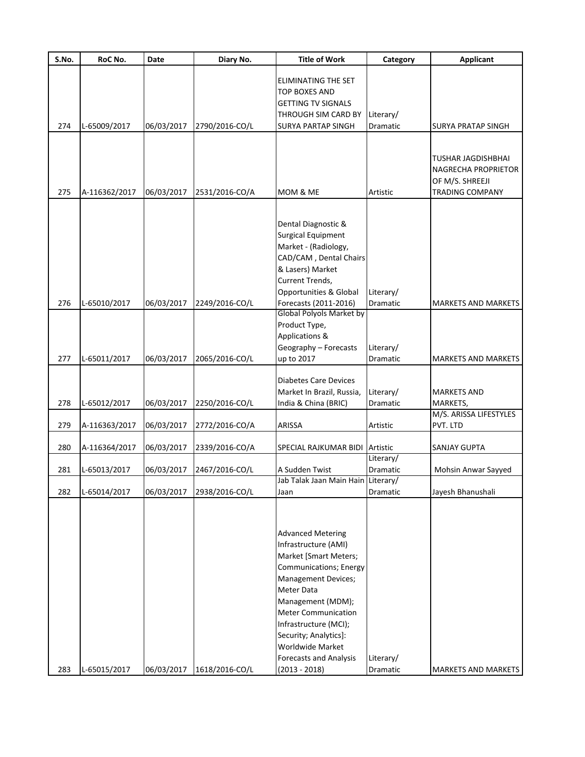| S.No. | RoC No. | Date | Diary No. | Title of Work | Category | Applicant |
|---|---|---|---|---|---|---|
| 274 | L-65009/2017 | 06/03/2017 | 2790/2016-CO/L | ELIMINATING THE SET TOP BOXES AND GETTING TV SIGNALS THROUGH SIM CARD BY SURYA PARTAP SINGH | Literary/ Dramatic | SURYA PRATAP SINGH |
| 275 | A-116362/2017 | 06/03/2017 | 2531/2016-CO/A | MOM & ME | Artistic | TUSHAR JAGDISHBHAI NAGRECHA PROPRIETOR OF M/S. SHREEJI TRADING COMPANY |
| 276 | L-65010/2017 | 06/03/2017 | 2249/2016-CO/L | Dental Diagnostic & Surgical Equipment Market - (Radiology, CAD/CAM , Dental Chairs & Lasers) Market Current Trends, Opportunities & Global Forecasts (2011-2016) | Literary/ Dramatic | MARKETS AND MARKETS |
| 277 | L-65011/2017 | 06/03/2017 | 2065/2016-CO/L | Global Polyols Market by Product Type, Applications & Geography – Forecasts up to 2017 | Literary/ Dramatic | MARKETS AND MARKETS |
| 278 | L-65012/2017 | 06/03/2017 | 2250/2016-CO/L | Diabetes Care Devices Market In Brazil, Russia, India & China (BRIC) | Literary/ Dramatic | MARKETS AND MARKETS, |
| 279 | A-116363/2017 | 06/03/2017 | 2772/2016-CO/A | ARISSA | Artistic | M/S. ARISSA LIFESTYLES PVT. LTD |
| 280 | A-116364/2017 | 06/03/2017 | 2339/2016-CO/A | SPECIAL RAJKUMAR BIDI | Artistic | SANJAY GUPTA |
| 281 | L-65013/2017 | 06/03/2017 | 2467/2016-CO/L | A Sudden Twist | Literary/ Dramatic | Mohsin Anwar Sayyed |
| 282 | L-65014/2017 | 06/03/2017 | 2938/2016-CO/L | Jab Talak Jaan Main Hain Jaan | Literary/ Dramatic | Jayesh Bhanushali |
| 283 | L-65015/2017 | 06/03/2017 | 1618/2016-CO/L | Advanced Metering Infrastructure (AMI) Market [Smart Meters; Communications; Energy Management Devices; Meter Data Management (MDM); Meter Communication Infrastructure (MCI); Security; Analytics]: Worldwide Market Forecasts and Analysis (2013 - 2018) | Literary/ Dramatic | MARKETS AND MARKETS |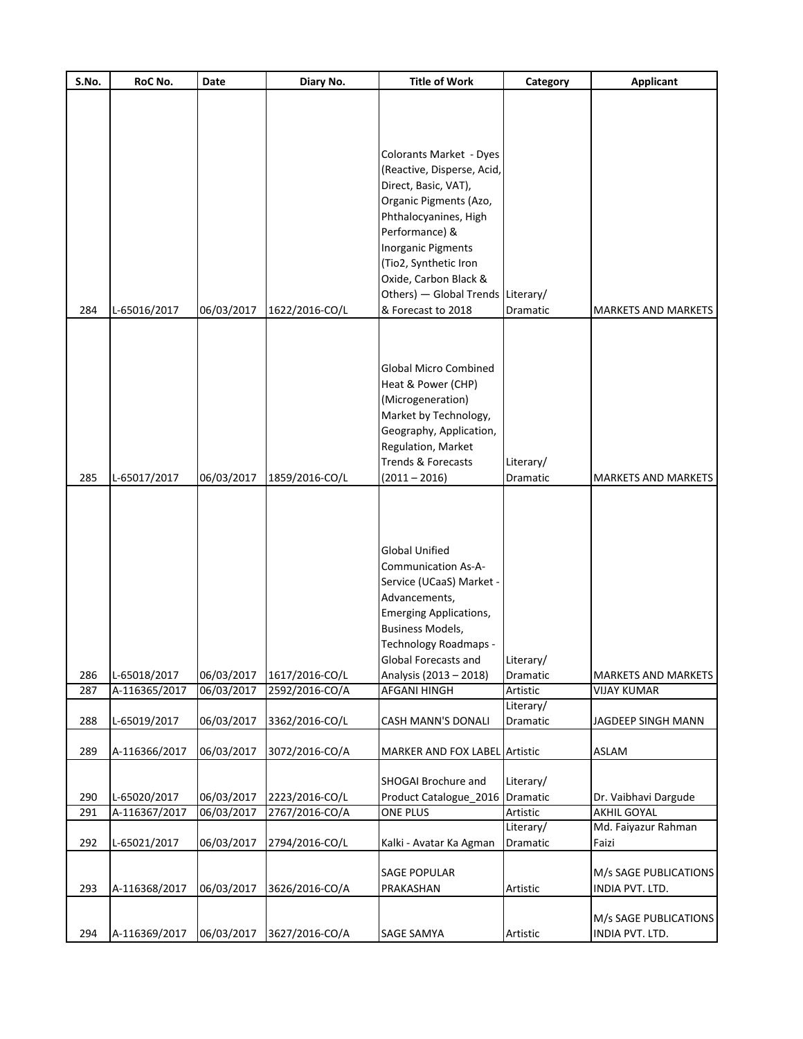| S.No. | RoC No. | Date | Diary No. | Title of Work | Category | Applicant |
|---|---|---|---|---|---|---|
| 284 | L-65016/2017 | 06/03/2017 | 1622/2016-CO/L | Colorants Market - Dyes (Reactive, Disperse, Acid, Direct, Basic, VAT), Organic Pigments (Azo, Phthalocyanines, High Performance) & Inorganic Pigments (Tio2, Synthetic Iron Oxide, Carbon Black & Others) — Global Trends & Forecast to 2018 | Literary/ Dramatic | MARKETS AND MARKETS |
| 285 | L-65017/2017 | 06/03/2017 | 1859/2016-CO/L | Global Micro Combined Heat & Power (CHP) (Microgeneration) Market by Technology, Geography, Application, Regulation, Market Trends & Forecasts (2011 – 2016) | Literary/ Dramatic | MARKETS AND MARKETS |
| 286 | L-65018/2017 | 06/03/2017 | 1617/2016-CO/L | Global Unified Communication As-A-Service (UCaaS) Market - Advancements, Emerging Applications, Business Models, Technology Roadmaps - Global Forecasts and Analysis (2013 – 2018) | Literary/ Dramatic | MARKETS AND MARKETS |
| 287 | A-116365/2017 | 06/03/2017 | 2592/2016-CO/A | AFGANI HINGH | Artistic | VIJAY KUMAR |
| 288 | L-65019/2017 | 06/03/2017 | 3362/2016-CO/L | CASH MANN'S DONALI | Literary/ Dramatic | JAGDEEP SINGH MANN |
| 289 | A-116366/2017 | 06/03/2017 | 3072/2016-CO/A | MARKER AND FOX LABEL | Artistic | ASLAM |
| 290 | L-65020/2017 | 06/03/2017 | 2223/2016-CO/L | SHOGAI Brochure and Product Catalogue_2016 | Literary/ Dramatic | Dr. Vaibhavi Dargude |
| 291 | A-116367/2017 | 06/03/2017 | 2767/2016-CO/A | ONE PLUS | Artistic | AKHIL GOYAL |
| 292 | L-65021/2017 | 06/03/2017 | 2794/2016-CO/L | Kalki - Avatar Ka Agman | Literary/ Dramatic | Md. Faiyazur Rahman Faizi |
| 293 | A-116368/2017 | 06/03/2017 | 3626/2016-CO/A | SAGE POPULAR PRAKASHAN | Artistic | M/s SAGE PUBLICATIONS INDIA PVT. LTD. |
| 294 | A-116369/2017 | 06/03/2017 | 3627/2016-CO/A | SAGE SAMYA | Artistic | M/s SAGE PUBLICATIONS INDIA PVT. LTD. |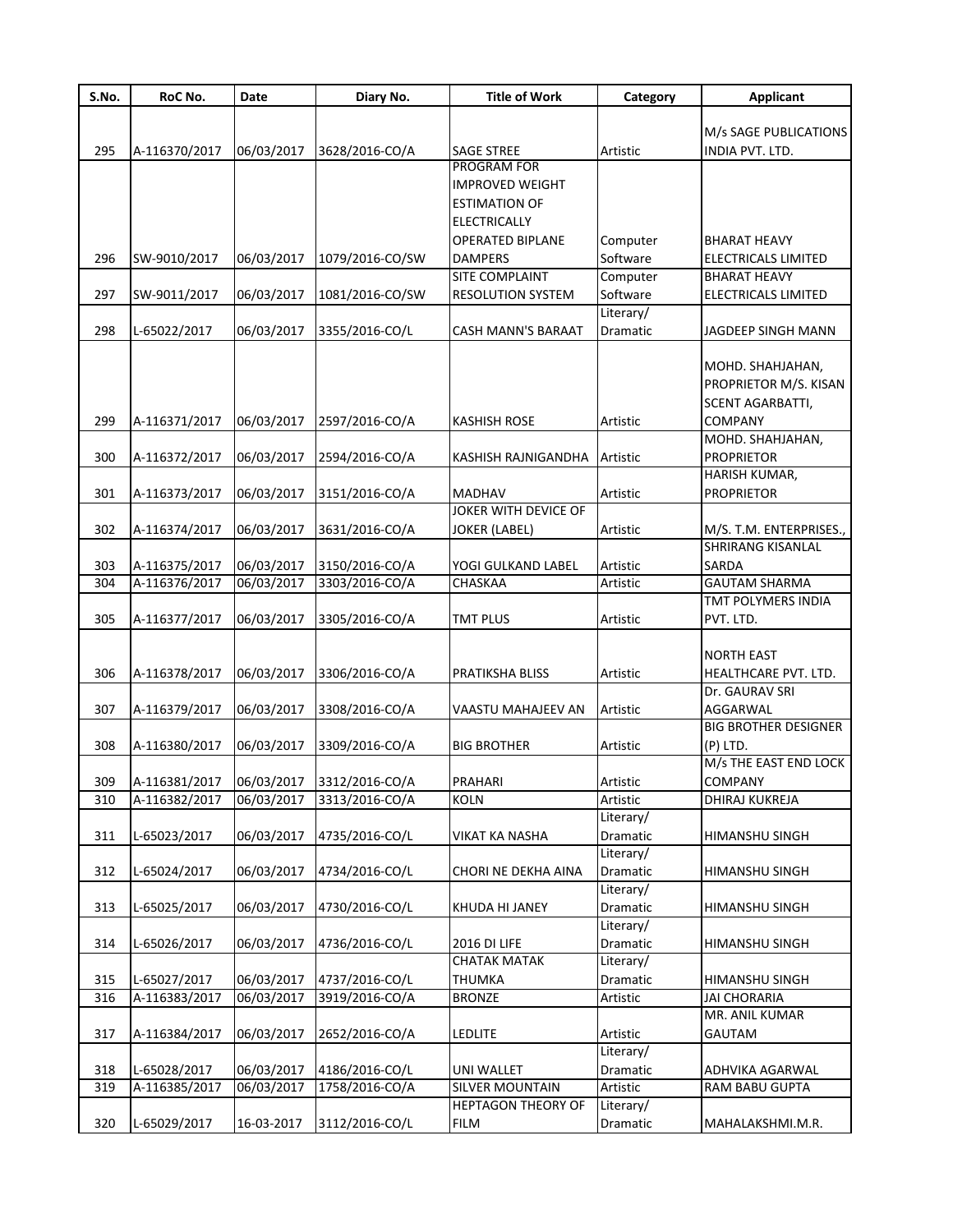| S.No. | RoC No. | Date | Diary No. | Title of Work | Category | Applicant |
|---|---|---|---|---|---|---|
| 295 | A-116370/2017 | 06/03/2017 | 3628/2016-CO/A | SAGE STREE | Artistic | M/s SAGE PUBLICATIONS INDIA PVT. LTD. |
| 296 | SW-9010/2017 | 06/03/2017 | 1079/2016-CO/SW | PROGRAM FOR IMPROVED WEIGHT ESTIMATION OF ELECTRICALLY OPERATED BIPLANE DAMPERS | Computer Software | BHARAT HEAVY ELECTRICALS LIMITED |
| 297 | SW-9011/2017 | 06/03/2017 | 1081/2016-CO/SW | SITE COMPLAINT RESOLUTION SYSTEM | Computer Software | BHARAT HEAVY ELECTRICALS LIMITED |
| 298 | L-65022/2017 | 06/03/2017 | 3355/2016-CO/L | CASH MANN'S BARAAT | Literary/ Dramatic | JAGDEEP SINGH MANN |
| 299 | A-116371/2017 | 06/03/2017 | 2597/2016-CO/A | KASHISH ROSE | Artistic | MOHD. SHAHJAHAN, PROPRIETOR M/S. KISAN SCENT AGARBATTI, COMPANY |
| 300 | A-116372/2017 | 06/03/2017 | 2594/2016-CO/A | KASHISH RAJNIGANDHA | Artistic | MOHD. SHAHJAHAN, PROPRIETOR |
| 301 | A-116373/2017 | 06/03/2017 | 3151/2016-CO/A | MADHAV | Artistic | HARISH KUMAR, PROPRIETOR |
| 302 | A-116374/2017 | 06/03/2017 | 3631/2016-CO/A | JOKER WITH DEVICE OF JOKER (LABEL) | Artistic | M/S. T.M. ENTERPRISES., |
| 303 | A-116375/2017 | 06/03/2017 | 3150/2016-CO/A | YOGI GULKAND LABEL | Artistic | SHRIRANG KISANLAL SARDA |
| 304 | A-116376/2017 | 06/03/2017 | 3303/2016-CO/A | CHASKAA | Artistic | GAUTAM SHARMA |
| 305 | A-116377/2017 | 06/03/2017 | 3305/2016-CO/A | TMT PLUS | Artistic | TMT POLYMERS INDIA PVT. LTD. |
| 306 | A-116378/2017 | 06/03/2017 | 3306/2016-CO/A | PRATIKSHA BLISS | Artistic | NORTH EAST HEALTHCARE PVT. LTD. |
| 307 | A-116379/2017 | 06/03/2017 | 3308/2016-CO/A | VAASTU MAHAJEEV AN | Artistic | Dr. GAURAV SRI AGGARWAL |
| 308 | A-116380/2017 | 06/03/2017 | 3309/2016-CO/A | BIG BROTHER | Artistic | BIG BROTHER DESIGNER (P) LTD. |
| 309 | A-116381/2017 | 06/03/2017 | 3312/2016-CO/A | PRAHARI | Artistic | M/s THE EAST END LOCK COMPANY |
| 310 | A-116382/2017 | 06/03/2017 | 3313/2016-CO/A | KOLN | Artistic | DHIRAJ KUKREJA |
| 311 | L-65023/2017 | 06/03/2017 | 4735/2016-CO/L | VIKAT KA NASHA | Literary/ Dramatic | HIMANSHU SINGH |
| 312 | L-65024/2017 | 06/03/2017 | 4734/2016-CO/L | CHORI NE DEKHA AINA | Literary/ Dramatic | HIMANSHU SINGH |
| 313 | L-65025/2017 | 06/03/2017 | 4730/2016-CO/L | KHUDA HI JANEY | Literary/ Dramatic | HIMANSHU SINGH |
| 314 | L-65026/2017 | 06/03/2017 | 4736/2016-CO/L | 2016 DI LIFE | Literary/ Dramatic | HIMANSHU SINGH |
| 315 | L-65027/2017 | 06/03/2017 | 4737/2016-CO/L | CHATAK MATAK THUMKA | Literary/ Dramatic | HIMANSHU SINGH |
| 316 | A-116383/2017 | 06/03/2017 | 3919/2016-CO/A | BRONZE | Artistic | JAI CHORARIA |
| 317 | A-116384/2017 | 06/03/2017 | 2652/2016-CO/A | LEDLITE | Artistic | MR. ANIL KUMAR GAUTAM |
| 318 | L-65028/2017 | 06/03/2017 | 4186/2016-CO/L | UNI WALLET | Literary/ Dramatic | ADHVIKA AGARWAL |
| 319 | A-116385/2017 | 06/03/2017 | 1758/2016-CO/A | SILVER MOUNTAIN | Artistic | RAM BABU GUPTA |
| 320 | L-65029/2017 | 16-03-2017 | 3112/2016-CO/L | HEPTAGON THEORY OF FILM | Literary/ Dramatic | MAHALAKSHMI.M.R. |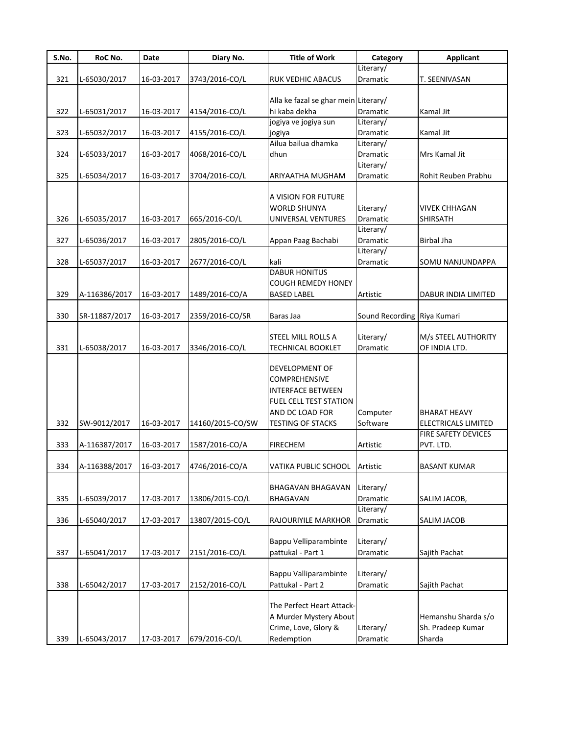| S.No. | RoC No. | Date | Diary No. | Title of Work | Category | Applicant |
|---|---|---|---|---|---|---|
| 321 | L-65030/2017 | 16-03-2017 | 3743/2016-CO/L | RUK VEDHIC ABACUS | Literary/ Dramatic | T. SEENIVASAN |
| 322 | L-65031/2017 | 16-03-2017 | 4154/2016-CO/L | Alla ke fazal se ghar mein hi kaba dekha | Literary/ Dramatic | Kamal Jit |
| 323 | L-65032/2017 | 16-03-2017 | 4155/2016-CO/L | jogiya ve jogiya sun jogiya | Literary/ Dramatic | Kamal Jit |
| 324 | L-65033/2017 | 16-03-2017 | 4068/2016-CO/L | Ailua bailua dhamka dhun | Literary/ Dramatic | Mrs Kamal Jit |
| 325 | L-65034/2017 | 16-03-2017 | 3704/2016-CO/L | ARIYAATHA MUGHAM | Literary/ Dramatic | Rohit Reuben Prabhu |
| 326 | L-65035/2017 | 16-03-2017 | 665/2016-CO/L | A VISION FOR FUTURE WORLD SHUNYA UNIVERSAL VENTURES | Literary/ Dramatic | VIVEK CHHAGAN SHIRSATH |
| 327 | L-65036/2017 | 16-03-2017 | 2805/2016-CO/L | Appan Paag Bachabi | Literary/ Dramatic | Birbal Jha |
| 328 | L-65037/2017 | 16-03-2017 | 2677/2016-CO/L | kali | Literary/ Dramatic | SOMU NANJUNDAPPA |
| 329 | A-116386/2017 | 16-03-2017 | 1489/2016-CO/A | DABUR HONITUS COUGH REMEDY HONEY BASED LABEL | Artistic | DABUR INDIA LIMITED |
| 330 | SR-11887/2017 | 16-03-2017 | 2359/2016-CO/SR | Baras Jaa | Sound Recording | Riya Kumari |
| 331 | L-65038/2017 | 16-03-2017 | 3346/2016-CO/L | STEEL MILL ROLLS A TECHNICAL BOOKLET | Literary/ Dramatic | M/s STEEL AUTHORITY OF INDIA LTD. |
| 332 | SW-9012/2017 | 16-03-2017 | 14160/2015-CO/SW | DEVELOPMENT OF COMPREHENSIVE INTERFACE BETWEEN FUEL CELL TEST STATION AND DC LOAD FOR TESTING OF STACKS | Computer Software | BHARAT HEAVY ELECTRICALS LIMITED |
| 333 | A-116387/2017 | 16-03-2017 | 1587/2016-CO/A | FIRECHEM | Artistic | FIRE SAFETY DEVICES PVT. LTD. |
| 334 | A-116388/2017 | 16-03-2017 | 4746/2016-CO/A | VATIKA PUBLIC SCHOOL | Artistic | BASANT KUMAR |
| 335 | L-65039/2017 | 17-03-2017 | 13806/2015-CO/L | BHAGAVAN BHAGAVAN BHAGAVAN | Literary/ Dramatic | SALIM JACOB, |
| 336 | L-65040/2017 | 17-03-2017 | 13807/2015-CO/L | RAJOURIYILE MARKHOR | Literary/ Dramatic | SALIM JACOB |
| 337 | L-65041/2017 | 17-03-2017 | 2151/2016-CO/L | Bappu Velliparambinte pattukal - Part 1 | Literary/ Dramatic | Sajith Pachat |
| 338 | L-65042/2017 | 17-03-2017 | 2152/2016-CO/L | Bappu Valliparambinte Pattukal - Part 2 | Literary/ Dramatic | Sajith Pachat |
| 339 | L-65043/2017 | 17-03-2017 | 679/2016-CO/L | The Perfect Heart Attack-A Murder Mystery About Crime, Love, Glory & Redemption | Literary/ Dramatic | Hemanshu Sharda s/o Sh. Pradeep Kumar Sharda |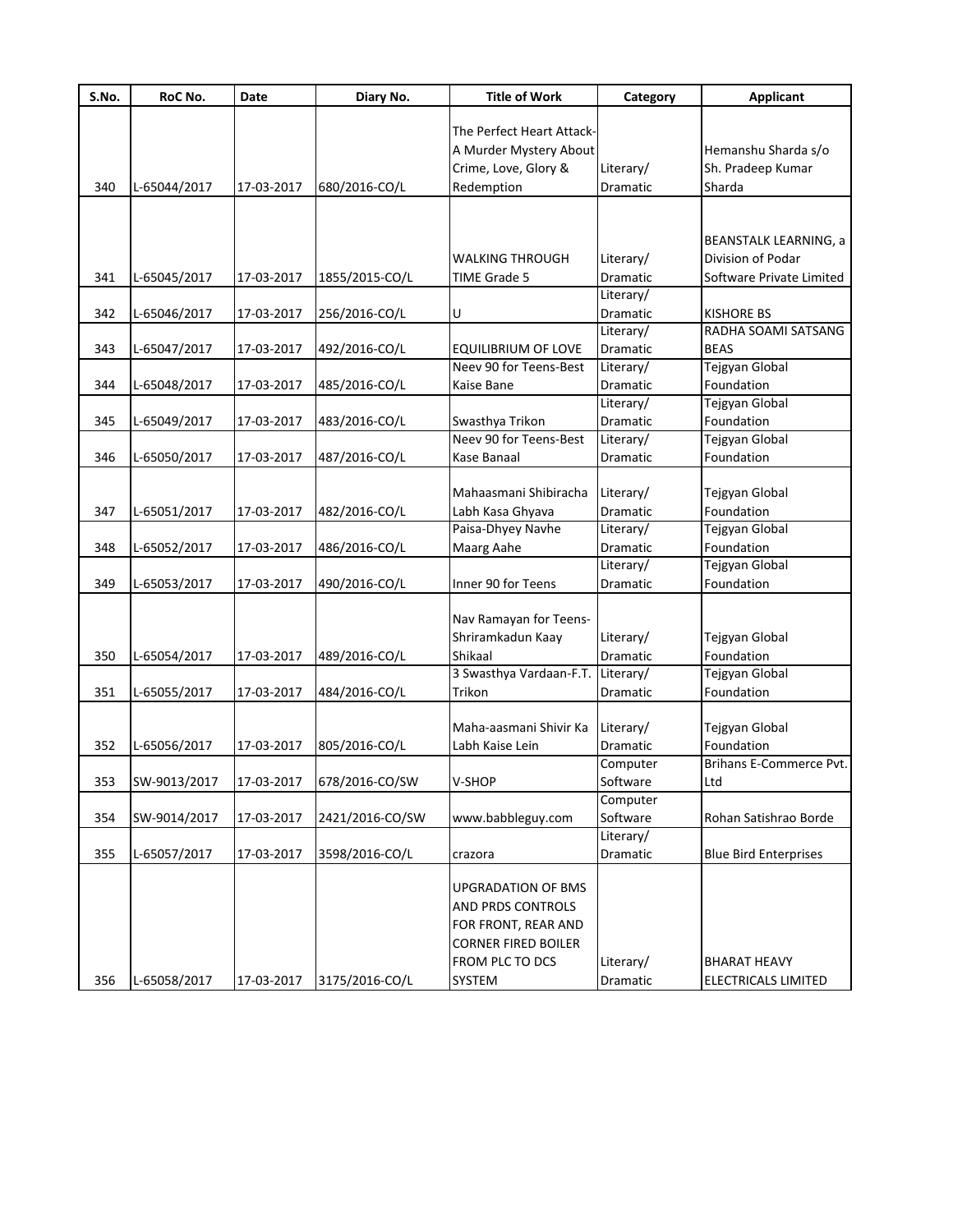| S.No. | RoC No. | Date | Diary No. | Title of Work | Category | Applicant |
|---|---|---|---|---|---|---|
| 340 | L-65044/2017 | 17-03-2017 | 680/2016-CO/L | The Perfect Heart Attack-A Murder Mystery About Crime, Love, Glory & Redemption | Literary/ Dramatic | Hemanshu Sharda s/o Sh. Pradeep Kumar Sharda |
| 341 | L-65045/2017 | 17-03-2017 | 1855/2015-CO/L | WALKING THROUGH TIME Grade 5 | Literary/ Dramatic | BEANSTALK LEARNING, a Division of Podar Software Private Limited |
| 342 | L-65046/2017 | 17-03-2017 | 256/2016-CO/L | U | Literary/ Dramatic | KISHORE BS |
| 343 | L-65047/2017 | 17-03-2017 | 492/2016-CO/L | EQUILIBRIUM OF LOVE | Literary/ Dramatic | RADHA SOAMI SATSANG BEAS |
| 344 | L-65048/2017 | 17-03-2017 | 485/2016-CO/L | Neev 90 for Teens-Best Kaise Bane | Literary/ Dramatic | Tejgyan Global Foundation |
| 345 | L-65049/2017 | 17-03-2017 | 483/2016-CO/L | Swasthya Trikon | Literary/ Dramatic | Tejgyan Global Foundation |
| 346 | L-65050/2017 | 17-03-2017 | 487/2016-CO/L | Neev 90 for Teens-Best Kase Banaal | Literary/ Dramatic | Tejgyan Global Foundation |
| 347 | L-65051/2017 | 17-03-2017 | 482/2016-CO/L | Mahaasmani Shibiracha Labh Kasa Ghyava | Literary/ Dramatic | Tejgyan Global Foundation |
| 348 | L-65052/2017 | 17-03-2017 | 486/2016-CO/L | Paisa-Dhyey Navhe Maarg Aahe | Literary/ Dramatic | Tejgyan Global Foundation |
| 349 | L-65053/2017 | 17-03-2017 | 490/2016-CO/L | Inner 90 for Teens | Literary/ Dramatic | Tejgyan Global Foundation |
| 350 | L-65054/2017 | 17-03-2017 | 489/2016-CO/L | Nav Ramayan for Teens-Shriramkadun Kaay Shikaal | Literary/ Dramatic | Tejgyan Global Foundation |
| 351 | L-65055/2017 | 17-03-2017 | 484/2016-CO/L | 3 Swasthya Vardaan-F.T. Trikon | Literary/ Dramatic | Tejgyan Global Foundation |
| 352 | L-65056/2017 | 17-03-2017 | 805/2016-CO/L | Maha-aasmani Shivir Ka Labh Kaise Lein | Literary/ Dramatic | Tejgyan Global Foundation |
| 353 | SW-9013/2017 | 17-03-2017 | 678/2016-CO/SW | V-SHOP | Computer Software | Brihans E-Commerce Pvt. Ltd |
| 354 | SW-9014/2017 | 17-03-2017 | 2421/2016-CO/SW | www.babbleguy.com | Computer Software | Rohan Satishrao Borde |
| 355 | L-65057/2017 | 17-03-2017 | 3598/2016-CO/L | crazora | Literary/ Dramatic | Blue Bird Enterprises |
| 356 | L-65058/2017 | 17-03-2017 | 3175/2016-CO/L | UPGRADATION OF BMS AND PRDS CONTROLS FOR FRONT, REAR AND CORNER FIRED BOILER FROM PLC TO DCS SYSTEM | Literary/ Dramatic | BHARAT HEAVY ELECTRICALS LIMITED |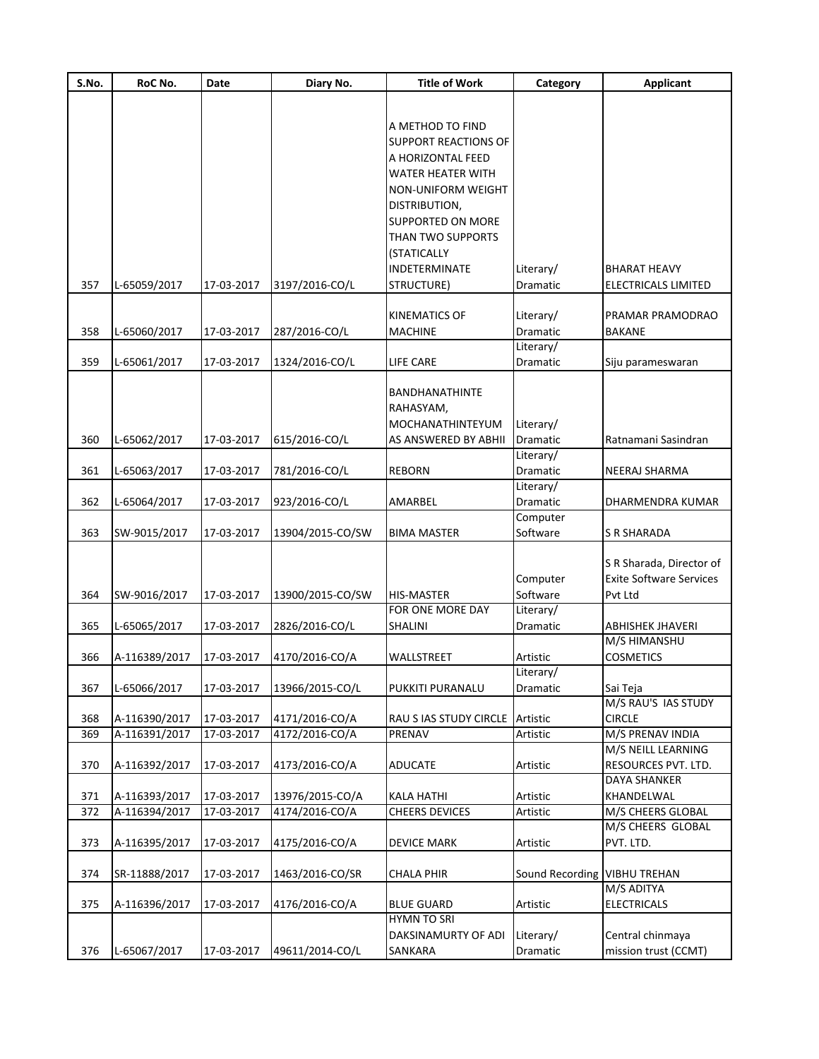| S.No. | RoC No. | Date | Diary No. | Title of Work | Category | Applicant |
|---|---|---|---|---|---|---|
| 357 | L-65059/2017 | 17-03-2017 | 3197/2016-CO/L | A METHOD TO FIND SUPPORT REACTIONS OF A HORIZONTAL FEED WATER HEATER WITH NON-UNIFORM WEIGHT DISTRIBUTION, SUPPORTED ON MORE THAN TWO SUPPORTS (STATICALLY INDETERMINATE STRUCTURE) | Literary/ Dramatic | BHARAT HEAVY ELECTRICALS LIMITED |
| 358 | L-65060/2017 | 17-03-2017 | 287/2016-CO/L | KINEMATICS OF MACHINE | Literary/ Dramatic | PRAMAR PRAMODRAO BAKANE |
| 359 | L-65061/2017 | 17-03-2017 | 1324/2016-CO/L | LIFE CARE | Literary/ Dramatic | Siju parameswaran |
| 360 | L-65062/2017 | 17-03-2017 | 615/2016-CO/L | BANDHANATHINTE RAHASYAM, MOCHANATHINTEYUM AS ANSWERED BY ABHII | Literary/ Dramatic | Ratnamani Sasindran |
| 361 | L-65063/2017 | 17-03-2017 | 781/2016-CO/L | REBORN | Literary/ Dramatic | NEERAJ SHARMA |
| 362 | L-65064/2017 | 17-03-2017 | 923/2016-CO/L | AMARBEL | Literary/ Dramatic | DHARMENDRA KUMAR |
| 363 | SW-9015/2017 | 17-03-2017 | 13904/2015-CO/SW | BIMA MASTER | Computer Software | S R SHARADA |
| 364 | SW-9016/2017 | 17-03-2017 | 13900/2015-CO/SW | HIS-MASTER | Computer Software | S R Sharada, Director of Exite Software Services Pvt Ltd |
| 365 | L-65065/2017 | 17-03-2017 | 2826/2016-CO/L | FOR ONE MORE DAY SHALINI | Literary/ Dramatic | ABHISHEK JHAVERI |
| 366 | A-116389/2017 | 17-03-2017 | 4170/2016-CO/A | WALLSTREET | Artistic | M/S HIMANSHU COSMETICS |
| 367 | L-65066/2017 | 17-03-2017 | 13966/2015-CO/L | PUKKITI PURANALU | Literary/ Dramatic | Sai Teja |
| 368 | A-116390/2017 | 17-03-2017 | 4171/2016-CO/A | RAU S IAS STUDY CIRCLE | Artistic | M/S RAU'S IAS STUDY CIRCLE |
| 369 | A-116391/2017 | 17-03-2017 | 4172/2016-CO/A | PRENAV | Artistic | M/S PRENAV INDIA |
| 370 | A-116392/2017 | 17-03-2017 | 4173/2016-CO/A | ADUCATE | Artistic | M/S NEILL LEARNING RESOURCES PVT. LTD. |
| 371 | A-116393/2017 | 17-03-2017 | 13976/2015-CO/A | KALA HATHI | Artistic | DAYA SHANKER KHANDELWAL |
| 372 | A-116394/2017 | 17-03-2017 | 4174/2016-CO/A | CHEERS DEVICES | Artistic | M/S CHEERS GLOBAL |
| 373 | A-116395/2017 | 17-03-2017 | 4175/2016-CO/A | DEVICE MARK | Artistic | M/S CHEERS GLOBAL PVT. LTD. |
| 374 | SR-11888/2017 | 17-03-2017 | 1463/2016-CO/SR | CHALA PHIR | Sound Recording | VIBHU TREHAN |
| 375 | A-116396/2017 | 17-03-2017 | 4176/2016-CO/A | BLUE GUARD | Artistic | M/S ADITYA ELECTRICALS |
| 376 | L-65067/2017 | 17-03-2017 | 49611/2014-CO/L | HYMN TO SRI DAKSINAMURTY OF ADI SANKARA | Literary/ Dramatic | Central chinmaya mission trust (CCMT) |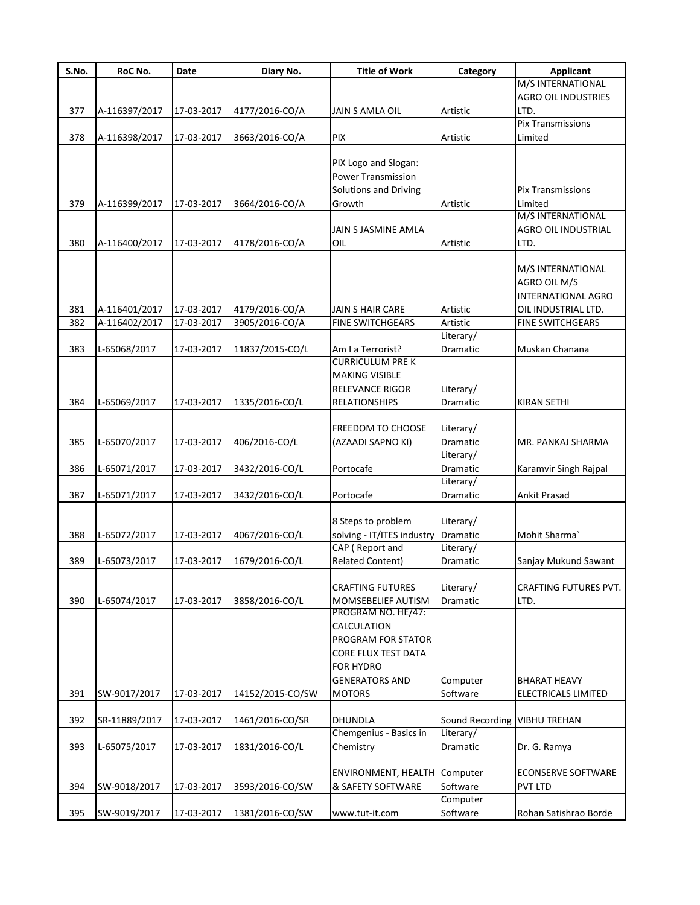| S.No. | RoC No. | Date | Diary No. | Title of Work | Category | Applicant |
|---|---|---|---|---|---|---|
| 377 | A-116397/2017 | 17-03-2017 | 4177/2016-CO/A | JAIN S AMLA OIL | Artistic | M/S INTERNATIONAL AGRO OIL INDUSTRIES LTD. |
| 378 | A-116398/2017 | 17-03-2017 | 3663/2016-CO/A | PIX | Artistic | Pix Transmissions Limited |
| 379 | A-116399/2017 | 17-03-2017 | 3664/2016-CO/A | PIX Logo and Slogan: Power Transmission Solutions and Driving Growth | Artistic | Pix Transmissions Limited |
| 380 | A-116400/2017 | 17-03-2017 | 4178/2016-CO/A | JAIN S JASMINE AMLA OIL | Artistic | M/S INTERNATIONAL AGRO OIL INDUSTRIAL LTD. |
| 381 | A-116401/2017 | 17-03-2017 | 4179/2016-CO/A | JAIN S HAIR CARE | Artistic | M/S INTERNATIONAL AGRO OIL M/S INTERNATIONAL AGRO OIL INDUSTRIAL LTD. |
| 382 | A-116402/2017 | 17-03-2017 | 3905/2016-CO/A | FINE SWITCHGEARS | Artistic | FINE SWITCHGEARS |
| 383 | L-65068/2017 | 17-03-2017 | 11837/2015-CO/L | Am I a Terrorist? | Literary/ Dramatic | Muskan Chanana |
| 384 | L-65069/2017 | 17-03-2017 | 1335/2016-CO/L | CURRICULUM PRE K MAKING VISIBLE RELEVANCE RIGOR RELATIONSHIPS | Literary/ Dramatic | KIRAN SETHI |
| 385 | L-65070/2017 | 17-03-2017 | 406/2016-CO/L | FREEDOM TO CHOOSE (AZAADI SAPNO KI) | Literary/ Dramatic | MR. PANKAJ SHARMA |
| 386 | L-65071/2017 | 17-03-2017 | 3432/2016-CO/L | Portocafe | Literary/ Dramatic | Karamvir Singh Rajpal |
| 387 | L-65071/2017 | 17-03-2017 | 3432/2016-CO/L | Portocafe | Literary/ Dramatic | Ankit Prasad |
| 388 | L-65072/2017 | 17-03-2017 | 4067/2016-CO/L | 8 Steps to problem solving - IT/ITES industry | Literary/ Dramatic | Mohit Sharma` |
| 389 | L-65073/2017 | 17-03-2017 | 1679/2016-CO/L | CAP ( Report and Related Content) | Literary/ Dramatic | Sanjay Mukund Sawant |
| 390 | L-65074/2017 | 17-03-2017 | 3858/2016-CO/L | CRAFTING FUTURES MOMSEBELIEF AUTISM | Literary/ Dramatic | CRAFTING FUTURES PVT. LTD. |
| 391 | SW-9017/2017 | 17-03-2017 | 14152/2015-CO/SW | PROGRAM NO. HE/47: CALCULATION PROGRAM FOR STATOR CORE FLUX TEST DATA FOR HYDRO GENERATORS AND MOTORS | Computer Software | BHARAT HEAVY ELECTRICALS LIMITED |
| 392 | SR-11889/2017 | 17-03-2017 | 1461/2016-CO/SR | DHUNDLA | Sound Recording | VIBHU TREHAN |
| 393 | L-65075/2017 | 17-03-2017 | 1831/2016-CO/L | Chemgenius - Basics in Chemistry | Literary/ Dramatic | Dr. G. Ramya |
| 394 | SW-9018/2017 | 17-03-2017 | 3593/2016-CO/SW | ENVIRONMENT, HEALTH & SAFETY SOFTWARE | Computer Software | ECONSERVE SOFTWARE PVT LTD |
| 395 | SW-9019/2017 | 17-03-2017 | 1381/2016-CO/SW | www.tut-it.com | Computer Software | Rohan Satishrao Borde |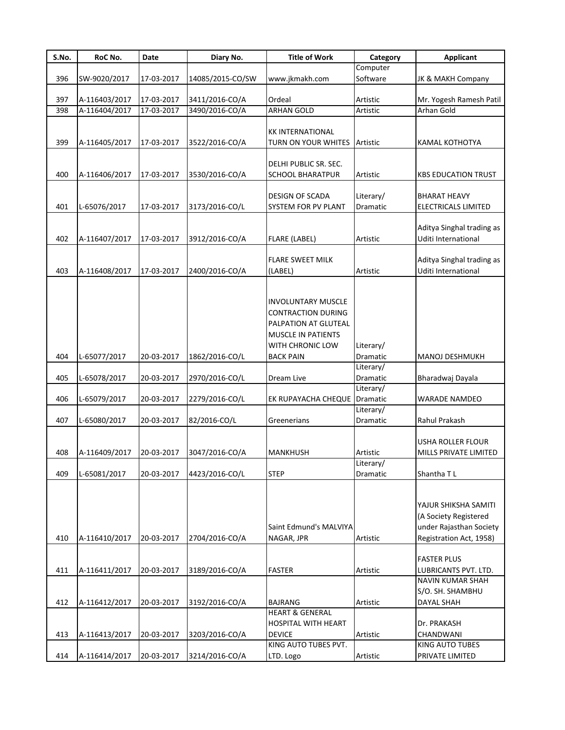| S.No. | RoC No. | Date | Diary No. | Title of Work | Category | Applicant |
|---|---|---|---|---|---|---|
| 396 | SW-9020/2017 | 17-03-2017 | 14085/2015-CO/SW | www.jkmakh.com | Computer Software | JK & MAKH Company |
| 397 | A-116403/2017 | 17-03-2017 | 3411/2016-CO/A | Ordeal | Artistic | Mr. Yogesh Ramesh Patil |
| 398 | A-116404/2017 | 17-03-2017 | 3490/2016-CO/A | ARHAN GOLD | Artistic | Arhan Gold |
| 399 | A-116405/2017 | 17-03-2017 | 3522/2016-CO/A | KK INTERNATIONAL TURN ON YOUR WHITES | Artistic | KAMAL KOTHOTYA |
| 400 | A-116406/2017 | 17-03-2017 | 3530/2016-CO/A | DELHI PUBLIC SR. SEC. SCHOOL BHARATPUR | Artistic | KBS EDUCATION TRUST |
| 401 | L-65076/2017 | 17-03-2017 | 3173/2016-CO/L | DESIGN OF SCADA SYSTEM FOR PV PLANT | Literary/ Dramatic | BHARAT HEAVY ELECTRICALS LIMITED |
| 402 | A-116407/2017 | 17-03-2017 | 3912/2016-CO/A | FLARE (LABEL) | Artistic | Aditya Singhal trading as Uditi International |
| 403 | A-116408/2017 | 17-03-2017 | 2400/2016-CO/A | FLARE SWEET MILK (LABEL) | Artistic | Aditya Singhal trading as Uditi International |
| 404 | L-65077/2017 | 20-03-2017 | 1862/2016-CO/L | INVOLUNTARY MUSCLE CONTRACTION DURING PALPATION AT GLUTEAL MUSCLE IN PATIENTS WITH CHRONIC LOW BACK PAIN | Literary/ Dramatic | MANOJ DESHMUKH |
| 405 | L-65078/2017 | 20-03-2017 | 2970/2016-CO/L | Dream Live | Literary/ Dramatic | Bharadwaj Dayala |
| 406 | L-65079/2017 | 20-03-2017 | 2279/2016-CO/L | EK RUPAYACHA CHEQUE | Literary/ Dramatic | WARADE NAMDEO |
| 407 | L-65080/2017 | 20-03-2017 | 82/2016-CO/L | Greenerians | Literary/ Dramatic | Rahul Prakash |
| 408 | A-116409/2017 | 20-03-2017 | 3047/2016-CO/A | MANKHUSH | Artistic | USHA ROLLER FLOUR MILLS PRIVATE LIMITED |
| 409 | L-65081/2017 | 20-03-2017 | 4423/2016-CO/L | STEP | Literary/ Dramatic | Shantha T L |
| 410 | A-116410/2017 | 20-03-2017 | 2704/2016-CO/A | Saint Edmund's MALVIYA NAGAR, JPR | Artistic | YAJUR SHIKSHA SAMITI (A Society Registered under Rajasthan Society Registration Act, 1958) |
| 411 | A-116411/2017 | 20-03-2017 | 3189/2016-CO/A | FASTER | Artistic | FASTER PLUS LUBRICANTS PVT. LTD. |
| 412 | A-116412/2017 | 20-03-2017 | 3192/2016-CO/A | BAJRANG | Artistic | NAVIN KUMAR SHAH S/O. SH. SHAMBHU DAYAL SHAH |
| 413 | A-116413/2017 | 20-03-2017 | 3203/2016-CO/A | HEART & GENERAL HOSPITAL WITH HEART DEVICE | Artistic | Dr. PRAKASH CHANDWANI |
| 414 | A-116414/2017 | 20-03-2017 | 3214/2016-CO/A | KING AUTO TUBES PVT. LTD. Logo | Artistic | KING AUTO TUBES PRIVATE LIMITED |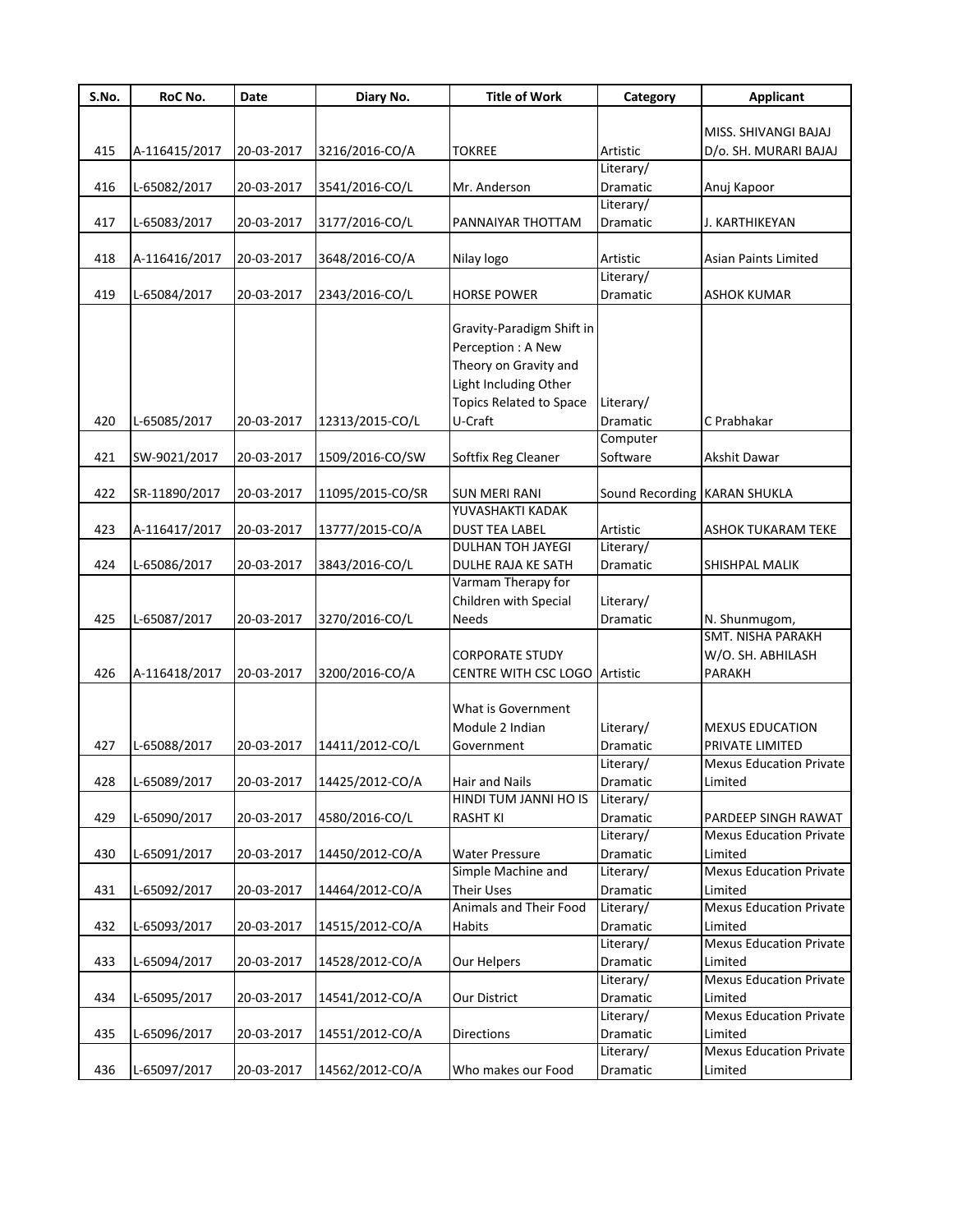| S.No. | RoC No. | Date | Diary No. | Title of Work | Category | Applicant |
|---|---|---|---|---|---|---|
| 415 | A-116415/2017 | 20-03-2017 | 3216/2016-CO/A | TOKREE | Artistic | MISS. SHIVANGI BAJAJ D/o. SH. MURARI BAJAJ |
| 416 | L-65082/2017 | 20-03-2017 | 3541/2016-CO/L | Mr. Anderson | Literary/ Dramatic | Anuj Kapoor |
| 417 | L-65083/2017 | 20-03-2017 | 3177/2016-CO/L | PANNAIYAR THOTTAM | Literary/ Dramatic | J. KARTHIKEYAN |
| 418 | A-116416/2017 | 20-03-2017 | 3648/2016-CO/A | Nilay logo | Artistic | Asian Paints Limited |
| 419 | L-65084/2017 | 20-03-2017 | 2343/2016-CO/L | HORSE POWER | Literary/ Dramatic | ASHOK KUMAR |
| 420 | L-65085/2017 | 20-03-2017 | 12313/2015-CO/L | Gravity-Paradigm Shift in Perception : A New Theory on Gravity and Light Including Other Topics Related to Space U-Craft | Literary/ Dramatic | C Prabhakar |
| 421 | SW-9021/2017 | 20-03-2017 | 1509/2016-CO/SW | Softfix Reg Cleaner | Computer Software | Akshit Dawar |
| 422 | SR-11890/2017 | 20-03-2017 | 11095/2015-CO/SR | SUN MERI RANI | Sound Recording | KARAN SHUKLA |
| 423 | A-116417/2017 | 20-03-2017 | 13777/2015-CO/A | YUVASHAKTI KADAK DUST TEA LABEL | Artistic | ASHOK TUKARAM TEKE |
| 424 | L-65086/2017 | 20-03-2017 | 3843/2016-CO/L | DULHAN TOH JAYEGI DULHE RAJA KE SATH | Literary/ Dramatic | SHISHPAL MALIK |
| 425 | L-65087/2017 | 20-03-2017 | 3270/2016-CO/L | Varmam Therapy for Children with Special Needs | Literary/ Dramatic | N. Shunmugom, |
| 426 | A-116418/2017 | 20-03-2017 | 3200/2016-CO/A | CORPORATE STUDY CENTRE WITH CSC LOGO | Artistic | SMT. NISHA PARAKH W/O. SH. ABHILASH PARAKH |
| 427 | L-65088/2017 | 20-03-2017 | 14411/2012-CO/L | What is Government Module 2 Indian Government | Literary/ Dramatic | MEXUS EDUCATION PRIVATE LIMITED |
| 428 | L-65089/2017 | 20-03-2017 | 14425/2012-CO/A | Hair and Nails | Literary/ Dramatic | Mexus Education Private Limited |
| 429 | L-65090/2017 | 20-03-2017 | 4580/2016-CO/L | HINDI TUM JANNI HO IS RASHT KI | Literary/ Dramatic | PARDEEP SINGH RAWAT |
| 430 | L-65091/2017 | 20-03-2017 | 14450/2012-CO/A | Water Pressure | Literary/ Dramatic | Mexus Education Private Limited |
| 431 | L-65092/2017 | 20-03-2017 | 14464/2012-CO/A | Simple Machine and Their Uses | Literary/ Dramatic | Mexus Education Private Limited |
| 432 | L-65093/2017 | 20-03-2017 | 14515/2012-CO/A | Animals and Their Food Habits | Literary/ Dramatic | Mexus Education Private Limited |
| 433 | L-65094/2017 | 20-03-2017 | 14528/2012-CO/A | Our Helpers | Literary/ Dramatic | Mexus Education Private Limited |
| 434 | L-65095/2017 | 20-03-2017 | 14541/2012-CO/A | Our District | Literary/ Dramatic | Mexus Education Private Limited |
| 435 | L-65096/2017 | 20-03-2017 | 14551/2012-CO/A | Directions | Literary/ Dramatic | Mexus Education Private Limited |
| 436 | L-65097/2017 | 20-03-2017 | 14562/2012-CO/A | Who makes our Food | Literary/ Dramatic | Mexus Education Private Limited |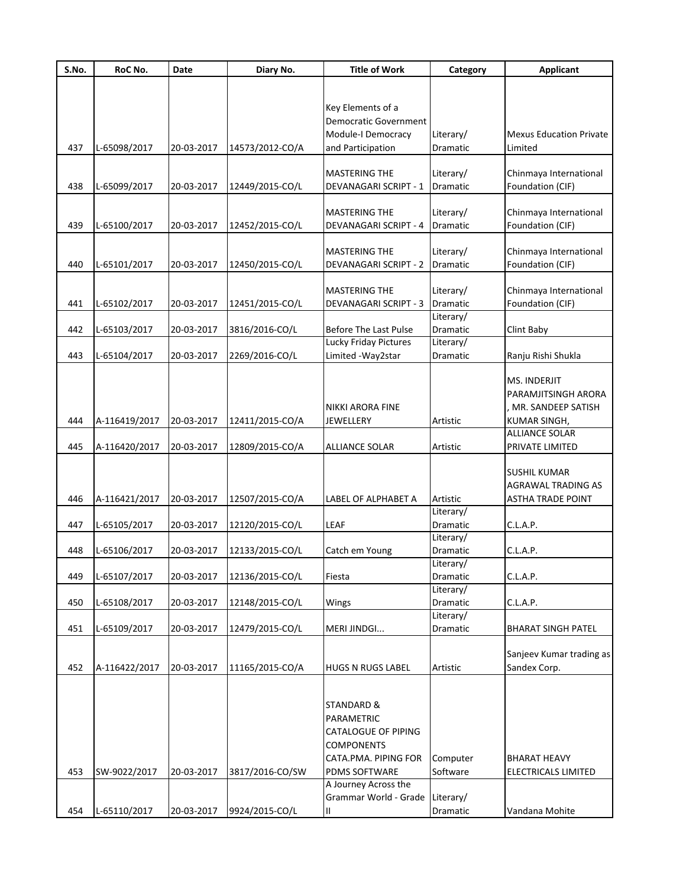| S.No. | RoC No. | Date | Diary No. | Title of Work | Category | Applicant |
|---|---|---|---|---|---|---|
| 437 | L-65098/2017 | 20-03-2017 | 14573/2012-CO/A | Key Elements of a Democratic Government Module-I Democracy and Participation | Literary/ Dramatic | Mexus Education Private Limited |
| 438 | L-65099/2017 | 20-03-2017 | 12449/2015-CO/L | MASTERING THE DEVANAGARI SCRIPT - 1 | Literary/ Dramatic | Chinmaya International Foundation (CIF) |
| 439 | L-65100/2017 | 20-03-2017 | 12452/2015-CO/L | MASTERING THE DEVANAGARI SCRIPT - 4 | Literary/ Dramatic | Chinmaya International Foundation (CIF) |
| 440 | L-65101/2017 | 20-03-2017 | 12450/2015-CO/L | MASTERING THE DEVANAGARI SCRIPT - 2 | Literary/ Dramatic | Chinmaya International Foundation (CIF) |
| 441 | L-65102/2017 | 20-03-2017 | 12451/2015-CO/L | MASTERING THE DEVANAGARI SCRIPT - 3 | Literary/ Dramatic | Chinmaya International Foundation (CIF) |
| 442 | L-65103/2017 | 20-03-2017 | 3816/2016-CO/L | Before The Last Pulse | Literary/ Dramatic | Clint Baby |
| 443 | L-65104/2017 | 20-03-2017 | 2269/2016-CO/L | Lucky Friday Pictures Limited -Way2star | Literary/ Dramatic | Ranju Rishi Shukla |
| 444 | A-116419/2017 | 20-03-2017 | 12411/2015-CO/A | NIKKI ARORA FINE JEWELLERY | Artistic | MS. INDERJIT PARAMJITSINGH ARORA , MR. SANDEEP SATISH KUMAR SINGH, |
| 445 | A-116420/2017 | 20-03-2017 | 12809/2015-CO/A | ALLIANCE SOLAR | Artistic | ALLIANCE SOLAR PRIVATE LIMITED |
| 446 | A-116421/2017 | 20-03-2017 | 12507/2015-CO/A | LABEL OF ALPHABET A | Artistic | SUSHIL KUMAR AGRAWAL TRADING AS ASTHA TRADE POINT |
| 447 | L-65105/2017 | 20-03-2017 | 12120/2015-CO/L | LEAF | Literary/ Dramatic | C.L.A.P. |
| 448 | L-65106/2017 | 20-03-2017 | 12133/2015-CO/L | Catch em Young | Literary/ Dramatic | C.L.A.P. |
| 449 | L-65107/2017 | 20-03-2017 | 12136/2015-CO/L | Fiesta | Literary/ Dramatic | C.L.A.P. |
| 450 | L-65108/2017 | 20-03-2017 | 12148/2015-CO/L | Wings | Literary/ Dramatic | C.L.A.P. |
| 451 | L-65109/2017 | 20-03-2017 | 12479/2015-CO/L | MERI JINDGI... | Literary/ Dramatic | BHARAT SINGH PATEL |
| 452 | A-116422/2017 | 20-03-2017 | 11165/2015-CO/A | HUGS N RUGS LABEL | Artistic | Sanjeev Kumar trading as Sandex Corp. |
| 453 | SW-9022/2017 | 20-03-2017 | 3817/2016-CO/SW | STANDARD & PARAMETRIC CATALOGUE OF PIPING COMPONENTS CATA.PMA. PIPING FOR PDMS SOFTWARE | Computer Software | BHARAT HEAVY ELECTRICALS LIMITED |
| 454 | L-65110/2017 | 20-03-2017 | 9924/2015-CO/L | A Journey Across the Grammar World - Grade II | Literary/ Dramatic | Vandana Mohite |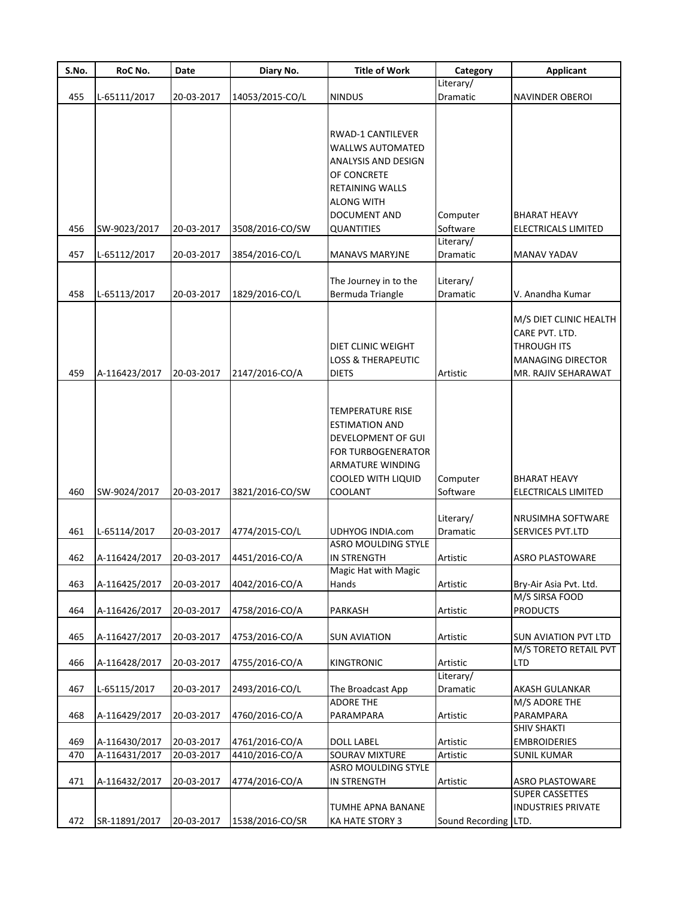| S.No. | RoC No. | Date | Diary No. | Title of Work | Category | Applicant |
|---|---|---|---|---|---|---|
| 455 | L-65111/2017 | 20-03-2017 | 14053/2015-CO/L | NINDUS | Literary/ Dramatic | NAVINDER OBEROI |
| 456 | SW-9023/2017 | 20-03-2017 | 3508/2016-CO/SW | RWAD-1 CANTILEVER WALLWS AUTOMATED ANALYSIS AND DESIGN OF CONCRETE RETAINING WALLS ALONG WITH DOCUMENT AND QUANTITIES | Computer Software | BHARAT HEAVY ELECTRICALS LIMITED |
| 457 | L-65112/2017 | 20-03-2017 | 3854/2016-CO/L | MANAVS MARYJNE | Literary/ Dramatic | MANAV YADAV |
| 458 | L-65113/2017 | 20-03-2017 | 1829/2016-CO/L | The Journey in to the Bermuda Triangle | Literary/ Dramatic | V. Anandha Kumar |
| 459 | A-116423/2017 | 20-03-2017 | 2147/2016-CO/A | DIET CLINIC WEIGHT LOSS & THERAPEUTIC DIETS | Artistic | M/S DIET CLINIC HEALTH CARE PVT. LTD. THROUGH ITS MANAGING DIRECTOR MR. RAJIV SEHARAWAT |
| 460 | SW-9024/2017 | 20-03-2017 | 3821/2016-CO/SW | TEMPERATURE RISE ESTIMATION AND DEVELOPMENT OF GUI FOR TURBOGENERATOR ARMATURE WINDING COOLED WITH LIQUID COOLANT | Computer Software | BHARAT HEAVY ELECTRICALS LIMITED |
| 461 | L-65114/2017 | 20-03-2017 | 4774/2015-CO/L | UDHYOG INDIA.com | Literary/ Dramatic | NRUSIMHA SOFTWARE SERVICES PVT.LTD |
| 462 | A-116424/2017 | 20-03-2017 | 4451/2016-CO/A | ASRO MOULDING STYLE IN STRENGTH | Artistic | ASRO PLASTOWARE |
| 463 | A-116425/2017 | 20-03-2017 | 4042/2016-CO/A | Magic Hat with Magic Hands | Artistic | Bry-Air Asia Pvt. Ltd. |
| 464 | A-116426/2017 | 20-03-2017 | 4758/2016-CO/A | PARKASH | Artistic | M/S SIRSA FOOD PRODUCTS |
| 465 | A-116427/2017 | 20-03-2017 | 4753/2016-CO/A | SUN AVIATION | Artistic | SUN AVIATION PVT LTD |
| 466 | A-116428/2017 | 20-03-2017 | 4755/2016-CO/A | KINGTRONIC | Artistic | M/S TORETO RETAIL PVT LTD |
| 467 | L-65115/2017 | 20-03-2017 | 2493/2016-CO/L | The Broadcast App | Literary/ Dramatic | AKASH GULANKAR |
| 468 | A-116429/2017 | 20-03-2017 | 4760/2016-CO/A | ADORE THE PARAMPARA | Artistic | M/S ADORE THE PARAMPARA |
| 469 | A-116430/2017 | 20-03-2017 | 4761/2016-CO/A | DOLL LABEL | Artistic | SHIV SHAKTI EMBROIDERIES |
| 470 | A-116431/2017 | 20-03-2017 | 4410/2016-CO/A | SOURAV MIXTURE | Artistic | SUNIL KUMAR |
| 471 | A-116432/2017 | 20-03-2017 | 4774/2016-CO/A | ASRO MOULDING STYLE IN STRENGTH | Artistic | ASRO PLASTOWARE |
| 472 | SR-11891/2017 | 20-03-2017 | 1538/2016-CO/SR | TUMHE APNA BANANE KA HATE STORY 3 | Sound Recording | SUPER CASSETTES INDUSTRIES PRIVATE LTD. |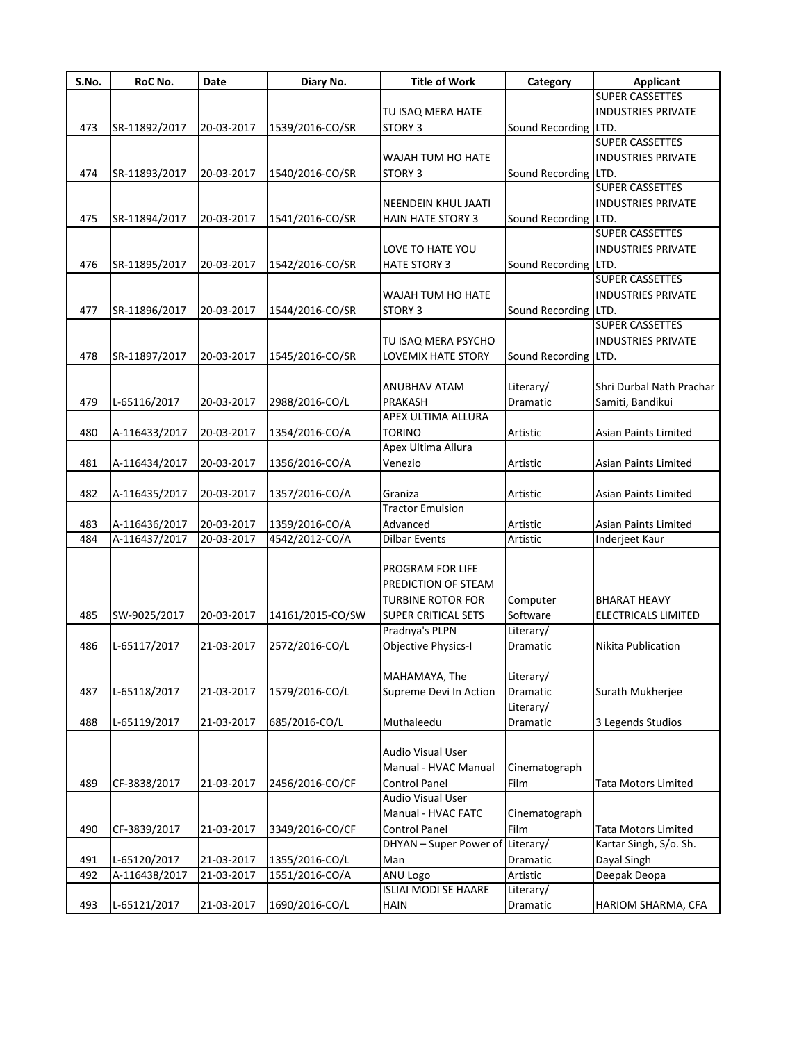| S.No. | RoC No. | Date | Diary No. | Title of Work | Category | Applicant |
|---|---|---|---|---|---|---|
| 473 | SR-11892/2017 | 20-03-2017 | 1539/2016-CO/SR | TU ISAQ MERA HATE STORY 3 | Sound Recording | SUPER CASSETTES INDUSTRIES PRIVATE LTD. |
| 474 | SR-11893/2017 | 20-03-2017 | 1540/2016-CO/SR | WAJAH TUM HO HATE STORY 3 | Sound Recording | SUPER CASSETTES INDUSTRIES PRIVATE LTD. |
| 475 | SR-11894/2017 | 20-03-2017 | 1541/2016-CO/SR | NEENDEIN KHUL JAATI HAIN HATE STORY 3 | Sound Recording | SUPER CASSETTES INDUSTRIES PRIVATE LTD. |
| 476 | SR-11895/2017 | 20-03-2017 | 1542/2016-CO/SR | LOVE TO HATE YOU HATE STORY 3 | Sound Recording | SUPER CASSETTES INDUSTRIES PRIVATE LTD. |
| 477 | SR-11896/2017 | 20-03-2017 | 1544/2016-CO/SR | WAJAH TUM HO HATE STORY 3 | Sound Recording | SUPER CASSETTES INDUSTRIES PRIVATE LTD. |
| 478 | SR-11897/2017 | 20-03-2017 | 1545/2016-CO/SR | TU ISAQ MERA PSYCHO LOVEMIX HATE STORY | Sound Recording | SUPER CASSETTES INDUSTRIES PRIVATE LTD. |
| 479 | L-65116/2017 | 20-03-2017 | 2988/2016-CO/L | ANUBHAV ATAM PRAKASH | Literary/ Dramatic | Shri Durbal Nath Prachar Samiti, Bandikui |
| 480 | A-116433/2017 | 20-03-2017 | 1354/2016-CO/A | APEX ULTIMA ALLURA TORINO | Artistic | Asian Paints Limited |
| 481 | A-116434/2017 | 20-03-2017 | 1356/2016-CO/A | Apex Ultima Allura Venezio | Artistic | Asian Paints Limited |
| 482 | A-116435/2017 | 20-03-2017 | 1357/2016-CO/A | Graniza | Artistic | Asian Paints Limited |
| 483 | A-116436/2017 | 20-03-2017 | 1359/2016-CO/A | Tractor Emulsion Advanced | Artistic | Asian Paints Limited |
| 484 | A-116437/2017 | 20-03-2017 | 4542/2012-CO/A | Dilbar Events | Artistic | Inderjeet Kaur |
| 485 | SW-9025/2017 | 20-03-2017 | 14161/2015-CO/SW | PROGRAM FOR LIFE PREDICTION OF STEAM TURBINE ROTOR FOR SUPER CRITICAL SETS | Computer Software | BHARAT HEAVY ELECTRICALS LIMITED |
| 486 | L-65117/2017 | 21-03-2017 | 2572/2016-CO/L | Pradnya's PLPN Objective Physics-I | Literary/ Dramatic | Nikita Publication |
| 487 | L-65118/2017 | 21-03-2017 | 1579/2016-CO/L | MAHAMAYA, The Supreme Devi In Action | Literary/ Dramatic | Surath Mukherjee |
| 488 | L-65119/2017 | 21-03-2017 | 685/2016-CO/L | Muthaleedu | Literary/ Dramatic | 3 Legends Studios |
| 489 | CF-3838/2017 | 21-03-2017 | 2456/2016-CO/CF | Audio Visual User Manual - HVAC Manual Control Panel | Cinematograph Film | Tata Motors Limited |
| 490 | CF-3839/2017 | 21-03-2017 | 3349/2016-CO/CF | Audio Visual User Manual - HVAC FATC Control Panel | Cinematograph Film | Tata Motors Limited |
| 491 | L-65120/2017 | 21-03-2017 | 1355/2016-CO/L | DHYAN – Super Power of Man | Literary/ Dramatic | Kartar Singh, S/o. Sh. Dayal Singh |
| 492 | A-116438/2017 | 21-03-2017 | 1551/2016-CO/A | ANU Logo | Artistic | Deepak Deopa |
| 493 | L-65121/2017 | 21-03-2017 | 1690/2016-CO/L | ISLIAI MODI SE HAARE HAIN | Literary/ Dramatic | HARIOM SHARMA, CFA |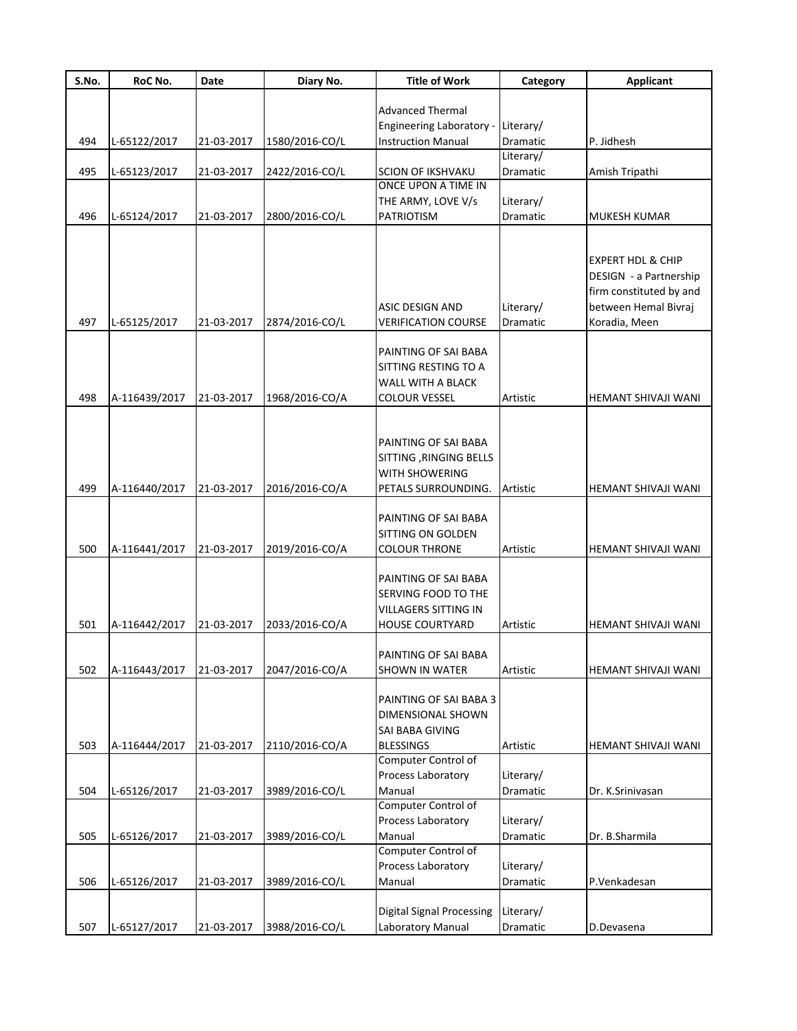| S.No. | RoC No. | Date | Diary No. | Title of Work | Category | Applicant |
|---|---|---|---|---|---|---|
| 494 | L-65122/2017 | 21-03-2017 | 1580/2016-CO/L | Advanced Thermal Engineering Laboratory - Instruction Manual | Literary/ Dramatic | P. Jidhesh |
| 495 | L-65123/2017 | 21-03-2017 | 2422/2016-CO/L | SCION OF IKSHVAKU | Literary/ Dramatic | Amish Tripathi |
| 496 | L-65124/2017 | 21-03-2017 | 2800/2016-CO/L | ONCE UPON A TIME IN THE ARMY, LOVE V/s PATRIOTISM | Literary/ Dramatic | MUKESH KUMAR |
| 497 | L-65125/2017 | 21-03-2017 | 2874/2016-CO/L | ASIC DESIGN AND VERIFICATION COURSE | Literary/ Dramatic | EXPERT HDL & CHIP DESIGN - a Partnership firm constituted by and between Hemal Bivraj Koradia, Meen |
| 498 | A-116439/2017 | 21-03-2017 | 1968/2016-CO/A | PAINTING OF SAI BABA SITTING RESTING TO A WALL WITH A BLACK COLOUR VESSEL | Artistic | HEMANT SHIVAJI WANI |
| 499 | A-116440/2017 | 21-03-2017 | 2016/2016-CO/A | PAINTING OF SAI BABA SITTING ,RINGING BELLS WITH SHOWERING PETALS SURROUNDING. | Artistic | HEMANT SHIVAJI WANI |
| 500 | A-116441/2017 | 21-03-2017 | 2019/2016-CO/A | PAINTING OF SAI BABA SITTING ON GOLDEN COLOUR THRONE | Artistic | HEMANT SHIVAJI WANI |
| 501 | A-116442/2017 | 21-03-2017 | 2033/2016-CO/A | PAINTING OF SAI BABA SERVING FOOD TO THE VILLAGERS SITTING IN HOUSE COURTYARD | Artistic | HEMANT SHIVAJI WANI |
| 502 | A-116443/2017 | 21-03-2017 | 2047/2016-CO/A | PAINTING OF SAI BABA SHOWN IN WATER | Artistic | HEMANT SHIVAJI WANI |
| 503 | A-116444/2017 | 21-03-2017 | 2110/2016-CO/A | PAINTING OF SAI BABA 3 DIMENSIONAL SHOWN SAI BABA GIVING BLESSINGS | Artistic | HEMANT SHIVAJI WANI |
| 504 | L-65126/2017 | 21-03-2017 | 3989/2016-CO/L | Computer Control of Process Laboratory Manual | Literary/ Dramatic | Dr. K.Srinivasan |
| 505 | L-65126/2017 | 21-03-2017 | 3989/2016-CO/L | Computer Control of Process Laboratory Manual | Literary/ Dramatic | Dr. B.Sharmila |
| 506 | L-65126/2017 | 21-03-2017 | 3989/2016-CO/L | Computer Control of Process Laboratory Manual | Literary/ Dramatic | P.Venkadesan |
| 507 | L-65127/2017 | 21-03-2017 | 3988/2016-CO/L | Digital Signal Processing Laboratory Manual | Literary/ Dramatic | D.Devasena |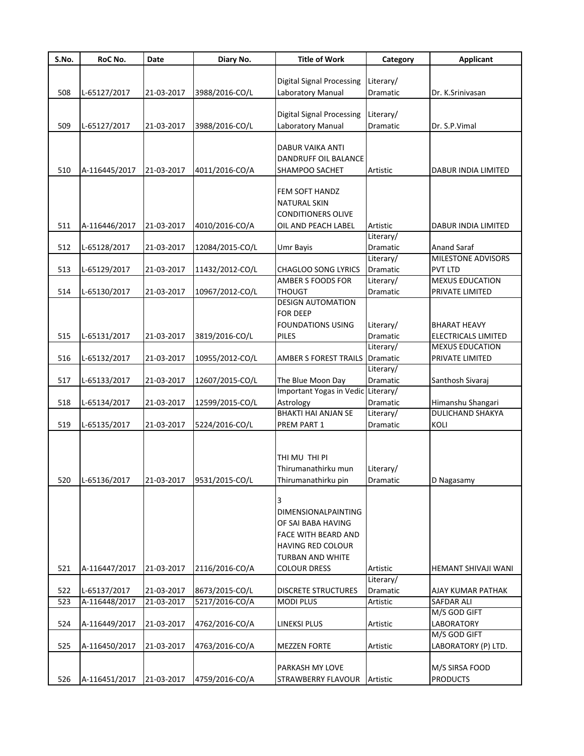| S.No. | RoC No. | Date | Diary No. | Title of Work | Category | Applicant |
|---|---|---|---|---|---|---|
| 508 | L-65127/2017 | 21-03-2017 | 3988/2016-CO/L | Digital Signal Processing Laboratory Manual | Literary/ Dramatic | Dr. K.Srinivasan |
| 509 | L-65127/2017 | 21-03-2017 | 3988/2016-CO/L | Digital Signal Processing Laboratory Manual | Literary/ Dramatic | Dr. S.P.Vimal |
| 510 | A-116445/2017 | 21-03-2017 | 4011/2016-CO/A | DABUR VAIKA ANTI DANDRUFF OIL BALANCE SHAMPOO SACHET | Artistic | DABUR INDIA LIMITED |
| 511 | A-116446/2017 | 21-03-2017 | 4010/2016-CO/A | FEM SOFT HANDZ NATURAL SKIN CONDITIONERS OLIVE OIL AND PEACH LABEL | Artistic | DABUR INDIA LIMITED |
| 512 | L-65128/2017 | 21-03-2017 | 12084/2015-CO/L | Umr Bayis | Literary/ Dramatic | Anand Saraf |
| 513 | L-65129/2017 | 21-03-2017 | 11432/2012-CO/L | CHAGLOO SONG LYRICS | Literary/ Dramatic | MILESTONE ADVISORS PVT LTD |
| 514 | L-65130/2017 | 21-03-2017 | 10967/2012-CO/L | AMBER S FOODS FOR THOUGT | Literary/ Dramatic | MEXUS EDUCATION PRIVATE LIMITED |
| 515 | L-65131/2017 | 21-03-2017 | 3819/2016-CO/L | DESIGN AUTOMATION FOR DEEP FOUNDATIONS USING PILES | Literary/ Dramatic | BHARAT HEAVY ELECTRICALS LIMITED |
| 516 | L-65132/2017 | 21-03-2017 | 10955/2012-CO/L | AMBER S FOREST TRAILS | Literary/ Dramatic | MEXUS EDUCATION PRIVATE LIMITED |
| 517 | L-65133/2017 | 21-03-2017 | 12607/2015-CO/L | The Blue Moon Day | Literary/ Dramatic | Santhosh Sivaraj |
| 518 | L-65134/2017 | 21-03-2017 | 12599/2015-CO/L | Important Yogas in Vedic Astrology | Literary/ Dramatic | Himanshu Shangari |
| 519 | L-65135/2017 | 21-03-2017 | 5224/2016-CO/L | BHAKTI HAI ANJAN SE PREM PART 1 | Literary/ Dramatic | DULICHAND SHAKYA KOLI |
| 520 | L-65136/2017 | 21-03-2017 | 9531/2015-CO/L | THI MU THI PI Thirumanathirku mun Thirumanathirku pin | Literary/ Dramatic | D Nagasamy |
| 521 | A-116447/2017 | 21-03-2017 | 2116/2016-CO/A | 3 DIMENSIONALPAINTING OF SAI BABA HAVING FACE WITH BEARD AND HAVING RED COLOUR TURBAN AND WHITE COLOUR DRESS | Artistic | HEMANT SHIVAJI WANI |
| 522 | L-65137/2017 | 21-03-2017 | 8673/2015-CO/L | DISCRETE STRUCTURES | Literary/ Dramatic | AJAY KUMAR PATHAK |
| 523 | A-116448/2017 | 21-03-2017 | 5217/2016-CO/A | MODI PLUS | Artistic | SAFDAR ALI |
| 524 | A-116449/2017 | 21-03-2017 | 4762/2016-CO/A | LINEKSI PLUS | Artistic | M/S GOD GIFT LABORATORY |
| 525 | A-116450/2017 | 21-03-2017 | 4763/2016-CO/A | MEZZEN FORTE | Artistic | M/S GOD GIFT LABORATORY (P) LTD. |
| 526 | A-116451/2017 | 21-03-2017 | 4759/2016-CO/A | PARKASH MY LOVE STRAWBERRY FLAVOUR | Artistic | M/S SIRSA FOOD PRODUCTS |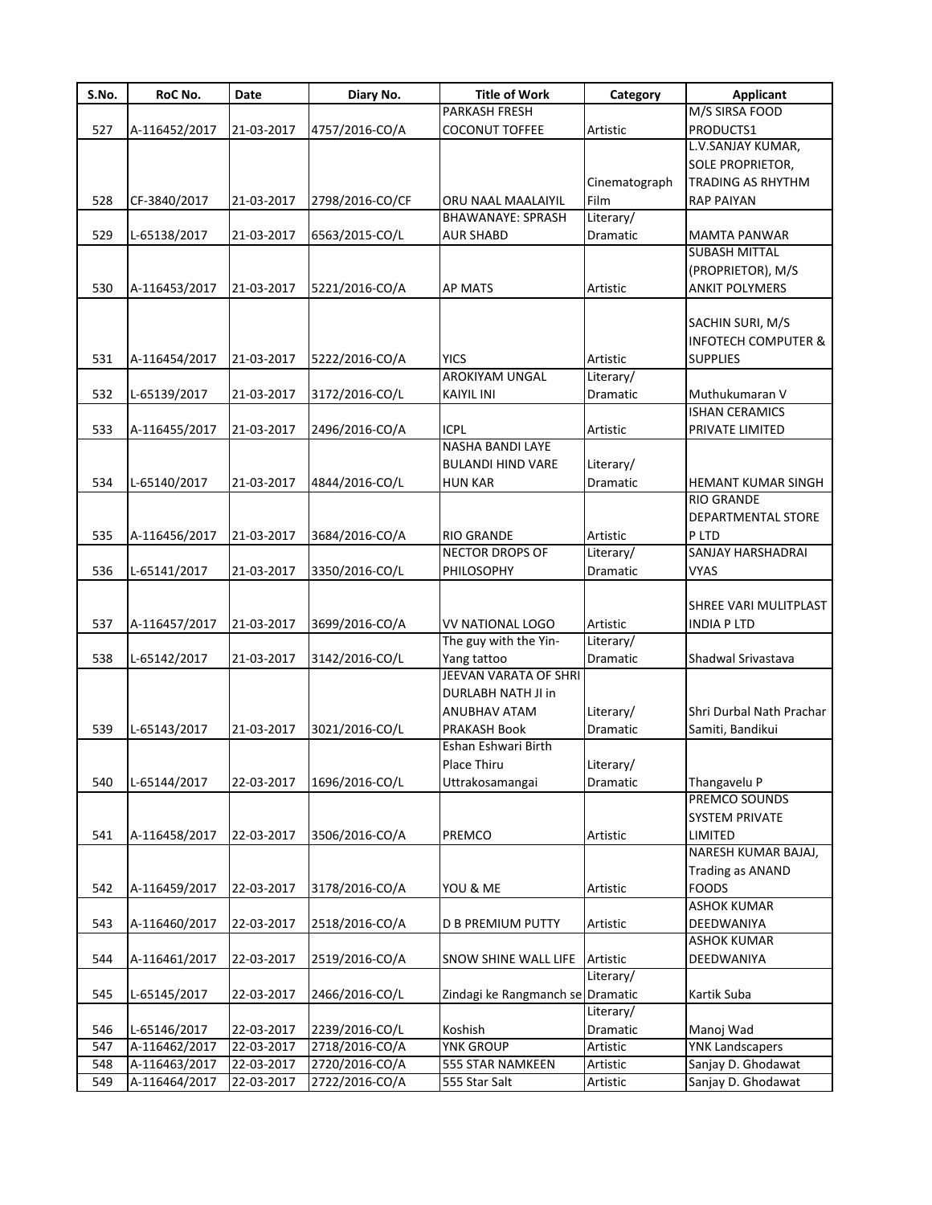| S.No. | RoC No. | Date | Diary No. | Title of Work | Category | Applicant |
|---|---|---|---|---|---|---|
| 527 | A-116452/2017 | 21-03-2017 | 4757/2016-CO/A | PARKASH FRESH COCONUT TOFFEE | Artistic | M/S SIRSA FOOD PRODUCTS1 |
| 528 | CF-3840/2017 | 21-03-2017 | 2798/2016-CO/CF | ORU NAAL MAALAIYIL | Cinematograph Film | L.V.SANJAY KUMAR, SOLE PROPRIETOR, TRADING AS RHYTHM RAP PAIYAN |
| 529 | L-65138/2017 | 21-03-2017 | 6563/2015-CO/L | BHAWANAYE: SPRASH AUR SHABD | Literary/ Dramatic | MAMTA PANWAR |
| 530 | A-116453/2017 | 21-03-2017 | 5221/2016-CO/A | AP MATS | Artistic | SUBASH MITTAL (PROPRIETOR), M/S ANKIT POLYMERS |
| 531 | A-116454/2017 | 21-03-2017 | 5222/2016-CO/A | YICS | Artistic | SACHIN SURI, M/S INFOTECH COMPUTER & SUPPLIES |
| 532 | L-65139/2017 | 21-03-2017 | 3172/2016-CO/L | AROKIYAM UNGAL KAIYIL INI | Literary/ Dramatic | Muthukumaran V |
| 533 | A-116455/2017 | 21-03-2017 | 2496/2016-CO/A | ICPL | Artistic | ISHAN CERAMICS PRIVATE LIMITED |
| 534 | L-65140/2017 | 21-03-2017 | 4844/2016-CO/L | NASHA BANDI LAYE BULANDI HIND VARE HUN KAR | Literary/ Dramatic | HEMANT KUMAR SINGH |
| 535 | A-116456/2017 | 21-03-2017 | 3684/2016-CO/A | RIO GRANDE | Artistic | RIO GRANDE DEPARTMENTAL STORE P LTD |
| 536 | L-65141/2017 | 21-03-2017 | 3350/2016-CO/L | NECTOR DROPS OF PHILOSOPHY | Literary/ Dramatic | SANJAY HARSHADRAI VYAS |
| 537 | A-116457/2017 | 21-03-2017 | 3699/2016-CO/A | VV NATIONAL LOGO | Artistic | SHREE VARI MULITPLAST INDIA P LTD |
| 538 | L-65142/2017 | 21-03-2017 | 3142/2016-CO/L | The guy with the Yin-Yang tattoo | Literary/ Dramatic | Shadwal Srivastava |
| 539 | L-65143/2017 | 21-03-2017 | 3021/2016-CO/L | JEEVAN VARATA OF SHRI DURLABH NATH JI in ANUBHAV ATAM PRAKASH Book | Literary/ Dramatic | Shri Durbal Nath Prachar Samiti, Bandikui |
| 540 | L-65144/2017 | 22-03-2017 | 1696/2016-CO/L | Eshan Eshwari Birth Place Thiru Uttrakosamangai | Literary/ Dramatic | Thangavelu P |
| 541 | A-116458/2017 | 22-03-2017 | 3506/2016-CO/A | PREMCO | Artistic | PREMCO SOUNDS SYSTEM PRIVATE LIMITED |
| 542 | A-116459/2017 | 22-03-2017 | 3178/2016-CO/A | YOU & ME | Artistic | NARESH KUMAR BAJAJ, Trading as ANAND FOODS |
| 543 | A-116460/2017 | 22-03-2017 | 2518/2016-CO/A | D B PREMIUM PUTTY | Artistic | ASHOK KUMAR DEEDWANIYA |
| 544 | A-116461/2017 | 22-03-2017 | 2519/2016-CO/A | SNOW SHINE WALL LIFE | Artistic | ASHOK KUMAR DEEDWANIYA |
| 545 | L-65145/2017 | 22-03-2017 | 2466/2016-CO/L | Zindagi ke Rangmanch se | Literary/ Dramatic | Kartik Suba |
| 546 | L-65146/2017 | 22-03-2017 | 2239/2016-CO/L | Koshish | Literary/ Dramatic | Manoj Wad |
| 547 | A-116462/2017 | 22-03-2017 | 2718/2016-CO/A | YNK GROUP | Artistic | YNK Landscapers |
| 548 | A-116463/2017 | 22-03-2017 | 2720/2016-CO/A | 555 STAR NAMKEEN | Artistic | Sanjay D. Ghodawat |
| 549 | A-116464/2017 | 22-03-2017 | 2722/2016-CO/A | 555 Star Salt | Artistic | Sanjay D. Ghodawat |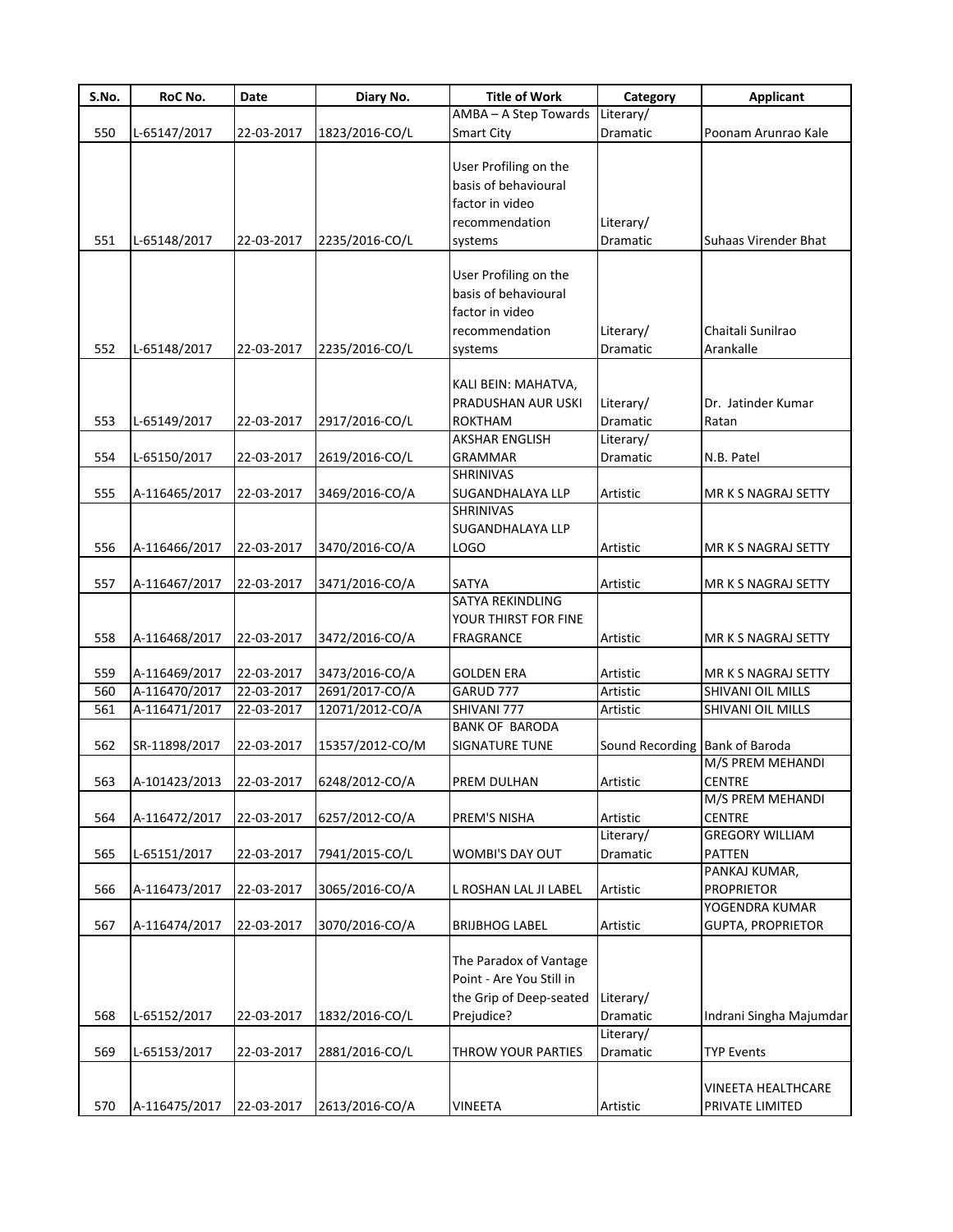| S.No. | RoC No. | Date | Diary No. | Title of Work | Category | Applicant |
|---|---|---|---|---|---|---|
| 550 | L-65147/2017 | 22-03-2017 | 1823/2016-CO/L | AMBA – A Step Towards Smart City | Literary/ Dramatic | Poonam Arunrao Kale |
| 551 | L-65148/2017 | 22-03-2017 | 2235/2016-CO/L | User Profiling on the basis of behavioural factor in video recommendation systems | Literary/ Dramatic | Suhaas Virender Bhat |
| 552 | L-65148/2017 | 22-03-2017 | 2235/2016-CO/L | User Profiling on the basis of behavioural factor in video recommendation systems | Literary/ Dramatic | Chaitali Sunilrao Arankalle |
| 553 | L-65149/2017 | 22-03-2017 | 2917/2016-CO/L | KALI BEIN: MAHATVA, PRADUSHAN AUR USKI ROKTHAM | Literary/ Dramatic | Dr. Jatinder Kumar Ratan |
| 554 | L-65150/2017 | 22-03-2017 | 2619/2016-CO/L | AKSHAR ENGLISH GRAMMAR | Literary/ Dramatic | N.B. Patel |
| 555 | A-116465/2017 | 22-03-2017 | 3469/2016-CO/A | SHRINIVAS SUGANDHALAYA LLP | Artistic | MR K S NAGRAJ SETTY |
| 556 | A-116466/2017 | 22-03-2017 | 3470/2016-CO/A | SHRINIVAS SUGANDHALAYA LLP LOGO | Artistic | MR K S NAGRAJ SETTY |
| 557 | A-116467/2017 | 22-03-2017 | 3471/2016-CO/A | SATYA | Artistic | MR K S NAGRAJ SETTY |
| 558 | A-116468/2017 | 22-03-2017 | 3472/2016-CO/A | SATYA REKINDLING YOUR THIRST FOR FINE FRAGRANCE | Artistic | MR K S NAGRAJ SETTY |
| 559 | A-116469/2017 | 22-03-2017 | 3473/2016-CO/A | GOLDEN ERA | Artistic | MR K S NAGRAJ SETTY |
| 560 | A-116470/2017 | 22-03-2017 | 2691/2017-CO/A | GARUD 777 | Artistic | SHIVANI OIL MILLS |
| 561 | A-116471/2017 | 22-03-2017 | 12071/2012-CO/A | SHIVANI 777 | Artistic | SHIVANI OIL MILLS |
| 562 | SR-11898/2017 | 22-03-2017 | 15357/2012-CO/M | BANK OF BARODA SIGNATURE TUNE | Sound Recording | Bank of Baroda |
| 563 | A-101423/2013 | 22-03-2017 | 6248/2012-CO/A | PREM DULHAN | Artistic | M/S PREM MEHANDI CENTRE |
| 564 | A-116472/2017 | 22-03-2017 | 6257/2012-CO/A | PREM'S NISHA | Artistic | M/S PREM MEHANDI CENTRE |
| 565 | L-65151/2017 | 22-03-2017 | 7941/2015-CO/L | WOMBI'S DAY OUT | Literary/ Dramatic | GREGORY WILLIAM PATTEN |
| 566 | A-116473/2017 | 22-03-2017 | 3065/2016-CO/A | L ROSHAN LAL JI LABEL | Artistic | PANKAJ KUMAR, PROPRIETOR |
| 567 | A-116474/2017 | 22-03-2017 | 3070/2016-CO/A | BRIJBHOG LABEL | Artistic | YOGENDRA KUMAR GUPTA, PROPRIETOR |
| 568 | L-65152/2017 | 22-03-2017 | 1832/2016-CO/L | The Paradox of Vantage Point - Are You Still in the Grip of Deep-seated Prejudice? | Literary/ Dramatic | Indrani Singha Majumdar |
| 569 | L-65153/2017 | 22-03-2017 | 2881/2016-CO/L | THROW YOUR PARTIES | Literary/ Dramatic | TYP Events |
| 570 | A-116475/2017 | 22-03-2017 | 2613/2016-CO/A | VINEETA | Artistic | VINEETA HEALTHCARE PRIVATE LIMITED |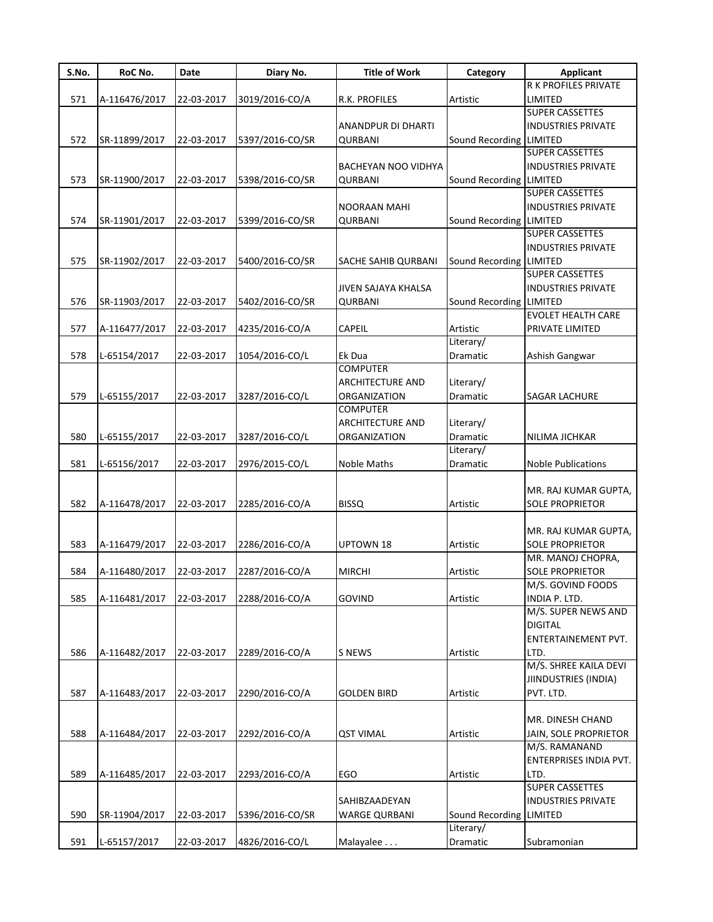| S.No. | RoC No. | Date | Diary No. | Title of Work | Category | Applicant |
|---|---|---|---|---|---|---|
| 571 | A-116476/2017 | 22-03-2017 | 3019/2016-CO/A | R.K. PROFILES | Artistic | R K PROFILES PRIVATE LIMITED |
| 572 | SR-11899/2017 | 22-03-2017 | 5397/2016-CO/SR | ANANDPUR DI DHARTI QURBANI | Sound Recording | SUPER CASSETTES INDUSTRIES PRIVATE LIMITED |
| 573 | SR-11900/2017 | 22-03-2017 | 5398/2016-CO/SR | BACHEYAN NOO VIDHYA QURBANI | Sound Recording | SUPER CASSETTES INDUSTRIES PRIVATE LIMITED |
| 574 | SR-11901/2017 | 22-03-2017 | 5399/2016-CO/SR | NOORAAN MAHI QURBANI | Sound Recording | SUPER CASSETTES INDUSTRIES PRIVATE LIMITED |
| 575 | SR-11902/2017 | 22-03-2017 | 5400/2016-CO/SR | SACHE SAHIB QURBANI | Sound Recording | SUPER CASSETTES INDUSTRIES PRIVATE LIMITED |
| 576 | SR-11903/2017 | 22-03-2017 | 5402/2016-CO/SR | JIVEN SAJAYA KHALSA QURBANI | Sound Recording | SUPER CASSETTES INDUSTRIES PRIVATE LIMITED |
| 577 | A-116477/2017 | 22-03-2017 | 4235/2016-CO/A | CAPEIL | Artistic | EVOLET HEALTH CARE PRIVATE LIMITED |
| 578 | L-65154/2017 | 22-03-2017 | 1054/2016-CO/L | Ek Dua | Literary/ Dramatic | Ashish Gangwar |
| 579 | L-65155/2017 | 22-03-2017 | 3287/2016-CO/L | COMPUTER ARCHITECTURE AND ORGANIZATION | Literary/ Dramatic | SAGAR LACHURE |
| 580 | L-65155/2017 | 22-03-2017 | 3287/2016-CO/L | COMPUTER ARCHITECTURE AND ORGANIZATION | Literary/ Dramatic | NILIMA JICHKAR |
| 581 | L-65156/2017 | 22-03-2017 | 2976/2015-CO/L | Noble Maths | Literary/ Dramatic | Noble Publications |
| 582 | A-116478/2017 | 22-03-2017 | 2285/2016-CO/A | BISSQ | Artistic | MR. RAJ KUMAR GUPTA, SOLE PROPRIETOR |
| 583 | A-116479/2017 | 22-03-2017 | 2286/2016-CO/A | UPTOWN 18 | Artistic | MR. RAJ KUMAR GUPTA, SOLE PROPRIETOR |
| 584 | A-116480/2017 | 22-03-2017 | 2287/2016-CO/A | MIRCHI | Artistic | MR. MANOJ CHOPRA, SOLE PROPRIETOR |
| 585 | A-116481/2017 | 22-03-2017 | 2288/2016-CO/A | GOVIND | Artistic | M/S. GOVIND FOODS INDIA P. LTD. |
| 586 | A-116482/2017 | 22-03-2017 | 2289/2016-CO/A | S NEWS | Artistic | M/S. SUPER NEWS AND DIGITAL ENTERTAINEMENT PVT. LTD. |
| 587 | A-116483/2017 | 22-03-2017 | 2290/2016-CO/A | GOLDEN BIRD | Artistic | M/S. SHREE KAILA DEVI JIINDUSTRIES (INDIA) PVT. LTD. |
| 588 | A-116484/2017 | 22-03-2017 | 2292/2016-CO/A | QST VIMAL | Artistic | MR. DINESH CHAND JAIN, SOLE PROPRIETOR |
| 589 | A-116485/2017 | 22-03-2017 | 2293/2016-CO/A | EGO | Artistic | M/S. RAMANAND ENTERPRISES INDIA PVT. LTD. |
| 590 | SR-11904/2017 | 22-03-2017 | 5396/2016-CO/SR | SAHIBZAADEYAN WARGE QURBANI | Sound Recording | SUPER CASSETTES INDUSTRIES PRIVATE LIMITED |
| 591 | L-65157/2017 | 22-03-2017 | 4826/2016-CO/L | Malayalee . . . | Literary/ Dramatic | Subramonian |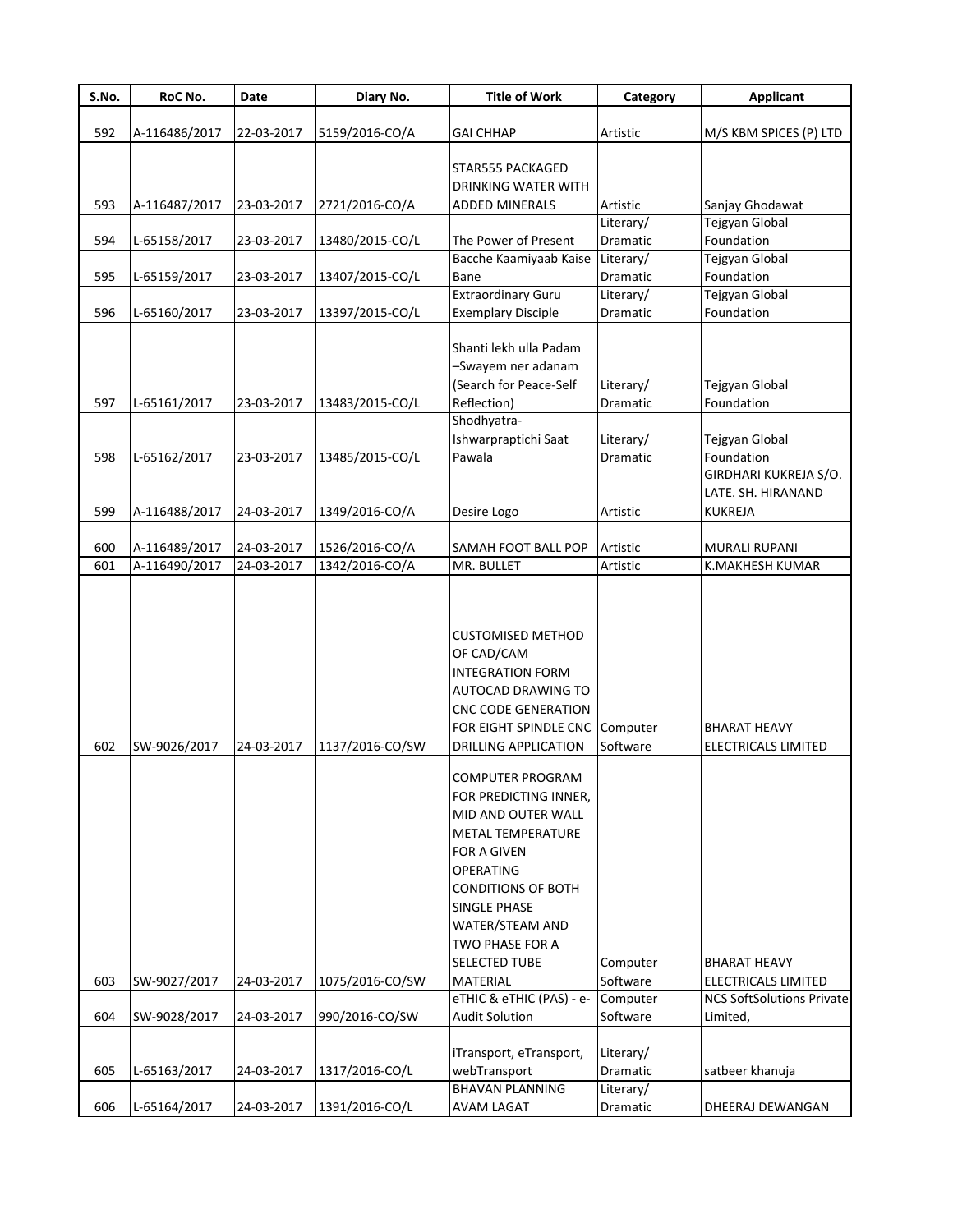| S.No. | RoC No. | Date | Diary No. | Title of Work | Category | Applicant |
|---|---|---|---|---|---|---|
| 592 | A-116486/2017 | 22-03-2017 | 5159/2016-CO/A | GAI CHHAP | Artistic | M/S KBM SPICES (P) LTD |
| 593 | A-116487/2017 | 23-03-2017 | 2721/2016-CO/A | STAR555 PACKAGED DRINKING WATER WITH ADDED MINERALS | Artistic | Sanjay Ghodawat |
| 594 | L-65158/2017 | 23-03-2017 | 13480/2015-CO/L | The Power of Present | Literary/ Dramatic | Tejgyan Global Foundation |
| 595 | L-65159/2017 | 23-03-2017 | 13407/2015-CO/L | Bacche Kaamiyaab Kaise Bane | Literary/ Dramatic | Tejgyan Global Foundation |
| 596 | L-65160/2017 | 23-03-2017 | 13397/2015-CO/L | Extraordinary Guru Exemplary Disciple | Literary/ Dramatic | Tejgyan Global Foundation |
| 597 | L-65161/2017 | 23-03-2017 | 13483/2015-CO/L | Shanti lekh ulla Padam –Swayem ner adanam (Search for Peace-Self Reflection) | Literary/ Dramatic | Tejgyan Global Foundation |
| 598 | L-65162/2017 | 23-03-2017 | 13485/2015-CO/L | Shodhyatra- Ishwarpraptichi Saat Pawala | Literary/ Dramatic | Tejgyan Global Foundation |
| 599 | A-116488/2017 | 24-03-2017 | 1349/2016-CO/A | Desire Logo | Artistic | GIRDHARI KUKREJA S/O. LATE. SH. HIRANAND KUKREJA |
| 600 | A-116489/2017 | 24-03-2017 | 1526/2016-CO/A | SAMAH FOOT BALL POP | Artistic | MURALI RUPANI |
| 601 | A-116490/2017 | 24-03-2017 | 1342/2016-CO/A | MR. BULLET | Artistic | K.MAKHESH KUMAR |
| 602 | SW-9026/2017 | 24-03-2017 | 1137/2016-CO/SW | CUSTOMISED METHOD OF CAD/CAM INTEGRATION FORM AUTOCAD DRAWING TO CNC CODE GENERATION FOR EIGHT SPINDLE CNC DRILLING APPLICATION | Computer Software | BHARAT HEAVY ELECTRICALS LIMITED |
| 603 | SW-9027/2017 | 24-03-2017 | 1075/2016-CO/SW | COMPUTER PROGRAM FOR PREDICTING INNER, MID AND OUTER WALL METAL TEMPERATURE FOR A GIVEN OPERATING CONDITIONS OF BOTH SINGLE PHASE WATER/STEAM AND TWO PHASE FOR A SELECTED TUBE MATERIAL | Computer Software | BHARAT HEAVY ELECTRICALS LIMITED |
| 604 | SW-9028/2017 | 24-03-2017 | 990/2016-CO/SW | eTHIC & eTHIC (PAS) - e-Audit Solution | Computer Software | NCS SoftSolutions Private Limited, |
| 605 | L-65163/2017 | 24-03-2017 | 1317/2016-CO/L | iTransport, eTransport, webTransport | Literary/ Dramatic | satbeer khanuja |
| 606 | L-65164/2017 | 24-03-2017 | 1391/2016-CO/L | BHAVAN PLANNING AVAM LAGAT | Literary/ Dramatic | DHEERAJ DEWANGAN |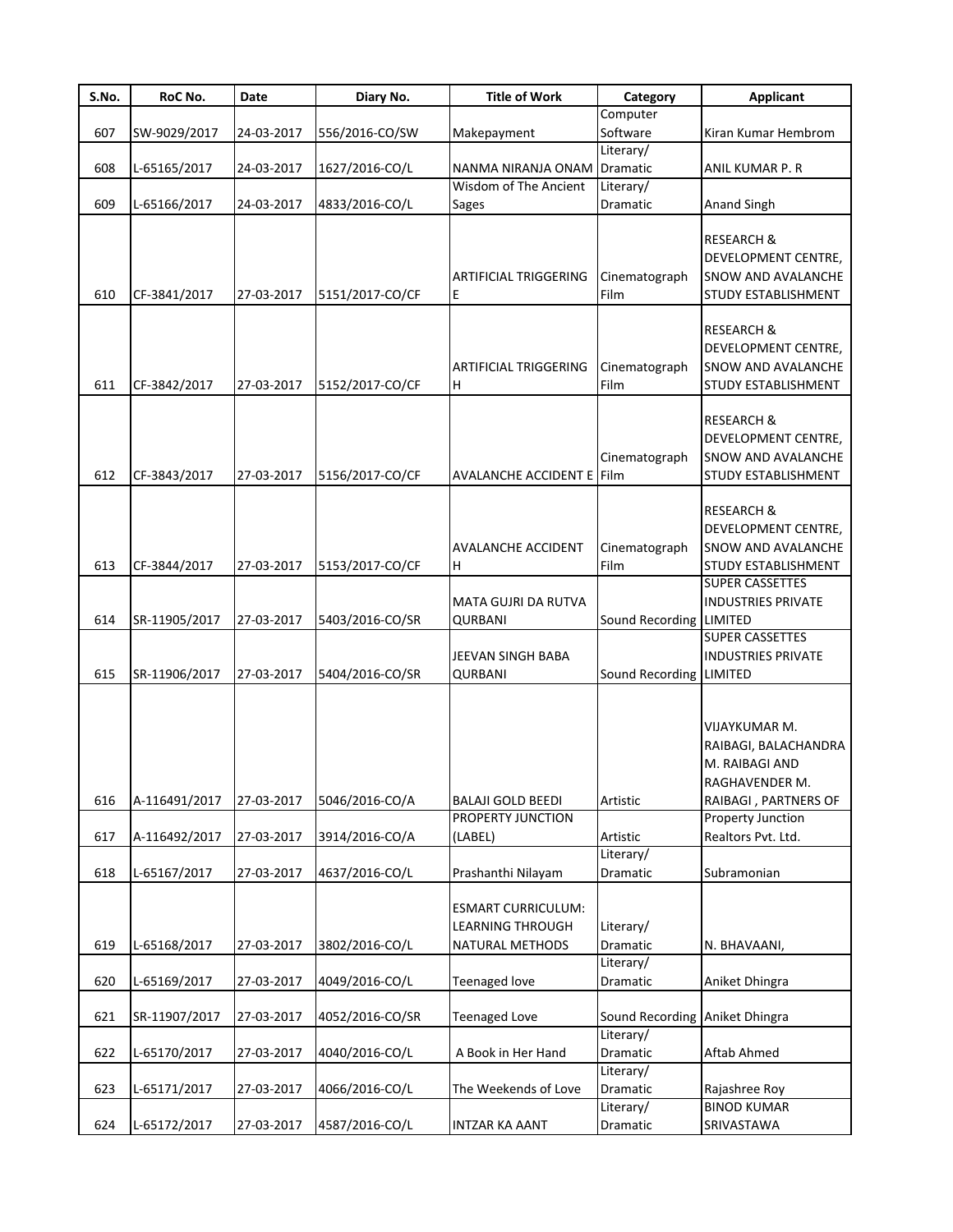| S.No. | RoC No. | Date | Diary No. | Title of Work | Category | Applicant |
|---|---|---|---|---|---|---|
| 607 | SW-9029/2017 | 24-03-2017 | 556/2016-CO/SW | Makepayment | Computer Software | Kiran Kumar Hembrom |
| 608 | L-65165/2017 | 24-03-2017 | 1627/2016-CO/L | NANMA NIRANJA ONAM | Literary/ Dramatic | ANIL KUMAR P. R |
| 609 | L-65166/2017 | 24-03-2017 | 4833/2016-CO/L | Wisdom of The Ancient Sages | Literary/ Dramatic | Anand Singh |
| 610 | CF-3841/2017 | 27-03-2017 | 5151/2017-CO/CF | ARTIFICIAL TRIGGERING E | Cinematograph Film | RESEARCH & DEVELOPMENT CENTRE, SNOW AND AVALANCHE STUDY ESTABLISHMENT |
| 611 | CF-3842/2017 | 27-03-2017 | 5152/2017-CO/CF | ARTIFICIAL TRIGGERING H | Cinematograph Film | RESEARCH & DEVELOPMENT CENTRE, SNOW AND AVALANCHE STUDY ESTABLISHMENT |
| 612 | CF-3843/2017 | 27-03-2017 | 5156/2017-CO/CF | AVALANCHE ACCIDENT E | Cinematograph Film | RESEARCH & DEVELOPMENT CENTRE, SNOW AND AVALANCHE STUDY ESTABLISHMENT |
| 613 | CF-3844/2017 | 27-03-2017 | 5153/2017-CO/CF | AVALANCHE ACCIDENT H | Cinematograph Film | RESEARCH & DEVELOPMENT CENTRE, SNOW AND AVALANCHE STUDY ESTABLISHMENT |
| 614 | SR-11905/2017 | 27-03-2017 | 5403/2016-CO/SR | MATA GUJRI DA RUTVA QURBANI | Sound Recording | SUPER CASSETTES INDUSTRIES PRIVATE LIMITED |
| 615 | SR-11906/2017 | 27-03-2017 | 5404/2016-CO/SR | JEEVAN SINGH BABA QURBANI | Sound Recording | SUPER CASSETTES INDUSTRIES PRIVATE LIMITED |
| 616 | A-116491/2017 | 27-03-2017 | 5046/2016-CO/A | BALAJI GOLD BEEDI | Artistic | VIJAYKUMAR M. RAIBAGI, BALACHANDRA M. RAIBAGI AND RAGHAVENDER M. RAIBAGI , PARTNERS OF |
| 617 | A-116492/2017 | 27-03-2017 | 3914/2016-CO/A | PROPERTY JUNCTION (LABEL) | Artistic | Property Junction Realtors Pvt. Ltd. |
| 618 | L-65167/2017 | 27-03-2017 | 4637/2016-CO/L | Prashanthi Nilayam | Literary/ Dramatic | Subramonian |
| 619 | L-65168/2017 | 27-03-2017 | 3802/2016-CO/L | ESMART CURRICULUM: LEARNING THROUGH NATURAL METHODS | Literary/ Dramatic | N. BHAVAANI, |
| 620 | L-65169/2017 | 27-03-2017 | 4049/2016-CO/L | Teenaged love | Literary/ Dramatic | Aniket Dhingra |
| 621 | SR-11907/2017 | 27-03-2017 | 4052/2016-CO/SR | Teenaged Love | Sound Recording | Aniket Dhingra |
| 622 | L-65170/2017 | 27-03-2017 | 4040/2016-CO/L | A Book in Her Hand | Literary/ Dramatic | Aftab Ahmed |
| 623 | L-65171/2017 | 27-03-2017 | 4066/2016-CO/L | The Weekends of Love | Literary/ Dramatic | Rajashree Roy |
| 624 | L-65172/2017 | 27-03-2017 | 4587/2016-CO/L | INTZAR KA AANT | Literary/ Dramatic | BINOD KUMAR SRIVASTAWA |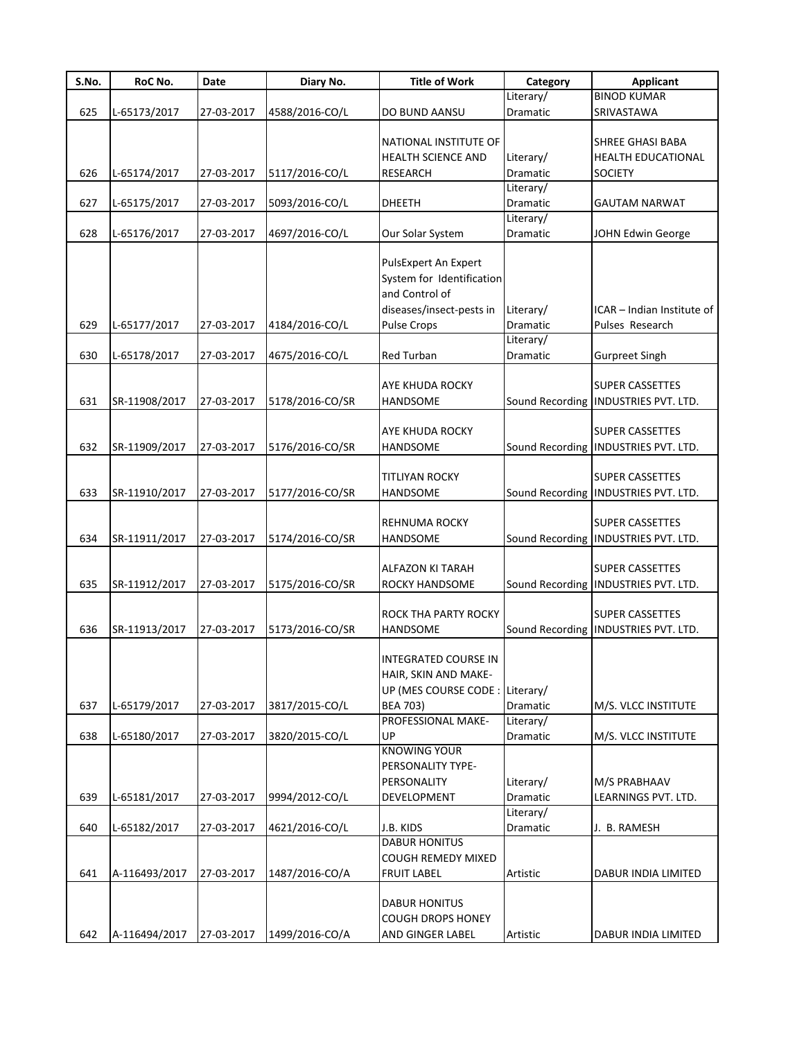| S.No. | RoC No. | Date | Diary No. | Title of Work | Category | Applicant |
|---|---|---|---|---|---|---|
| 625 | L-65173/2017 | 27-03-2017 | 4588/2016-CO/L | DO BUND AANSU | Literary/ Dramatic | BINOD KUMAR SRIVASTAWA |
| 626 | L-65174/2017 | 27-03-2017 | 5117/2016-CO/L | NATIONAL INSTITUTE OF HEALTH SCIENCE AND RESEARCH | Literary/ Dramatic | SHREE GHASI BABA HEALTH EDUCATIONAL SOCIETY |
| 627 | L-65175/2017 | 27-03-2017 | 5093/2016-CO/L | DHEETH | Literary/ Dramatic | GAUTAM NARWAT |
| 628 | L-65176/2017 | 27-03-2017 | 4697/2016-CO/L | Our Solar System | Literary/ Dramatic | JOHN Edwin George |
| 629 | L-65177/2017 | 27-03-2017 | 4184/2016-CO/L | PulsExpert An Expert System for Identification and Control of diseases/insect-pests in Pulse Crops | Literary/ Dramatic | ICAR – Indian Institute of Pulses Research |
| 630 | L-65178/2017 | 27-03-2017 | 4675/2016-CO/L | Red Turban | Literary/ Dramatic | Gurpreet Singh |
| 631 | SR-11908/2017 | 27-03-2017 | 5178/2016-CO/SR | AYE KHUDA ROCKY HANDSOME | Sound Recording | SUPER CASSETTES INDUSTRIES PVT. LTD. |
| 632 | SR-11909/2017 | 27-03-2017 | 5176/2016-CO/SR | AYE KHUDA ROCKY HANDSOME | Sound Recording | SUPER CASSETTES INDUSTRIES PVT. LTD. |
| 633 | SR-11910/2017 | 27-03-2017 | 5177/2016-CO/SR | TITLIYAN ROCKY HANDSOME | Sound Recording | SUPER CASSETTES INDUSTRIES PVT. LTD. |
| 634 | SR-11911/2017 | 27-03-2017 | 5174/2016-CO/SR | REHNUMA ROCKY HANDSOME | Sound Recording | SUPER CASSETTES INDUSTRIES PVT. LTD. |
| 635 | SR-11912/2017 | 27-03-2017 | 5175/2016-CO/SR | ALFAZON KI TARAH ROCKY HANDSOME | Sound Recording | SUPER CASSETTES INDUSTRIES PVT. LTD. |
| 636 | SR-11913/2017 | 27-03-2017 | 5173/2016-CO/SR | ROCK THA PARTY ROCKY HANDSOME | Sound Recording | SUPER CASSETTES INDUSTRIES PVT. LTD. |
| 637 | L-65179/2017 | 27-03-2017 | 3817/2015-CO/L | INTEGRATED COURSE IN HAIR, SKIN AND MAKE-UP (MES COURSE CODE : BEA 703) | Literary/ Dramatic | M/S. VLCC INSTITUTE |
| 638 | L-65180/2017 | 27-03-2017 | 3820/2015-CO/L | PROFESSIONAL MAKE-UP | Literary/ Dramatic | M/S. VLCC INSTITUTE |
| 639 | L-65181/2017 | 27-03-2017 | 9994/2012-CO/L | KNOWING YOUR PERSONALITY TYPE-PERSONALITY DEVELOPMENT | Literary/ Dramatic | M/S PRABHAAV LEARNINGS PVT. LTD. |
| 640 | L-65182/2017 | 27-03-2017 | 4621/2016-CO/L | J.B. KIDS | Literary/ Dramatic | J. B. RAMESH |
| 641 | A-116493/2017 | 27-03-2017 | 1487/2016-CO/A | DABUR HONITUS COUGH REMEDY MIXED FRUIT LABEL | Artistic | DABUR INDIA LIMITED |
| 642 | A-116494/2017 | 27-03-2017 | 1499/2016-CO/A | DABUR HONITUS COUGH DROPS HONEY AND GINGER LABEL | Artistic | DABUR INDIA LIMITED |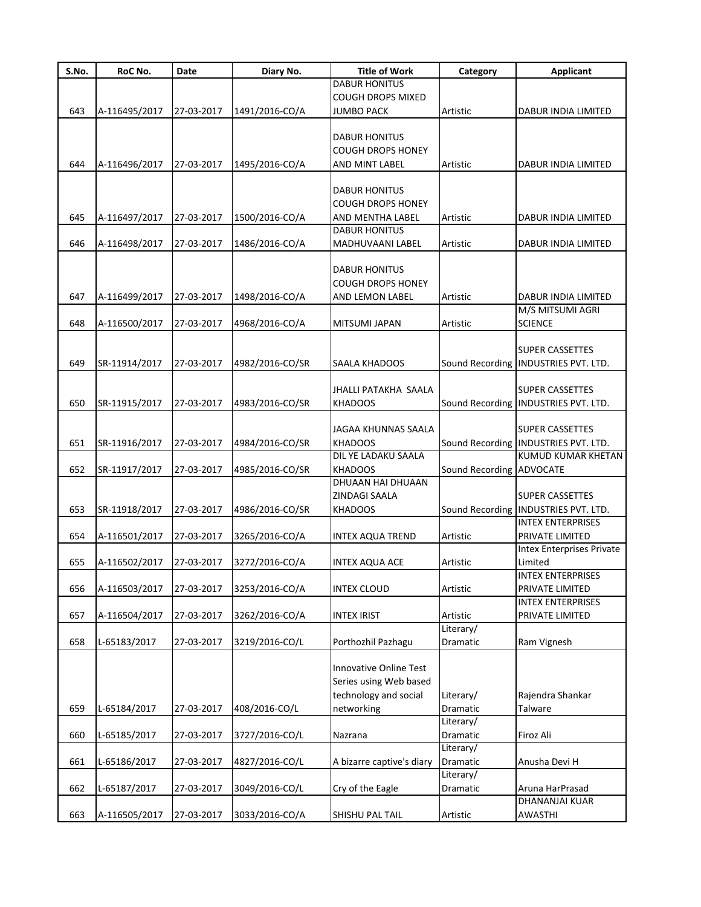| S.No. | RoC No. | Date | Diary No. | Title of Work | Category | Applicant |
| --- | --- | --- | --- | --- | --- | --- |
| 643 | A-116495/2017 | 27-03-2017 | 1491/2016-CO/A | DABUR HONITUS COUGH DROPS MIXED JUMBO PACK | Artistic | DABUR INDIA LIMITED |
| 644 | A-116496/2017 | 27-03-2017 | 1495/2016-CO/A | DABUR HONITUS COUGH DROPS HONEY AND MINT LABEL | Artistic | DABUR INDIA LIMITED |
| 645 | A-116497/2017 | 27-03-2017 | 1500/2016-CO/A | DABUR HONITUS COUGH DROPS HONEY AND MENTHA LABEL | Artistic | DABUR INDIA LIMITED |
| 646 | A-116498/2017 | 27-03-2017 | 1486/2016-CO/A | DABUR HONITUS MADHUVAANI LABEL | Artistic | DABUR INDIA LIMITED |
| 647 | A-116499/2017 | 27-03-2017 | 1498/2016-CO/A | DABUR HONITUS COUGH DROPS HONEY AND LEMON LABEL | Artistic | DABUR INDIA LIMITED |
| 648 | A-116500/2017 | 27-03-2017 | 4968/2016-CO/A | MITSUMI JAPAN | Artistic | M/S MITSUMI AGRI SCIENCE |
| 649 | SR-11914/2017 | 27-03-2017 | 4982/2016-CO/SR | SAALA KHADOOS | Sound Recording | SUPER CASSETTES INDUSTRIES PVT. LTD. |
| 650 | SR-11915/2017 | 27-03-2017 | 4983/2016-CO/SR | JHALLI PATAKHA SAALA KHADOOS | Sound Recording | SUPER CASSETTES INDUSTRIES PVT. LTD. |
| 651 | SR-11916/2017 | 27-03-2017 | 4984/2016-CO/SR | JAGAA KHUNNAS SAALA KHADOOS | Sound Recording | SUPER CASSETTES INDUSTRIES PVT. LTD. |
| 652 | SR-11917/2017 | 27-03-2017 | 4985/2016-CO/SR | DIL YE LADAKU SAALA KHADOOS | Sound Recording | KUMUD KUMAR KHETAN ADVOCATE |
| 653 | SR-11918/2017 | 27-03-2017 | 4986/2016-CO/SR | DHUAAN HAI DHUAAN ZINDAGI SAALA KHADOOS | Sound Recording | SUPER CASSETTES INDUSTRIES PVT. LTD. |
| 654 | A-116501/2017 | 27-03-2017 | 3265/2016-CO/A | INTEX AQUA TREND | Artistic | INTEX ENTERPRISES PRIVATE LIMITED |
| 655 | A-116502/2017 | 27-03-2017 | 3272/2016-CO/A | INTEX AQUA ACE | Artistic | Intex Enterprises Private Limited |
| 656 | A-116503/2017 | 27-03-2017 | 3253/2016-CO/A | INTEX CLOUD | Artistic | INTEX ENTERPRISES PRIVATE LIMITED |
| 657 | A-116504/2017 | 27-03-2017 | 3262/2016-CO/A | INTEX IRIST | Artistic | INTEX ENTERPRISES PRIVATE LIMITED |
| 658 | L-65183/2017 | 27-03-2017 | 3219/2016-CO/L | Porthozhil Pazhagu | Literary/ Dramatic | Ram Vignesh |
| 659 | L-65184/2017 | 27-03-2017 | 408/2016-CO/L | Innovative Online Test Series using Web based technology and social networking | Literary/ Dramatic | Rajendra Shankar Talware |
| 660 | L-65185/2017 | 27-03-2017 | 3727/2016-CO/L | Nazrana | Literary/ Dramatic | Firoz Ali |
| 661 | L-65186/2017 | 27-03-2017 | 4827/2016-CO/L | A bizarre captive's diary | Literary/ Dramatic | Anusha Devi H |
| 662 | L-65187/2017 | 27-03-2017 | 3049/2016-CO/L | Cry of the Eagle | Literary/ Dramatic | Aruna HarPrasad |
| 663 | A-116505/2017 | 27-03-2017 | 3033/2016-CO/A | SHISHU PAL TAIL | Artistic | DHANANJAI KUAR AWASTHI |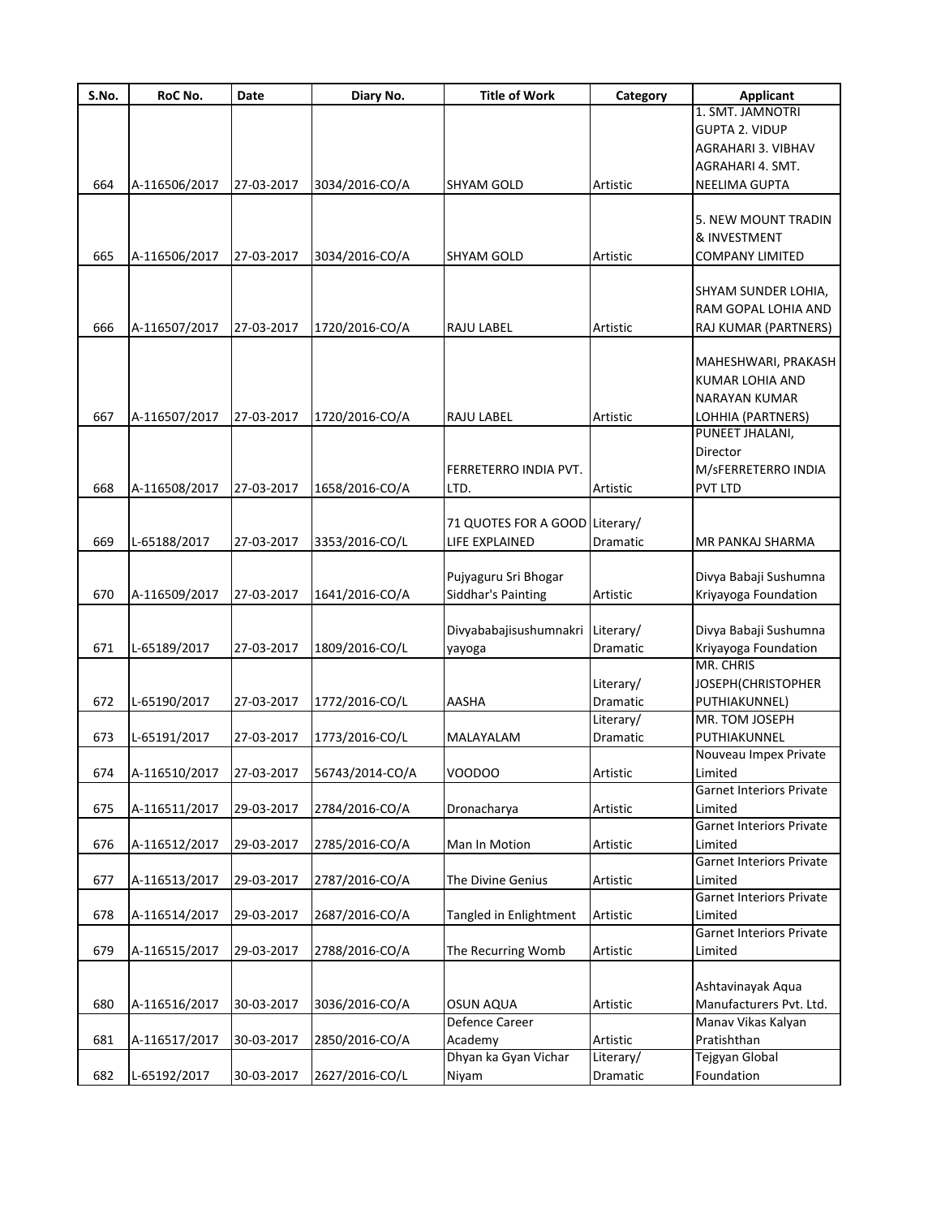| S.No. | RoC No. | Date | Diary No. | Title of Work | Category | Applicant |
|---|---|---|---|---|---|---|
| 664 | A-116506/2017 | 27-03-2017 | 3034/2016-CO/A | SHYAM GOLD | Artistic | 1. SMT. JAMNOTRI GUPTA 2. VIDUP AGRAHARI 3. VIBHAV AGRAHARI 4. SMT. NEELIMA GUPTA |
| 665 | A-116506/2017 | 27-03-2017 | 3034/2016-CO/A | SHYAM GOLD | Artistic | 5. NEW MOUNT TRADIN & INVESTMENT COMPANY LIMITED |
| 666 | A-116507/2017 | 27-03-2017 | 1720/2016-CO/A | RAJU LABEL | Artistic | SHYAM SUNDER LOHIA, RAM GOPAL LOHIA AND RAJ KUMAR (PARTNERS) |
| 667 | A-116507/2017 | 27-03-2017 | 1720/2016-CO/A | RAJU LABEL | Artistic | MAHESHWARI, PRAKASH KUMAR LOHIA AND NARAYAN KUMAR LOHHIA (PARTNERS) |
| 668 | A-116508/2017 | 27-03-2017 | 1658/2016-CO/A | FERRETERRO INDIA PVT. LTD. | Artistic | PUNEET JHALANI, Director M/sFERRETERRO INDIA PVT LTD |
| 669 | L-65188/2017 | 27-03-2017 | 3353/2016-CO/L | 71 QUOTES FOR A GOOD LIFE EXPLAINED | Literary/ Dramatic | MR PANKAJ SHARMA |
| 670 | A-116509/2017 | 27-03-2017 | 1641/2016-CO/A | Pujyaguru Sri Bhogar Siddhar's Painting | Artistic | Divya Babaji Sushumna Kriyayoga Foundation |
| 671 | L-65189/2017 | 27-03-2017 | 1809/2016-CO/L | Divyababajisushumnakriyayoga | Literary/ Dramatic | Divya Babaji Sushumna Kriyayoga Foundation |
| 672 | L-65190/2017 | 27-03-2017 | 1772/2016-CO/L | AASHA | Literary/ Dramatic | MR. CHRIS JOSEPH(CHRISTOPHER PUTHIAKUNNEL) |
| 673 | L-65191/2017 | 27-03-2017 | 1773/2016-CO/L | MALAYALAM | Literary/ Dramatic | MR. TOM JOSEPH PUTHIAKUNNEL |
| 674 | A-116510/2017 | 27-03-2017 | 56743/2014-CO/A | VOODOO | Artistic | Nouveau Impex Private Limited |
| 675 | A-116511/2017 | 29-03-2017 | 2784/2016-CO/A | Dronacharya | Artistic | Garnet Interiors Private Limited |
| 676 | A-116512/2017 | 29-03-2017 | 2785/2016-CO/A | Man In Motion | Artistic | Garnet Interiors Private Limited |
| 677 | A-116513/2017 | 29-03-2017 | 2787/2016-CO/A | The Divine Genius | Artistic | Garnet Interiors Private Limited |
| 678 | A-116514/2017 | 29-03-2017 | 2687/2016-CO/A | Tangled in Enlightment | Artistic | Garnet Interiors Private Limited |
| 679 | A-116515/2017 | 29-03-2017 | 2788/2016-CO/A | The Recurring Womb | Artistic | Garnet Interiors Private Limited |
| 680 | A-116516/2017 | 30-03-2017 | 3036/2016-CO/A | OSUN AQUA | Artistic | Ashtavinayak Aqua Manufacturers Pvt. Ltd. |
| 681 | A-116517/2017 | 30-03-2017 | 2850/2016-CO/A | Defence Career Academy | Artistic | Manav Vikas Kalyan Pratishthan |
| 682 | L-65192/2017 | 30-03-2017 | 2627/2016-CO/L | Dhyan ka Gyan Vichar Niyam | Literary/ Dramatic | Tejgyan Global Foundation |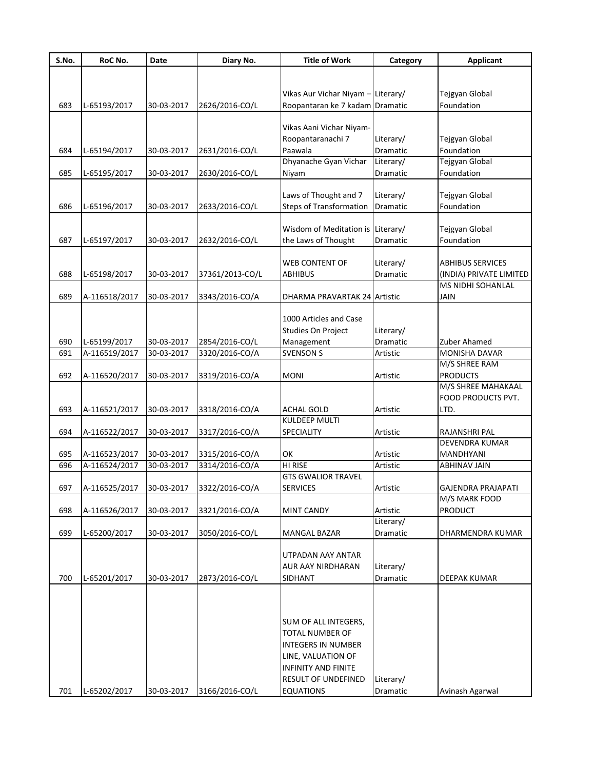| S.No. | RoC No. | Date | Diary No. | Title of Work | Category | Applicant |
|---|---|---|---|---|---|---|
| 683 | L-65193/2017 | 30-03-2017 | 2626/2016-CO/L | Vikas Aur Vichar Niyam – Roopantaran ke 7 kadam | Literary/ Dramatic | Tejgyan Global Foundation |
| 684 | L-65194/2017 | 30-03-2017 | 2631/2016-CO/L | Vikas Aani Vichar Niyam-Roopantaranachi 7 Paawala | Literary/ Dramatic | Tejgyan Global Foundation |
| 685 | L-65195/2017 | 30-03-2017 | 2630/2016-CO/L | Dhyanache Gyan Vichar Niyam | Literary/ Dramatic | Tejgyan Global Foundation |
| 686 | L-65196/2017 | 30-03-2017 | 2633/2016-CO/L | Laws of Thought and 7 Steps of Transformation | Literary/ Dramatic | Tejgyan Global Foundation |
| 687 | L-65197/2017 | 30-03-2017 | 2632/2016-CO/L | Wisdom of Meditation is the Laws of Thought | Literary/ Dramatic | Tejgyan Global Foundation |
| 688 | L-65198/2017 | 30-03-2017 | 37361/2013-CO/L | WEB CONTENT OF ABHIBUS | Literary/ Dramatic | ABHIBUS SERVICES (INDIA) PRIVATE LIMITED |
| 689 | A-116518/2017 | 30-03-2017 | 3343/2016-CO/A | DHARMA PRAVARTAK 24 | Artistic | MS NIDHI SOHANLAL JAIN |
| 690 | L-65199/2017 | 30-03-2017 | 2854/2016-CO/L | 1000 Articles and Case Studies On Project Management | Literary/ Dramatic | Zuber Ahamed |
| 691 | A-116519/2017 | 30-03-2017 | 3320/2016-CO/A | SVENSON S | Artistic | MONISHA DAVAR |
| 692 | A-116520/2017 | 30-03-2017 | 3319/2016-CO/A | MONI | Artistic | M/S SHREE RAM PRODUCTS |
| 693 | A-116521/2017 | 30-03-2017 | 3318/2016-CO/A | ACHAL GOLD | Artistic | M/S SHREE MAHAKAAL FOOD PRODUCTS PVT. LTD. |
| 694 | A-116522/2017 | 30-03-2017 | 3317/2016-CO/A | KULDEEP MULTI SPECIALITY | Artistic | RAJANSHRI PAL |
| 695 | A-116523/2017 | 30-03-2017 | 3315/2016-CO/A | OK | Artistic | DEVENDRA KUMAR MANDHYANI |
| 696 | A-116524/2017 | 30-03-2017 | 3314/2016-CO/A | HI RISE | Artistic | ABHINAV JAIN |
| 697 | A-116525/2017 | 30-03-2017 | 3322/2016-CO/A | GTS GWALIOR TRAVEL SERVICES | Artistic | GAJENDRA PRAJAPATI |
| 698 | A-116526/2017 | 30-03-2017 | 3321/2016-CO/A | MINT CANDY | Artistic | M/S MARK FOOD PRODUCT |
| 699 | L-65200/2017 | 30-03-2017 | 3050/2016-CO/L | MANGAL BAZAR | Literary/ Dramatic | DHARMENDRA KUMAR |
| 700 | L-65201/2017 | 30-03-2017 | 2873/2016-CO/L | UTPADAN AAY ANTAR AUR AAY NIRDHARAN SIDHANT | Literary/ Dramatic | DEEPAK KUMAR |
| 701 | L-65202/2017 | 30-03-2017 | 3166/2016-CO/L | SUM OF ALL INTEGERS, TOTAL NUMBER OF INTEGERS IN NUMBER LINE, VALUATION OF INFINITY AND FINITE RESULT OF UNDEFINED EQUATIONS | Literary/ Dramatic | Avinash Agarwal |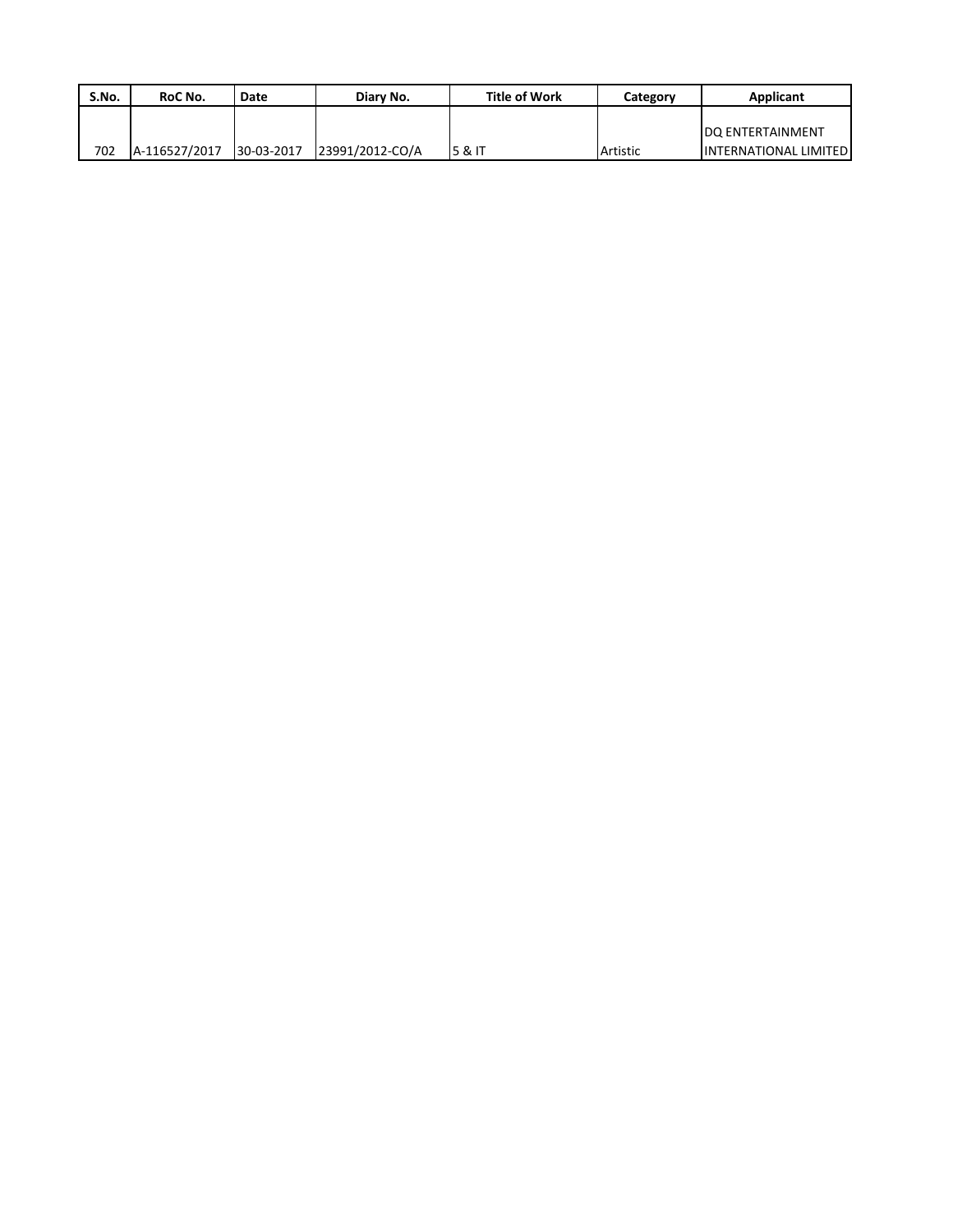| S.No. | RoC No. | Date | Diary No. | Title of Work | Category | Applicant |
|---|---|---|---|---|---|---|
| 702 | A-116527/2017 | 30-03-2017 | 23991/2012-CO/A | 5 & IT | Artistic | DQ ENTERTAINMENT INTERNATIONAL LIMITED |